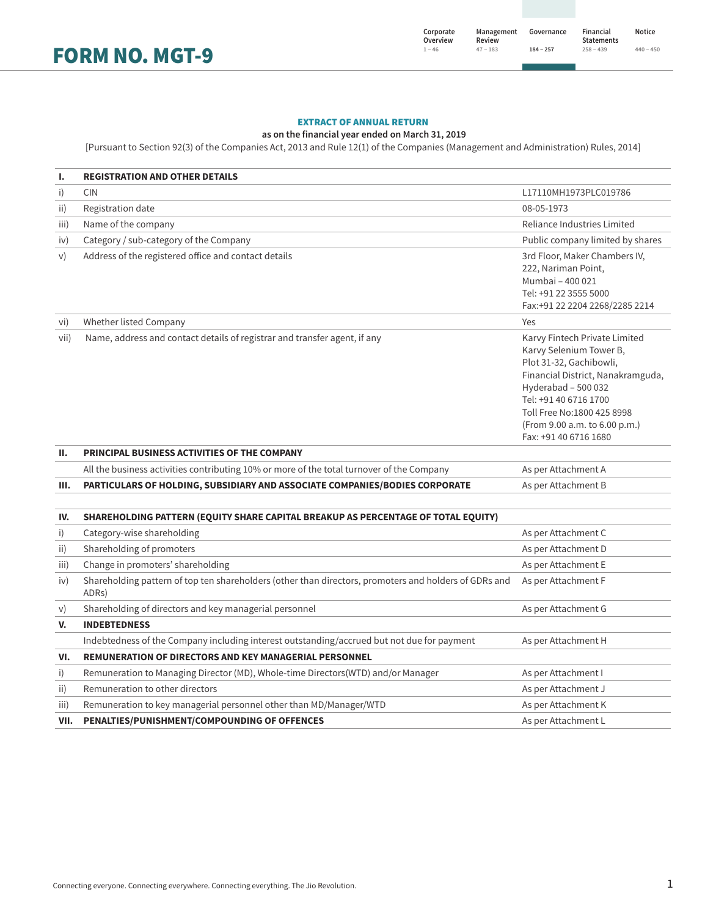# FORM NO. MGT-9

## EXTRACT OF ANNUAL RETURN

**as on the financial year ended on March 31, 2019**

[Pursuant to Section 92(3) of the Companies Act, 2013 and Rule 12(1) of the Companies (Management and Administration) Rules, 2014]

| | | |
|---|---|---|
| **I.** | **REGISTRATION AND OTHER DETAILS** | |
| i) | CIN | L17110MH1973PLC019786 |
| ii) | Registration date | 08-05-1973 |
| iii) | Name of the company | Reliance Industries Limited |
| iv) | Category / sub-category of the Company | Public company limited by shares |
| v) | Address of the registered office and contact details | 3rd Floor, Maker Chambers IV,<br>222, Nariman Point,<br>Mumbai – 400 021<br>Tel: +91 22 3555 5000<br>Fax:+91 22 2204 2268/2285 2214 |
| vi) | Whether listed Company | Yes |
| vii) | Name, address and contact details of registrar and transfer agent, if any | Karvy Fintech Private Limited<br>Karvy Selenium Tower B,<br>Plot 31-32, Gachibowli,<br>Financial District, Nanakramguda,<br>Hyderabad – 500 032<br>Tel: +91 40 6716 1700<br>Toll Free No:1800 425 8998<br>(From 9.00 a.m. to 6.00 p.m.)<br>Fax: +91 40 6716 1680 |
| **II.** | **PRINCIPAL BUSINESS ACTIVITIES OF THE COMPANY** | |
| | All the business activities contributing 10% or more of the total turnover of the Company | As per Attachment A |
| **III.** | **PARTICULARS OF HOLDING, SUBSIDIARY AND ASSOCIATE COMPANIES/BODIES CORPORATE** | As per Attachment B |
| **IV.** | **SHAREHOLDING PATTERN (EQUITY SHARE CAPITAL BREAKUP AS PERCENTAGE OF TOTAL EQUITY)** | |
| i) | Category-wise shareholding | As per Attachment C |
| ii) | Shareholding of promoters | As per Attachment D |
| iii) | Change in promoters' shareholding | As per Attachment E |
| iv) | Shareholding pattern of top ten shareholders (other than directors, promoters and holders of GDRs and ADRs) | As per Attachment F |
| v) | Shareholding of directors and key managerial personnel | As per Attachment G |
| **V.** | **INDEBTEDNESS** | |
| | Indebtedness of the Company including interest outstanding/accrued but not due for payment | As per Attachment H |
| **VI.** | **REMUNERATION OF DIRECTORS AND KEY MANAGERIAL PERSONNEL** | |
| i) | Remuneration to Managing Director (MD), Whole-time Directors(WTD) and/or Manager | As per Attachment I |
| ii) | Remuneration to other directors | As per Attachment J |
| iii) | Remuneration to key managerial personnel other than MD/Manager/WTD | As per Attachment K |
| **VII.** | **PENALTIES/PUNISHMENT/COMPOUNDING OF OFFENCES** | As per Attachment L |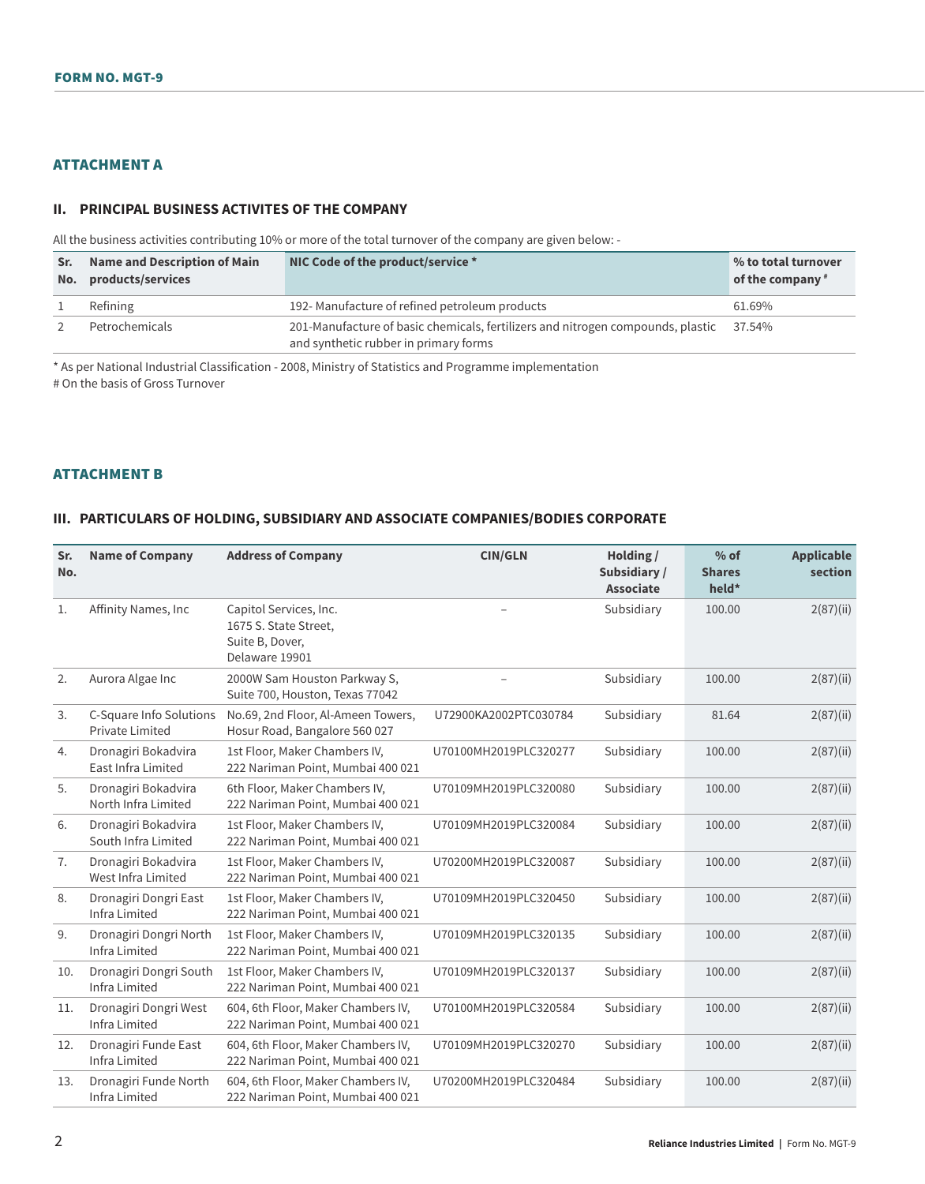**FORM NO. MGT-9**

## ATTACHMENT A

### II. PRINCIPAL BUSINESS ACTIVITES OF THE COMPANY

All the business activities contributing 10% or more of the total turnover of the company are given below: -

| Sr. No. | Name and Description of Main products/services | NIC Code of the product/service * | % to total turnover of the company # |
|---|---|---|---|
| 1 | Refining | 192- Manufacture of refined petroleum products | 61.69% |
| 2 | Petrochemicals | 201-Manufacture of basic chemicals, fertilizers and nitrogen compounds, plastic and synthetic rubber in primary forms | 37.54% |

* As per National Industrial Classification - 2008, Ministry of Statistics and Programme implementation
# On the basis of Gross Turnover

## ATTACHMENT B

### III. PARTICULARS OF HOLDING, SUBSIDIARY AND ASSOCIATE COMPANIES/BODIES CORPORATE

| Sr. No. | Name of Company | Address of Company | CIN/GLN | Holding / Subsidiary / Associate | % of Shares held* | Applicable section |
|---|---|---|---|---|---|---|
| 1. | Affinity Names, Inc | Capitol Services, Inc. 1675 S. State Street, Suite B, Dover, Delaware 19901 | – | Subsidiary | 100.00 | 2(87)(ii) |
| 2. | Aurora Algae Inc | 2000W Sam Houston Parkway S, Suite 700, Houston, Texas 77042 | – | Subsidiary | 100.00 | 2(87)(ii) |
| 3. | C-Square Info Solutions Private Limited | No.69, 2nd Floor, Al-Ameen Towers, Hosur Road, Bangalore 560 027 | U72900KA2002PTC030784 | Subsidiary | 81.64 | 2(87)(ii) |
| 4. | Dronagiri Bokadvira East Infra Limited | 1st Floor, Maker Chambers IV, 222 Nariman Point, Mumbai 400 021 | U70100MH2019PLC320277 | Subsidiary | 100.00 | 2(87)(ii) |
| 5. | Dronagiri Bokadvira North Infra Limited | 6th Floor, Maker Chambers IV, 222 Nariman Point, Mumbai 400 021 | U70109MH2019PLC320080 | Subsidiary | 100.00 | 2(87)(ii) |
| 6. | Dronagiri Bokadvira South Infra Limited | 1st Floor, Maker Chambers IV, 222 Nariman Point, Mumbai 400 021 | U70109MH2019PLC320084 | Subsidiary | 100.00 | 2(87)(ii) |
| 7. | Dronagiri Bokadvira West Infra Limited | 1st Floor, Maker Chambers IV, 222 Nariman Point, Mumbai 400 021 | U70200MH2019PLC320087 | Subsidiary | 100.00 | 2(87)(ii) |
| 8. | Dronagiri Dongri East Infra Limited | 1st Floor, Maker Chambers IV, 222 Nariman Point, Mumbai 400 021 | U70109MH2019PLC320450 | Subsidiary | 100.00 | 2(87)(ii) |
| 9. | Dronagiri Dongri North Infra Limited | 1st Floor, Maker Chambers IV, 222 Nariman Point, Mumbai 400 021 | U70109MH2019PLC320135 | Subsidiary | 100.00 | 2(87)(ii) |
| 10. | Dronagiri Dongri South Infra Limited | 1st Floor, Maker Chambers IV, 222 Nariman Point, Mumbai 400 021 | U70109MH2019PLC320137 | Subsidiary | 100.00 | 2(87)(ii) |
| 11. | Dronagiri Dongri West Infra Limited | 604, 6th Floor, Maker Chambers IV, 222 Nariman Point, Mumbai 400 021 | U70100MH2019PLC320584 | Subsidiary | 100.00 | 2(87)(ii) |
| 12. | Dronagiri Funde East Infra Limited | 604, 6th Floor, Maker Chambers IV, 222 Nariman Point, Mumbai 400 021 | U70109MH2019PLC320270 | Subsidiary | 100.00 | 2(87)(ii) |
| 13. | Dronagiri Funde North Infra Limited | 604, 6th Floor, Maker Chambers IV, 222 Nariman Point, Mumbai 400 021 | U70200MH2019PLC320484 | Subsidiary | 100.00 | 2(87)(ii) |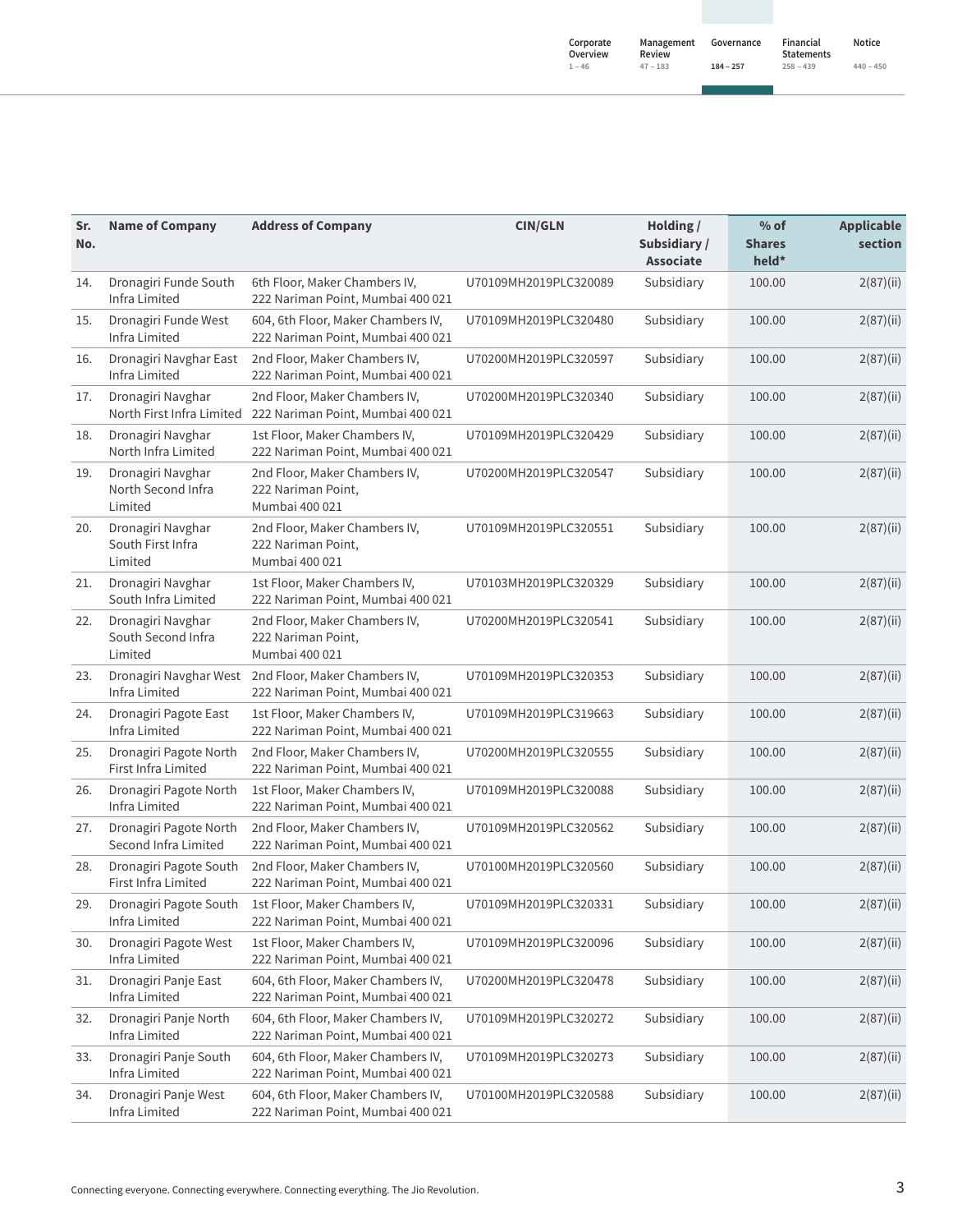| Sr. No. | Name of Company | Address of Company | CIN/GLN | Holding / Subsidiary / Associate | % of Shares held* | Applicable section |
|---|---|---|---|---|---|---|
| 14. | Dronagiri Funde South Infra Limited | 6th Floor, Maker Chambers IV, 222 Nariman Point, Mumbai 400 021 | U70109MH2019PLC320089 | Subsidiary | 100.00 | 2(87)(ii) |
| 15. | Dronagiri Funde West Infra Limited | 604, 6th Floor, Maker Chambers IV, 222 Nariman Point, Mumbai 400 021 | U70109MH2019PLC320480 | Subsidiary | 100.00 | 2(87)(ii) |
| 16. | Dronagiri Navghar East Infra Limited | 2nd Floor, Maker Chambers IV, 222 Nariman Point, Mumbai 400 021 | U70200MH2019PLC320597 | Subsidiary | 100.00 | 2(87)(ii) |
| 17. | Dronagiri Navghar North First Infra Limited | 2nd Floor, Maker Chambers IV, 222 Nariman Point, Mumbai 400 021 | U70200MH2019PLC320340 | Subsidiary | 100.00 | 2(87)(ii) |
| 18. | Dronagiri Navghar North Infra Limited | 1st Floor, Maker Chambers IV, 222 Nariman Point, Mumbai 400 021 | U70109MH2019PLC320429 | Subsidiary | 100.00 | 2(87)(ii) |
| 19. | Dronagiri Navghar North Second Infra Limited | 2nd Floor, Maker Chambers IV, 222 Nariman Point, Mumbai 400 021 | U70200MH2019PLC320547 | Subsidiary | 100.00 | 2(87)(ii) |
| 20. | Dronagiri Navghar South First Infra Limited | 2nd Floor, Maker Chambers IV, 222 Nariman Point, Mumbai 400 021 | U70109MH2019PLC320551 | Subsidiary | 100.00 | 2(87)(ii) |
| 21. | Dronagiri Navghar South Infra Limited | 1st Floor, Maker Chambers IV, 222 Nariman Point, Mumbai 400 021 | U70103MH2019PLC320329 | Subsidiary | 100.00 | 2(87)(ii) |
| 22. | Dronagiri Navghar South Second Infra Limited | 2nd Floor, Maker Chambers IV, 222 Nariman Point, Mumbai 400 021 | U70200MH2019PLC320541 | Subsidiary | 100.00 | 2(87)(ii) |
| 23. | Dronagiri Navghar West Infra Limited | 2nd Floor, Maker Chambers IV, 222 Nariman Point, Mumbai 400 021 | U70109MH2019PLC320353 | Subsidiary | 100.00 | 2(87)(ii) |
| 24. | Dronagiri Pagote East Infra Limited | 1st Floor, Maker Chambers IV, 222 Nariman Point, Mumbai 400 021 | U70109MH2019PLC319663 | Subsidiary | 100.00 | 2(87)(ii) |
| 25. | Dronagiri Pagote North First Infra Limited | 2nd Floor, Maker Chambers IV, 222 Nariman Point, Mumbai 400 021 | U70200MH2019PLC320555 | Subsidiary | 100.00 | 2(87)(ii) |
| 26. | Dronagiri Pagote North Infra Limited | 1st Floor, Maker Chambers IV, 222 Nariman Point, Mumbai 400 021 | U70109MH2019PLC320088 | Subsidiary | 100.00 | 2(87)(ii) |
| 27. | Dronagiri Pagote North Second Infra Limited | 2nd Floor, Maker Chambers IV, 222 Nariman Point, Mumbai 400 021 | U70109MH2019PLC320562 | Subsidiary | 100.00 | 2(87)(ii) |
| 28. | Dronagiri Pagote South First Infra Limited | 2nd Floor, Maker Chambers IV, 222 Nariman Point, Mumbai 400 021 | U70100MH2019PLC320560 | Subsidiary | 100.00 | 2(87)(ii) |
| 29. | Dronagiri Pagote South Infra Limited | 1st Floor, Maker Chambers IV, 222 Nariman Point, Mumbai 400 021 | U70109MH2019PLC320331 | Subsidiary | 100.00 | 2(87)(ii) |
| 30. | Dronagiri Pagote West Infra Limited | 1st Floor, Maker Chambers IV, 222 Nariman Point, Mumbai 400 021 | U70109MH2019PLC320096 | Subsidiary | 100.00 | 2(87)(ii) |
| 31. | Dronagiri Panje East Infra Limited | 604, 6th Floor, Maker Chambers IV, 222 Nariman Point, Mumbai 400 021 | U70200MH2019PLC320478 | Subsidiary | 100.00 | 2(87)(ii) |
| 32. | Dronagiri Panje North Infra Limited | 604, 6th Floor, Maker Chambers IV, 222 Nariman Point, Mumbai 400 021 | U70109MH2019PLC320272 | Subsidiary | 100.00 | 2(87)(ii) |
| 33. | Dronagiri Panje South Infra Limited | 604, 6th Floor, Maker Chambers IV, 222 Nariman Point, Mumbai 400 021 | U70109MH2019PLC320273 | Subsidiary | 100.00 | 2(87)(ii) |
| 34. | Dronagiri Panje West Infra Limited | 604, 6th Floor, Maker Chambers IV, 222 Nariman Point, Mumbai 400 021 | U70100MH2019PLC320588 | Subsidiary | 100.00 | 2(87)(ii) |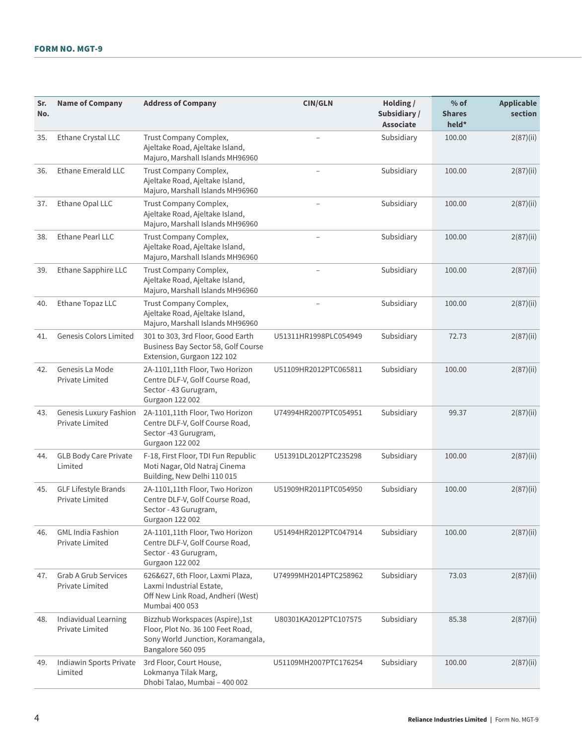| Sr. No. | Name of Company | Address of Company | CIN/GLN | Holding / Subsidiary / Associate | % of Shares held* | Applicable section |
|---|---|---|---|---|---|---|
| 35. | Ethane Crystal LLC | Trust Company Complex, Ajeltake Road, Ajeltake Island, Majuro, Marshall Islands MH96960 | – | Subsidiary | 100.00 | 2(87)(ii) |
| 36. | Ethane Emerald LLC | Trust Company Complex, Ajeltake Road, Ajeltake Island, Majuro, Marshall Islands MH96960 | – | Subsidiary | 100.00 | 2(87)(ii) |
| 37. | Ethane Opal LLC | Trust Company Complex, Ajeltake Road, Ajeltake Island, Majuro, Marshall Islands MH96960 | – | Subsidiary | 100.00 | 2(87)(ii) |
| 38. | Ethane Pearl LLC | Trust Company Complex, Ajeltake Road, Ajeltake Island, Majuro, Marshall Islands MH96960 | – | Subsidiary | 100.00 | 2(87)(ii) |
| 39. | Ethane Sapphire LLC | Trust Company Complex, Ajeltake Road, Ajeltake Island, Majuro, Marshall Islands MH96960 | – | Subsidiary | 100.00 | 2(87)(ii) |
| 40. | Ethane Topaz LLC | Trust Company Complex, Ajeltake Road, Ajeltake Island, Majuro, Marshall Islands MH96960 | – | Subsidiary | 100.00 | 2(87)(ii) |
| 41. | Genesis Colors Limited | 301 to 303, 3rd Floor, Good Earth Business Bay Sector 58, Golf Course Extension, Gurgaon 122 102 | U51311HR1998PLC054949 | Subsidiary | 72.73 | 2(87)(ii) |
| 42. | Genesis La Mode Private Limited | 2A-1101,11th Floor, Two Horizon Centre DLF-V, Golf Course Road, Sector - 43 Gurugram, Gurgaon 122 002 | U51109HR2012PTC065811 | Subsidiary | 100.00 | 2(87)(ii) |
| 43. | Genesis Luxury Fashion Private Limited | 2A-1101,11th Floor, Two Horizon Centre DLF-V, Golf Course Road, Sector -43 Gurugram, Gurgaon 122 002 | U74994HR2007PTC054951 | Subsidiary | 99.37 | 2(87)(ii) |
| 44. | GLB Body Care Private Limited | F-18, First Floor, TDI Fun Republic Moti Nagar, Old Natraj Cinema Building, New Delhi 110 015 | U51391DL2012PTC235298 | Subsidiary | 100.00 | 2(87)(ii) |
| 45. | GLF Lifestyle Brands Private Limited | 2A-1101,11th Floor, Two Horizon Centre DLF-V, Golf Course Road, Sector - 43 Gurugram, Gurgaon 122 002 | U51909HR2011PTC054950 | Subsidiary | 100.00 | 2(87)(ii) |
| 46. | GML India Fashion Private Limited | 2A-1101,11th Floor, Two Horizon Centre DLF-V, Golf Course Road, Sector - 43 Gurugram, Gurgaon 122 002 | U51494HR2012PTC047914 | Subsidiary | 100.00 | 2(87)(ii) |
| 47. | Grab A Grub Services Private Limited | 626&627, 6th Floor, Laxmi Plaza, Laxmi Industrial Estate, Off New Link Road, Andheri (West) Mumbai 400 053 | U74999MH2014PTC258962 | Subsidiary | 73.03 | 2(87)(ii) |
| 48. | Indiavidual Learning Private Limited | Bizzhub Workspaces (Aspire),1st Floor, Plot No. 36 100 Feet Road, Sony World Junction, Koramangala, Bangalore 560 095 | U80301KA2012PTC107575 | Subsidiary | 85.38 | 2(87)(ii) |
| 49. | Indiawin Sports Private Limited | 3rd Floor, Court House, Lokmanya Tilak Marg, Dhobi Talao, Mumbai – 400 002 | U51109MH2007PTC176254 | Subsidiary | 100.00 | 2(87)(ii) |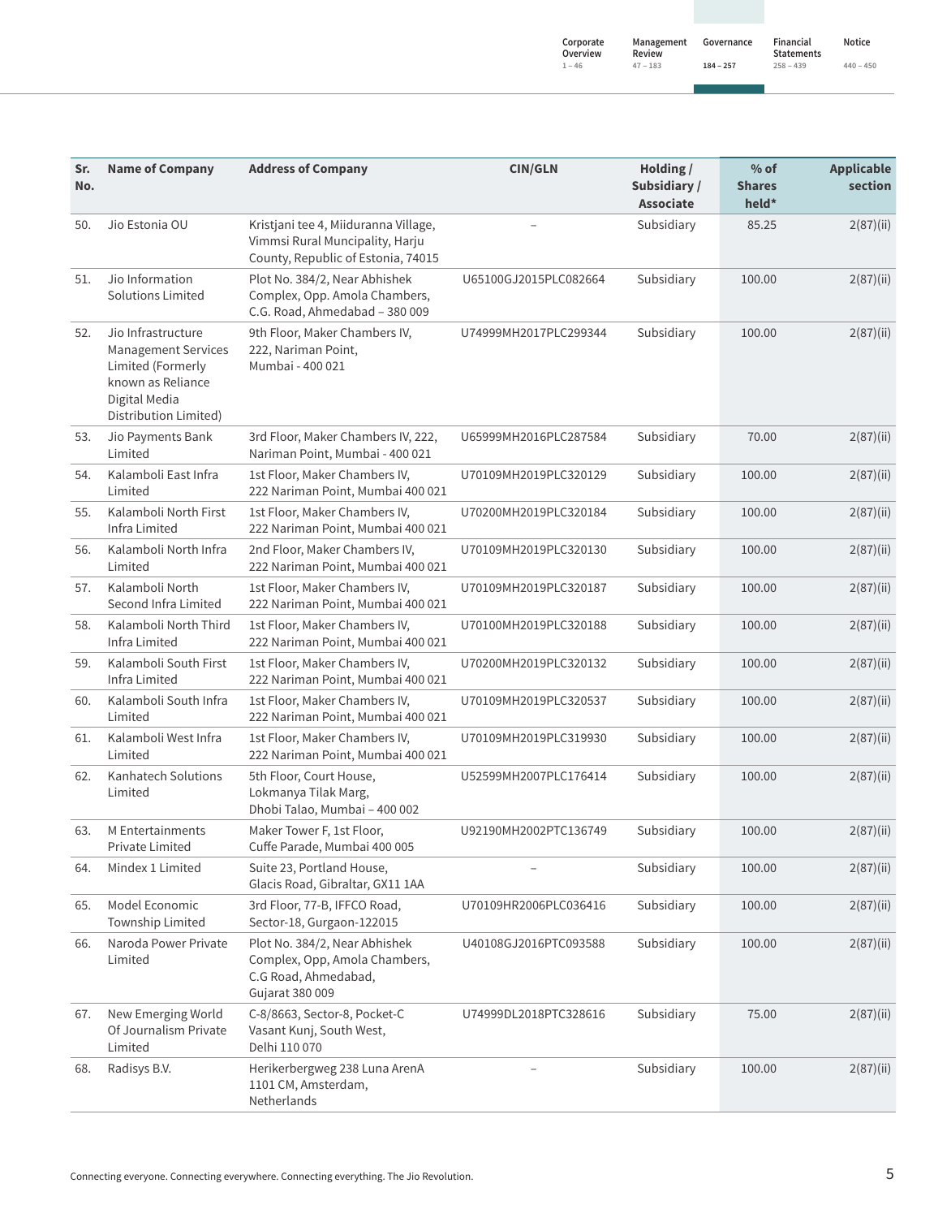| Sr. No. | Name of Company | Address of Company | CIN/GLN | Holding / Subsidiary / Associate | % of Shares held* | Applicable section |
|---|---|---|---|---|---|---|
| 50. | Jio Estonia OU | Kristjani tee 4, Miiduranna Village, Vimmsi Rural Muncipality, Harju County, Republic of Estonia, 74015 | – | Subsidiary | 85.25 | 2(87)(ii) |
| 51. | Jio Information Solutions Limited | Plot No. 384/2, Near Abhishek Complex, Opp. Amola Chambers, C.G. Road, Ahmedabad – 380 009 | U65100GJ2015PLC082664 | Subsidiary | 100.00 | 2(87)(ii) |
| 52. | Jio Infrastructure Management Services Limited (Formerly known as Reliance Digital Media Distribution Limited) | 9th Floor, Maker Chambers IV, 222, Nariman Point, Mumbai - 400 021 | U74999MH2017PLC299344 | Subsidiary | 100.00 | 2(87)(ii) |
| 53. | Jio Payments Bank Limited | 3rd Floor, Maker Chambers IV, 222, Nariman Point, Mumbai - 400 021 | U65999MH2016PLC287584 | Subsidiary | 70.00 | 2(87)(ii) |
| 54. | Kalamboli East Infra Limited | 1st Floor, Maker Chambers IV, 222 Nariman Point, Mumbai 400 021 | U70109MH2019PLC320129 | Subsidiary | 100.00 | 2(87)(ii) |
| 55. | Kalamboli North First Infra Limited | 1st Floor, Maker Chambers IV, 222 Nariman Point, Mumbai 400 021 | U70200MH2019PLC320184 | Subsidiary | 100.00 | 2(87)(ii) |
| 56. | Kalamboli North Infra Limited | 2nd Floor, Maker Chambers IV, 222 Nariman Point, Mumbai 400 021 | U70109MH2019PLC320130 | Subsidiary | 100.00 | 2(87)(ii) |
| 57. | Kalamboli North Second Infra Limited | 1st Floor, Maker Chambers IV, 222 Nariman Point, Mumbai 400 021 | U70109MH2019PLC320187 | Subsidiary | 100.00 | 2(87)(ii) |
| 58. | Kalamboli North Third Infra Limited | 1st Floor, Maker Chambers IV, 222 Nariman Point, Mumbai 400 021 | U70100MH2019PLC320188 | Subsidiary | 100.00 | 2(87)(ii) |
| 59. | Kalamboli South First Infra Limited | 1st Floor, Maker Chambers IV, 222 Nariman Point, Mumbai 400 021 | U70200MH2019PLC320132 | Subsidiary | 100.00 | 2(87)(ii) |
| 60. | Kalamboli South Infra Limited | 1st Floor, Maker Chambers IV, 222 Nariman Point, Mumbai 400 021 | U70109MH2019PLC320537 | Subsidiary | 100.00 | 2(87)(ii) |
| 61. | Kalamboli West Infra Limited | 1st Floor, Maker Chambers IV, 222 Nariman Point, Mumbai 400 021 | U70109MH2019PLC319930 | Subsidiary | 100.00 | 2(87)(ii) |
| 62. | Kanhatech Solutions Limited | 5th Floor, Court House, Lokmanya Tilak Marg, Dhobi Talao, Mumbai – 400 002 | U52599MH2007PLC176414 | Subsidiary | 100.00 | 2(87)(ii) |
| 63. | M Entertainments Private Limited | Maker Tower F, 1st Floor, Cuffe Parade, Mumbai 400 005 | U92190MH2002PTC136749 | Subsidiary | 100.00 | 2(87)(ii) |
| 64. | Mindex 1 Limited | Suite 23, Portland House, Glacis Road, Gibraltar, GX11 1AA | – | Subsidiary | 100.00 | 2(87)(ii) |
| 65. | Model Economic Township Limited | 3rd Floor, 77-B, IFFCO Road, Sector-18, Gurgaon-122015 | U70109HR2006PLC036416 | Subsidiary | 100.00 | 2(87)(ii) |
| 66. | Naroda Power Private Limited | Plot No. 384/2, Near Abhishek Complex, Opp, Amola Chambers, C.G Road, Ahmedabad, Gujarat 380 009 | U40108GJ2016PTC093588 | Subsidiary | 100.00 | 2(87)(ii) |
| 67. | New Emerging World Of Journalism Private Limited | C-8/8663, Sector-8, Pocket-C Vasant Kunj, South West, Delhi 110 070 | U74999DL2018PTC328616 | Subsidiary | 75.00 | 2(87)(ii) |
| 68. | Radisys B.V. | Herikerbergweg 238 Luna ArenA 1101 CM, Amsterdam, Netherlands | – | Subsidiary | 100.00 | 2(87)(ii) |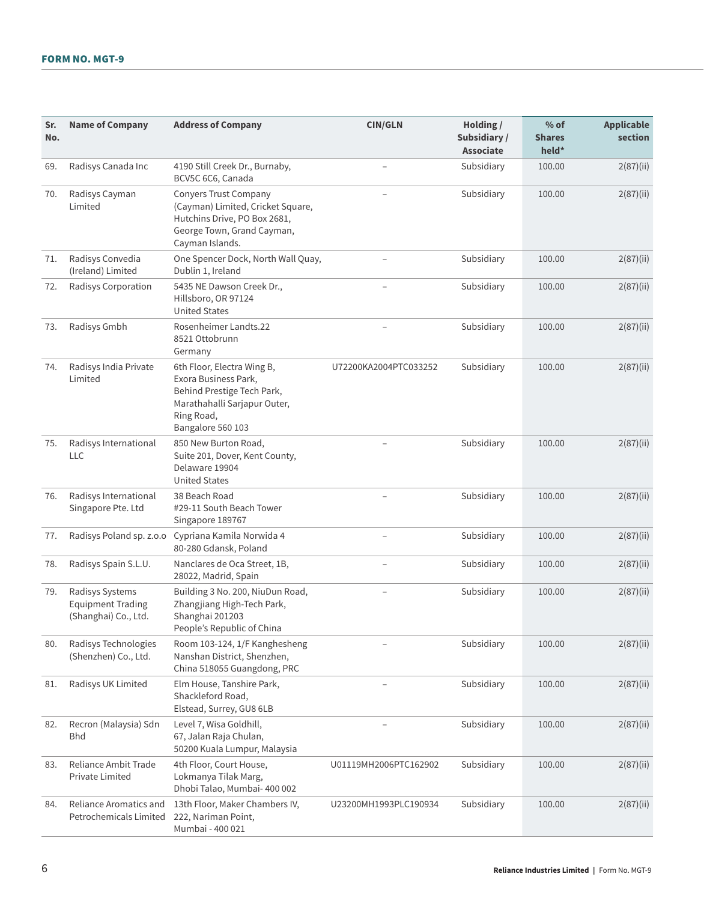## FORM NO. MGT-9

| Sr. No. | Name of Company | Address of Company | CIN/GLN | Holding / Subsidiary / Associate | % of Shares held* | Applicable section |
|---|---|---|---|---|---|---|
| 69. | Radisys Canada Inc | 4190 Still Creek Dr., Burnaby, BCV5C 6C6, Canada | – | Subsidiary | 100.00 | 2(87)(ii) |
| 70. | Radisys Cayman Limited | Conyers Trust Company (Cayman) Limited, Cricket Square, Hutchins Drive, PO Box 2681, George Town, Grand Cayman, Cayman Islands. | – | Subsidiary | 100.00 | 2(87)(ii) |
| 71. | Radisys Convedia (Ireland) Limited | One Spencer Dock, North Wall Quay, Dublin 1, Ireland | – | Subsidiary | 100.00 | 2(87)(ii) |
| 72. | Radisys Corporation | 5435 NE Dawson Creek Dr., Hillsboro, OR 97124 United States | – | Subsidiary | 100.00 | 2(87)(ii) |
| 73. | Radisys Gmbh | Rosenheimer Landts.22 8521 Ottobrunn Germany | – | Subsidiary | 100.00 | 2(87)(ii) |
| 74. | Radisys India Private Limited | 6th Floor, Electra Wing B, Exora Business Park, Behind Prestige Tech Park, Marathahalli Sarjapur Outer, Ring Road, Bangalore 560 103 | U72200KA2004PTC033252 | Subsidiary | 100.00 | 2(87)(ii) |
| 75. | Radisys International LLC | 850 New Burton Road, Suite 201, Dover, Kent County, Delaware 19904 United States | – | Subsidiary | 100.00 | 2(87)(ii) |
| 76. | Radisys International Singapore Pte. Ltd | 38 Beach Road #29-11 South Beach Tower Singapore 189767 | – | Subsidiary | 100.00 | 2(87)(ii) |
| 77. | Radisys Poland sp. z.o.o | Cypriana Kamila Norwida 4 80-280 Gdansk, Poland | – | Subsidiary | 100.00 | 2(87)(ii) |
| 78. | Radisys Spain S.L.U. | Nanclares de Oca Street, 1B, 28022, Madrid, Spain | – | Subsidiary | 100.00 | 2(87)(ii) |
| 79. | Radisys Systems Equipment Trading (Shanghai) Co., Ltd. | Building 3 No. 200, NiuDun Road, Zhangjiang High-Tech Park, Shanghai 201203 People's Republic of China | – | Subsidiary | 100.00 | 2(87)(ii) |
| 80. | Radisys Technologies (Shenzhen) Co., Ltd. | Room 103-124, 1/F Kanghesheng Nanshan District, Shenzhen, China 518055 Guangdong, PRC | – | Subsidiary | 100.00 | 2(87)(ii) |
| 81. | Radisys UK Limited | Elm House, Tanshire Park, Shackleford Road, Elstead, Surrey, GU8 6LB | – | Subsidiary | 100.00 | 2(87)(ii) |
| 82. | Recron (Malaysia) Sdn Bhd | Level 7, Wisa Goldhill, 67, Jalan Raja Chulan, 50200 Kuala Lumpur, Malaysia | – | Subsidiary | 100.00 | 2(87)(ii) |
| 83. | Reliance Ambit Trade Private Limited | 4th Floor, Court House, Lokmanya Tilak Marg, Dhobi Talao, Mumbai- 400 002 | U01119MH2006PTC162902 | Subsidiary | 100.00 | 2(87)(ii) |
| 84. | Reliance Aromatics and Petrochemicals Limited | 13th Floor, Maker Chambers IV, 222, Nariman Point, Mumbai - 400 021 | U23200MH1993PLC190934 | Subsidiary | 100.00 | 2(87)(ii) |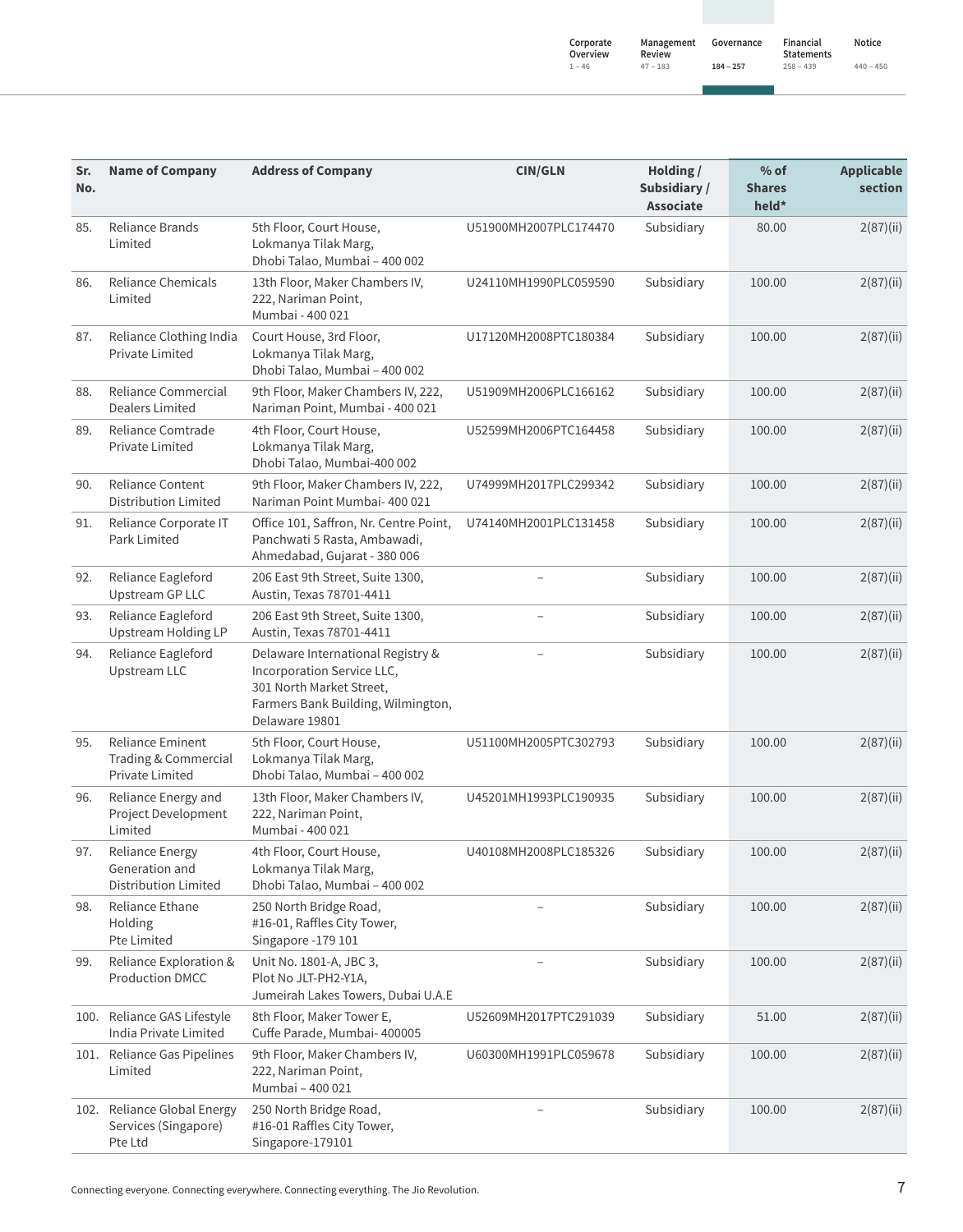| Sr. No. | Name of Company | Address of Company | CIN/GLN | Holding / Subsidiary / Associate | % of Shares held* | Applicable section |
|---|---|---|---|---|---|---|
| 85. | Reliance Brands Limited | 5th Floor, Court House, Lokmanya Tilak Marg, Dhobi Talao, Mumbai – 400 002 | U51900MH2007PLC174470 | Subsidiary | 80.00 | 2(87)(ii) |
| 86. | Reliance Chemicals Limited | 13th Floor, Maker Chambers IV, 222, Nariman Point, Mumbai - 400 021 | U24110MH1990PLC059590 | Subsidiary | 100.00 | 2(87)(ii) |
| 87. | Reliance Clothing India Private Limited | Court House, 3rd Floor, Lokmanya Tilak Marg, Dhobi Talao, Mumbai – 400 002 | U17120MH2008PTC180384 | Subsidiary | 100.00 | 2(87)(ii) |
| 88. | Reliance Commercial Dealers Limited | 9th Floor, Maker Chambers IV, 222, Nariman Point, Mumbai - 400 021 | U51909MH2006PLC166162 | Subsidiary | 100.00 | 2(87)(ii) |
| 89. | Reliance Comtrade Private Limited | 4th Floor, Court House, Lokmanya Tilak Marg, Dhobi Talao, Mumbai-400 002 | U52599MH2006PTC164458 | Subsidiary | 100.00 | 2(87)(ii) |
| 90. | Reliance Content Distribution Limited | 9th Floor, Maker Chambers IV, 222, Nariman Point Mumbai- 400 021 | U74999MH2017PLC299342 | Subsidiary | 100.00 | 2(87)(ii) |
| 91. | Reliance Corporate IT Park Limited | Office 101, Saffron, Nr. Centre Point, Panchwati 5 Rasta, Ambawadi, Ahmedabad, Gujarat - 380 006 | U74140MH2001PLC131458 | Subsidiary | 100.00 | 2(87)(ii) |
| 92. | Reliance Eagleford Upstream GP LLC | 206 East 9th Street, Suite 1300, Austin, Texas 78701-4411 | – | Subsidiary | 100.00 | 2(87)(ii) |
| 93. | Reliance Eagleford Upstream Holding LP | 206 East 9th Street, Suite 1300, Austin, Texas 78701-4411 | – | Subsidiary | 100.00 | 2(87)(ii) |
| 94. | Reliance Eagleford Upstream LLC | Delaware International Registry & Incorporation Service LLC, 301 North Market Street, Farmers Bank Building, Wilmington, Delaware 19801 | – | Subsidiary | 100.00 | 2(87)(ii) |
| 95. | Reliance Eminent Trading & Commercial Private Limited | 5th Floor, Court House, Lokmanya Tilak Marg, Dhobi Talao, Mumbai – 400 002 | U51100MH2005PTC302793 | Subsidiary | 100.00 | 2(87)(ii) |
| 96. | Reliance Energy and Project Development Limited | 13th Floor, Maker Chambers IV, 222, Nariman Point, Mumbai - 400 021 | U45201MH1993PLC190935 | Subsidiary | 100.00 | 2(87)(ii) |
| 97. | Reliance Energy Generation and Distribution Limited | 4th Floor, Court House, Lokmanya Tilak Marg, Dhobi Talao, Mumbai – 400 002 | U40108MH2008PLC185326 | Subsidiary | 100.00 | 2(87)(ii) |
| 98. | Reliance Ethane Holding Pte Limited | 250 North Bridge Road, #16-01, Raffles City Tower, Singapore -179 101 | – | Subsidiary | 100.00 | 2(87)(ii) |
| 99. | Reliance Exploration & Production DMCC | Unit No. 1801-A, JBC 3, Plot No JLT-PH2-Y1A, Jumeirah Lakes Towers, Dubai U.A.E | – | Subsidiary | 100.00 | 2(87)(ii) |
| 100. | Reliance GAS Lifestyle India Private Limited | 8th Floor, Maker Tower E, Cuffe Parade, Mumbai- 400005 | U52609MH2017PTC291039 | Subsidiary | 51.00 | 2(87)(ii) |
| 101. | Reliance Gas Pipelines Limited | 9th Floor, Maker Chambers IV, 222, Nariman Point, Mumbai – 400 021 | U60300MH1991PLC059678 | Subsidiary | 100.00 | 2(87)(ii) |
| 102. | Reliance Global Energy Services (Singapore) Pte Ltd | 250 North Bridge Road, #16-01 Raffles City Tower, Singapore-179101 | – | Subsidiary | 100.00 | 2(87)(ii) |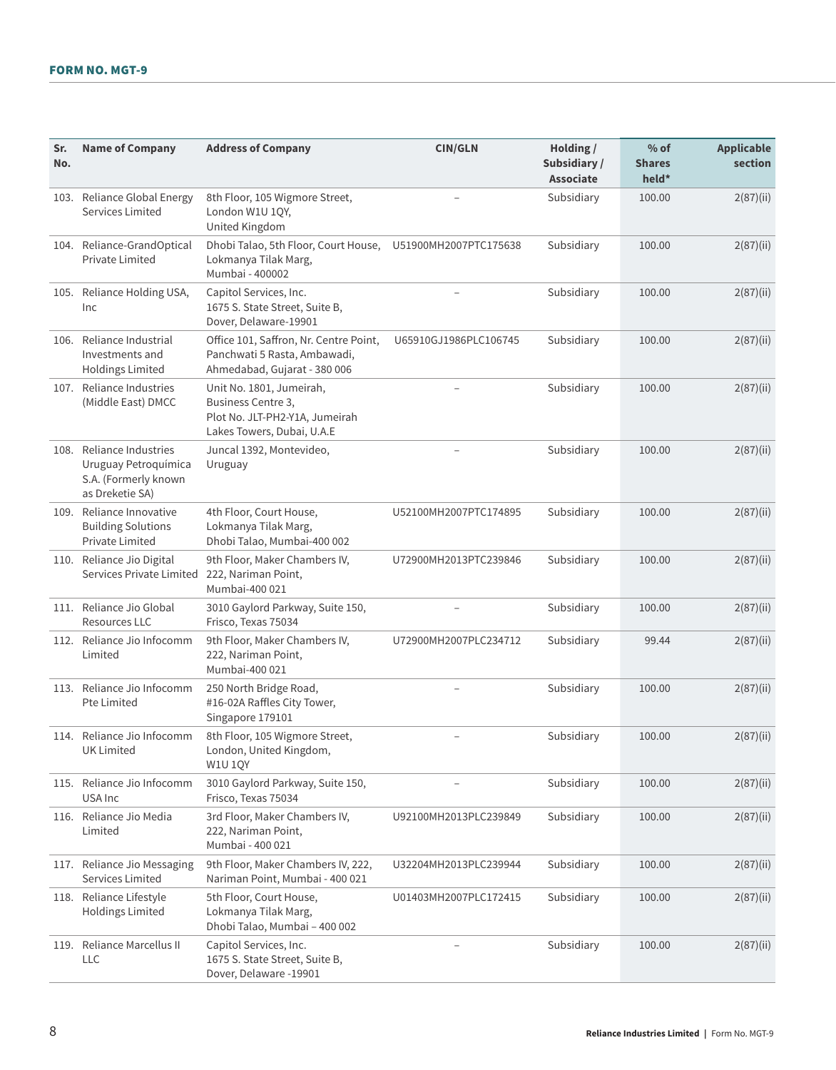## FORM NO. MGT-9

| Sr. No. | Name of Company | Address of Company | CIN/GLN | Holding / Subsidiary / Associate | % of Shares held* | Applicable section |
|---|---|---|---|---|---|---|
| 103. | Reliance Global Energy Services Limited | 8th Floor, 105 Wigmore Street, London W1U 1QY, United Kingdom | – | Subsidiary | 100.00 | 2(87)(ii) |
| 104. | Reliance-GrandOptical Private Limited | Dhobi Talao, 5th Floor, Court House, Lokmanya Tilak Marg, Mumbai - 400002 | U51900MH2007PTC175638 | Subsidiary | 100.00 | 2(87)(ii) |
| 105. | Reliance Holding USA, Inc | Capitol Services, Inc. 1675 S. State Street, Suite B, Dover, Delaware-19901 | – | Subsidiary | 100.00 | 2(87)(ii) |
| 106. | Reliance Industrial Investments and Holdings Limited | Office 101, Saffron, Nr. Centre Point, Panchwati 5 Rasta, Ambawadi, Ahmedabad, Gujarat - 380 006 | U65910GJ1986PLC106745 | Subsidiary | 100.00 | 2(87)(ii) |
| 107. | Reliance Industries (Middle East) DMCC | Unit No. 1801, Jumeirah, Business Centre 3, Plot No. JLT-PH2-Y1A, Jumeirah Lakes Towers, Dubai, U.A.E | – | Subsidiary | 100.00 | 2(87)(ii) |
| 108. | Reliance Industries Uruguay Petroquímica S.A. (Formerly known as Dreketie SA) | Juncal 1392, Montevideo, Uruguay | – | Subsidiary | 100.00 | 2(87)(ii) |
| 109. | Reliance Innovative Building Solutions Private Limited | 4th Floor, Court House, Lokmanya Tilak Marg, Dhobi Talao, Mumbai-400 002 | U52100MH2007PTC174895 | Subsidiary | 100.00 | 2(87)(ii) |
| 110. | Reliance Jio Digital Services Private Limited | 9th Floor, Maker Chambers IV, 222, Nariman Point, Mumbai-400 021 | U72900MH2013PTC239846 | Subsidiary | 100.00 | 2(87)(ii) |
| 111. | Reliance Jio Global Resources LLC | 3010 Gaylord Parkway, Suite 150, Frisco, Texas 75034 | – | Subsidiary | 100.00 | 2(87)(ii) |
| 112. | Reliance Jio Infocomm Limited | 9th Floor, Maker Chambers IV, 222, Nariman Point, Mumbai-400 021 | U72900MH2007PLC234712 | Subsidiary | 99.44 | 2(87)(ii) |
| 113. | Reliance Jio Infocomm Pte Limited | 250 North Bridge Road, #16-02A Raffles City Tower, Singapore 179101 | – | Subsidiary | 100.00 | 2(87)(ii) |
| 114. | Reliance Jio Infocomm UK Limited | 8th Floor, 105 Wigmore Street, London, United Kingdom, W1U 1QY | – | Subsidiary | 100.00 | 2(87)(ii) |
| 115. | Reliance Jio Infocomm USA Inc | 3010 Gaylord Parkway, Suite 150, Frisco, Texas 75034 | – | Subsidiary | 100.00 | 2(87)(ii) |
| 116. | Reliance Jio Media Limited | 3rd Floor, Maker Chambers IV, 222, Nariman Point, Mumbai - 400 021 | U92100MH2013PLC239849 | Subsidiary | 100.00 | 2(87)(ii) |
| 117. | Reliance Jio Messaging Services Limited | 9th Floor, Maker Chambers IV, 222, Nariman Point, Mumbai - 400 021 | U32204MH2013PLC239944 | Subsidiary | 100.00 | 2(87)(ii) |
| 118. | Reliance Lifestyle Holdings Limited | 5th Floor, Court House, Lokmanya Tilak Marg, Dhobi Talao, Mumbai – 400 002 | U01403MH2007PLC172415 | Subsidiary | 100.00 | 2(87)(ii) |
| 119. | Reliance Marcellus II LLC | Capitol Services, Inc. 1675 S. State Street, Suite B, Dover, Delaware -19901 | – | Subsidiary | 100.00 | 2(87)(ii) |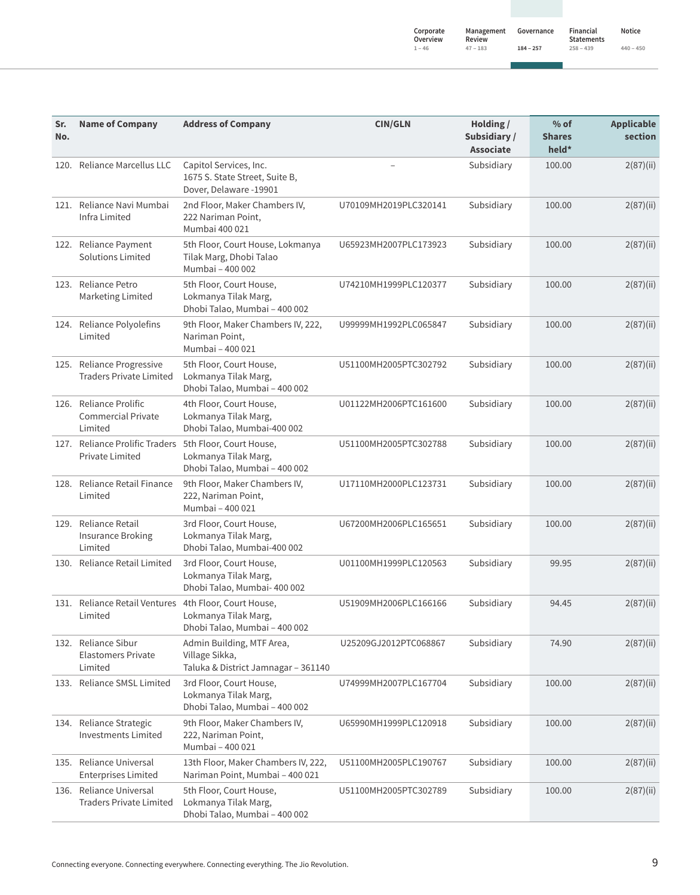| Sr. No. | Name of Company | Address of Company | CIN/GLN | Holding / Subsidiary / Associate | % of Shares held* | Applicable section |
|---|---|---|---|---|---|---|
| 120. | Reliance Marcellus LLC | Capitol Services, Inc. 1675 S. State Street, Suite B, Dover, Delaware -19901 | – | Subsidiary | 100.00 | 2(87)(ii) |
| 121. | Reliance Navi Mumbai Infra Limited | 2nd Floor, Maker Chambers IV, 222 Nariman Point, Mumbai 400 021 | U70109MH2019PLC320141 | Subsidiary | 100.00 | 2(87)(ii) |
| 122. | Reliance Payment Solutions Limited | 5th Floor, Court House, Lokmanya Tilak Marg, Dhobi Talao Mumbai – 400 002 | U65923MH2007PLC173923 | Subsidiary | 100.00 | 2(87)(ii) |
| 123. | Reliance Petro Marketing Limited | 5th Floor, Court House, Lokmanya Tilak Marg, Dhobi Talao, Mumbai – 400 002 | U74210MH1999PLC120377 | Subsidiary | 100.00 | 2(87)(ii) |
| 124. | Reliance Polyolefins Limited | 9th Floor, Maker Chambers IV, 222, Nariman Point, Mumbai – 400 021 | U99999MH1992PLC065847 | Subsidiary | 100.00 | 2(87)(ii) |
| 125. | Reliance Progressive Traders Private Limited | 5th Floor, Court House, Lokmanya Tilak Marg, Dhobi Talao, Mumbai – 400 002 | U51100MH2005PTC302792 | Subsidiary | 100.00 | 2(87)(ii) |
| 126. | Reliance Prolific Commercial Private Limited | 4th Floor, Court House, Lokmanya Tilak Marg, Dhobi Talao, Mumbai-400 002 | U01122MH2006PTC161600 | Subsidiary | 100.00 | 2(87)(ii) |
| 127. | Reliance Prolific Traders Private Limited | 5th Floor, Court House, Lokmanya Tilak Marg, Dhobi Talao, Mumbai – 400 002 | U51100MH2005PTC302788 | Subsidiary | 100.00 | 2(87)(ii) |
| 128. | Reliance Retail Finance Limited | 9th Floor, Maker Chambers IV, 222, Nariman Point, Mumbai – 400 021 | U17110MH2000PLC123731 | Subsidiary | 100.00 | 2(87)(ii) |
| 129. | Reliance Retail Insurance Broking Limited | 3rd Floor, Court House, Lokmanya Tilak Marg, Dhobi Talao, Mumbai-400 002 | U67200MH2006PLC165651 | Subsidiary | 100.00 | 2(87)(ii) |
| 130. | Reliance Retail Limited | 3rd Floor, Court House, Lokmanya Tilak Marg, Dhobi Talao, Mumbai- 400 002 | U01100MH1999PLC120563 | Subsidiary | 99.95 | 2(87)(ii) |
| 131. | Reliance Retail Ventures Limited | 4th Floor, Court House, Lokmanya Tilak Marg, Dhobi Talao, Mumbai – 400 002 | U51909MH2006PLC166166 | Subsidiary | 94.45 | 2(87)(ii) |
| 132. | Reliance Sibur Elastomers Private Limited | Admin Building, MTF Area, Village Sikka, Taluka & District Jamnagar – 361140 | U25209GJ2012PTC068867 | Subsidiary | 74.90 | 2(87)(ii) |
| 133. | Reliance SMSL Limited | 3rd Floor, Court House, Lokmanya Tilak Marg, Dhobi Talao, Mumbai – 400 002 | U74999MH2007PLC167704 | Subsidiary | 100.00 | 2(87)(ii) |
| 134. | Reliance Strategic Investments Limited | 9th Floor, Maker Chambers IV, 222, Nariman Point, Mumbai – 400 021 | U65990MH1999PLC120918 | Subsidiary | 100.00 | 2(87)(ii) |
| 135. | Reliance Universal Enterprises Limited | 13th Floor, Maker Chambers IV, 222, Nariman Point, Mumbai – 400 021 | U51100MH2005PLC190767 | Subsidiary | 100.00 | 2(87)(ii) |
| 136. | Reliance Universal Traders Private Limited | 5th Floor, Court House, Lokmanya Tilak Marg, Dhobi Talao, Mumbai – 400 002 | U51100MH2005PTC302789 | Subsidiary | 100.00 | 2(87)(ii) |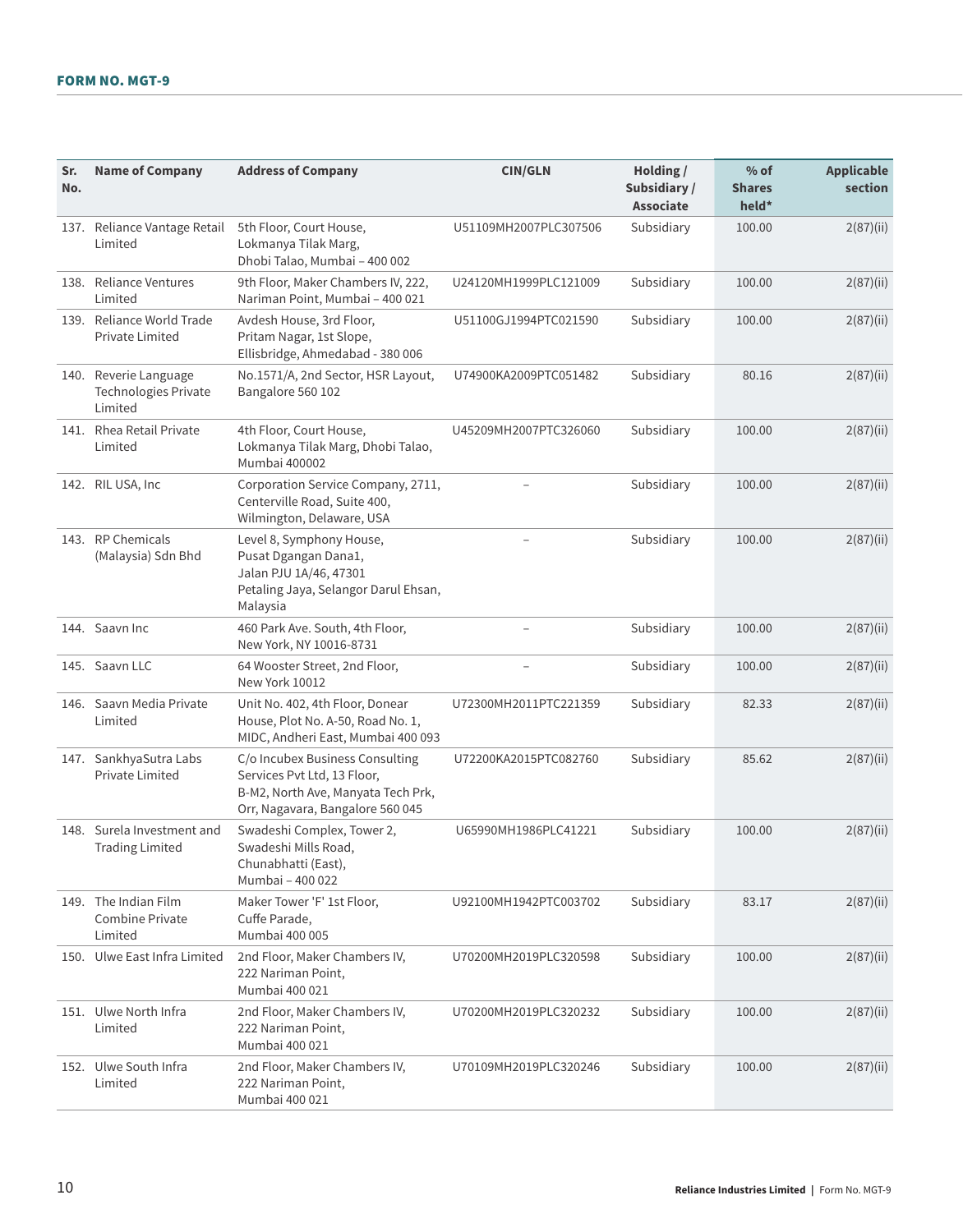## FORM NO. MGT-9

| Sr. No. | Name of Company | Address of Company | CIN/GLN | Holding / Subsidiary / Associate | % of Shares held* | Applicable section |
|---|---|---|---|---|---|---|
| 137. | Reliance Vantage Retail Limited | 5th Floor, Court House, Lokmanya Tilak Marg, Dhobi Talao, Mumbai – 400 002 | U51109MH2007PLC307506 | Subsidiary | 100.00 | 2(87)(ii) |
| 138. | Reliance Ventures Limited | 9th Floor, Maker Chambers IV, 222, Nariman Point, Mumbai – 400 021 | U24120MH1999PLC121009 | Subsidiary | 100.00 | 2(87)(ii) |
| 139. | Reliance World Trade Private Limited | Avdesh House, 3rd Floor, Pritam Nagar, 1st Slope, Ellisbridge, Ahmedabad - 380 006 | U51100GJ1994PTC021590 | Subsidiary | 100.00 | 2(87)(ii) |
| 140. | Reverie Language Technologies Private Limited | No.1571/A, 2nd Sector, HSR Layout, Bangalore 560 102 | U74900KA2009PTC051482 | Subsidiary | 80.16 | 2(87)(ii) |
| 141. | Rhea Retail Private Limited | 4th Floor, Court House, Lokmanya Tilak Marg, Dhobi Talao, Mumbai 400002 | U45209MH2007PTC326060 | Subsidiary | 100.00 | 2(87)(ii) |
| 142. | RIL USA, Inc | Corporation Service Company, 2711, Centerville Road, Suite 400, Wilmington, Delaware, USA | – | Subsidiary | 100.00 | 2(87)(ii) |
| 143. | RP Chemicals (Malaysia) Sdn Bhd | Level 8, Symphony House, Pusat Dgangan Dana1, Jalan PJU 1A/46, 47301 Petaling Jaya, Selangor Darul Ehsan, Malaysia | – | Subsidiary | 100.00 | 2(87)(ii) |
| 144. | Saavn Inc | 460 Park Ave. South, 4th Floor, New York, NY 10016-8731 | – | Subsidiary | 100.00 | 2(87)(ii) |
| 145. | Saavn LLC | 64 Wooster Street, 2nd Floor, New York 10012 | – | Subsidiary | 100.00 | 2(87)(ii) |
| 146. | Saavn Media Private Limited | Unit No. 402, 4th Floor, Donear House, Plot No. A-50, Road No. 1, MIDC, Andheri East, Mumbai 400 093 | U72300MH2011PTC221359 | Subsidiary | 82.33 | 2(87)(ii) |
| 147. | SankhyaSutra Labs Private Limited | C/o Incubex Business Consulting Services Pvt Ltd, 13 Floor, B-M2, North Ave, Manyata Tech Prk, Orr, Nagavara, Bangalore 560 045 | U72200KA2015PTC082760 | Subsidiary | 85.62 | 2(87)(ii) |
| 148. | Surela Investment and Trading Limited | Swadeshi Complex, Tower 2, Swadeshi Mills Road, Chunabhatti (East), Mumbai – 400 022 | U65990MH1986PLC41221 | Subsidiary | 100.00 | 2(87)(ii) |
| 149. | The Indian Film Combine Private Limited | Maker Tower 'F' 1st Floor, Cuffe Parade, Mumbai 400 005 | U92100MH1942PTC003702 | Subsidiary | 83.17 | 2(87)(ii) |
| 150. | Ulwe East Infra Limited | 2nd Floor, Maker Chambers IV, 222 Nariman Point, Mumbai 400 021 | U70200MH2019PLC320598 | Subsidiary | 100.00 | 2(87)(ii) |
| 151. | Ulwe North Infra Limited | 2nd Floor, Maker Chambers IV, 222 Nariman Point, Mumbai 400 021 | U70200MH2019PLC320232 | Subsidiary | 100.00 | 2(87)(ii) |
| 152. | Ulwe South Infra Limited | 2nd Floor, Maker Chambers IV, 222 Nariman Point, Mumbai 400 021 | U70109MH2019PLC320246 | Subsidiary | 100.00 | 2(87)(ii) |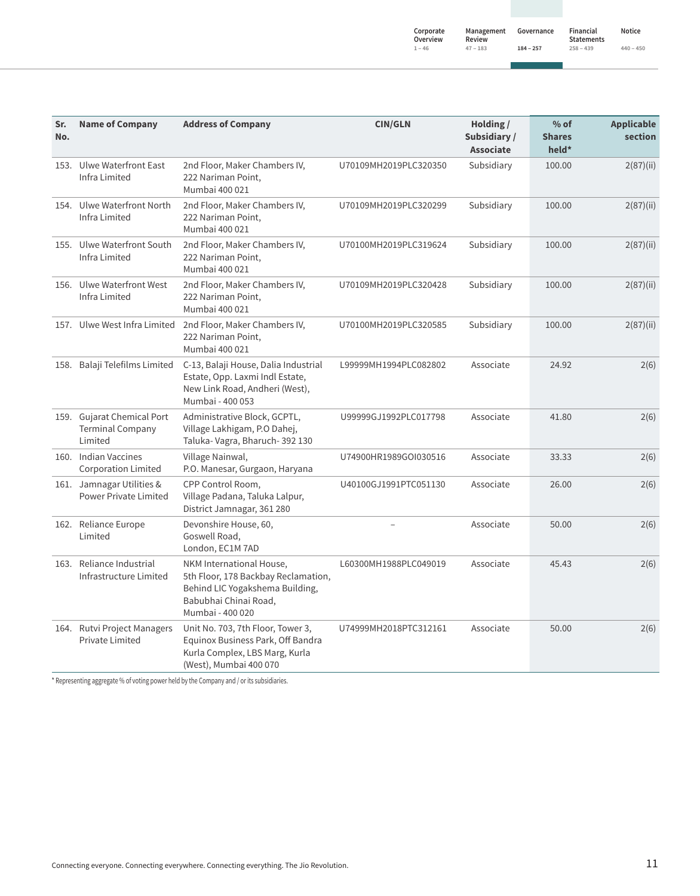| Sr. No. | Name of Company | Address of Company | CIN/GLN | Holding / Subsidiary / Associate | % of Shares held* | Applicable section |
|---|---|---|---|---|---|---|
| 153. | Ulwe Waterfront East Infra Limited | 2nd Floor, Maker Chambers IV, 222 Nariman Point, Mumbai 400 021 | U70109MH2019PLC320350 | Subsidiary | 100.00 | 2(87)(ii) |
| 154. | Ulwe Waterfront North Infra Limited | 2nd Floor, Maker Chambers IV, 222 Nariman Point, Mumbai 400 021 | U70109MH2019PLC320299 | Subsidiary | 100.00 | 2(87)(ii) |
| 155. | Ulwe Waterfront South Infra Limited | 2nd Floor, Maker Chambers IV, 222 Nariman Point, Mumbai 400 021 | U70100MH2019PLC319624 | Subsidiary | 100.00 | 2(87)(ii) |
| 156. | Ulwe Waterfront West Infra Limited | 2nd Floor, Maker Chambers IV, 222 Nariman Point, Mumbai 400 021 | U70109MH2019PLC320428 | Subsidiary | 100.00 | 2(87)(ii) |
| 157. | Ulwe West Infra Limited | 2nd Floor, Maker Chambers IV, 222 Nariman Point, Mumbai 400 021 | U70100MH2019PLC320585 | Subsidiary | 100.00 | 2(87)(ii) |
| 158. | Balaji Telefilms Limited | C-13, Balaji House, Dalia Industrial Estate, Opp. Laxmi Indl Estate, New Link Road, Andheri (West), Mumbai - 400 053 | L99999MH1994PLC082802 | Associate | 24.92 | 2(6) |
| 159. | Gujarat Chemical Port Terminal Company Limited | Administrative Block, GCPTL, Village Lakhigam, P.O Dahej, Taluka- Vagra, Bharuch- 392 130 | U99999GJ1992PLC017798 | Associate | 41.80 | 2(6) |
| 160. | Indian Vaccines Corporation Limited | Village Nainwal, P.O. Manesar, Gurgaon, Haryana | U74900HR1989GOI030516 | Associate | 33.33 | 2(6) |
| 161. | Jamnagar Utilities & Power Private Limited | CPP Control Room, Village Padana, Taluka Lalpur, District Jamnagar, 361 280 | U40100GJ1991PTC051130 | Associate | 26.00 | 2(6) |
| 162. | Reliance Europe Limited | Devonshire House, 60, Goswell Road, London, EC1M 7AD | – | Associate | 50.00 | 2(6) |
| 163. | Reliance Industrial Infrastructure Limited | NKM International House, 5th Floor, 178 Backbay Reclamation, Behind LIC Yogakshema Building, Babubhai Chinai Road, Mumbai - 400 020 | L60300MH1988PLC049019 | Associate | 45.43 | 2(6) |
| 164. | Rutvi Project Managers Private Limited | Unit No. 703, 7th Floor, Tower 3, Equinox Business Park, Off Bandra Kurla Complex, LBS Marg, Kurla (West), Mumbai 400 070 | U74999MH2018PTC312161 | Associate | 50.00 | 2(6) |

* Representing aggregate % of voting power held by the Company and / or its subsidiaries.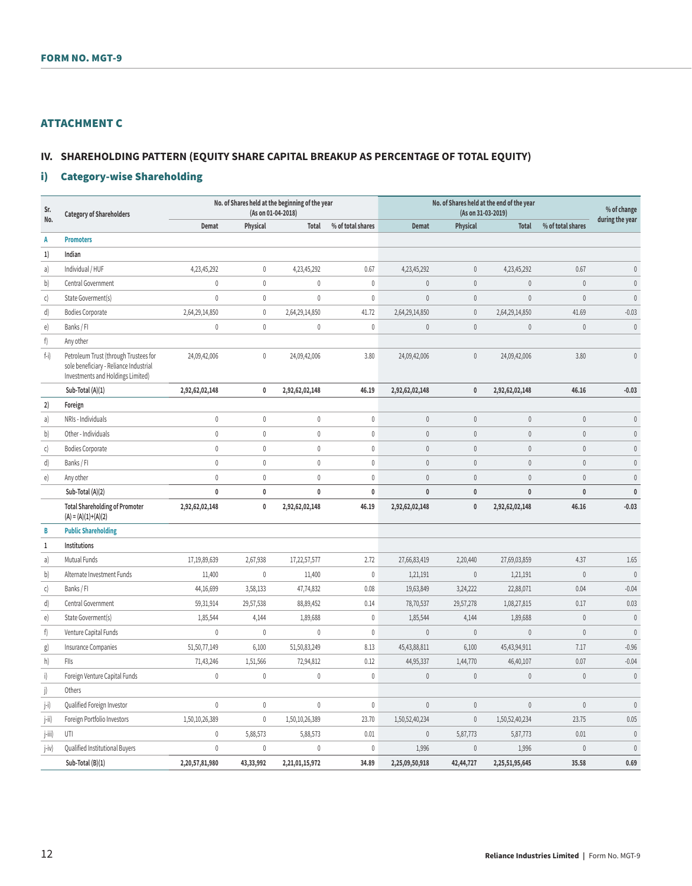## ATTACHMENT C

### IV. SHAREHOLDING PATTERN (EQUITY SHARE CAPITAL BREAKUP AS PERCENTAGE OF TOTAL EQUITY)

### i) Category-wise Shareholding

| Sr. No. | Category of Shareholders | No. of Shares held at the beginning of the year (As on 01-04-2018) | | | | No. of Shares held at the end of the year (As on 31-03-2019) | | | | % of change during the year |
|---|---|---|---|---|---|---|---|---|---|---|
| | | Demat | Physical | Total | % of total shares | Demat | Physical | Total | % of total shares | |
| **A** | **Promoters** | | | | | | | | | |
| **1)** | **Indian** | | | | | | | | | |
| a) | Individual / HUF | 4,23,45,292 | 0 | 4,23,45,292 | 0.67 | 4,23,45,292 | 0 | 4,23,45,292 | 0.67 | 0 |
| b) | Central Government | 0 | 0 | 0 | 0 | 0 | 0 | 0 | 0 | 0 |
| c) | State Goverment(s) | 0 | 0 | 0 | 0 | 0 | 0 | 0 | 0 | 0 |
| d) | Bodies Corporate | 2,64,29,14,850 | 0 | 2,64,29,14,850 | 41.72 | 2,64,29,14,850 | 0 | 2,64,29,14,850 | 41.69 | -0.03 |
| e) | Banks / FI | 0 | 0 | 0 | 0 | 0 | 0 | 0 | 0 | 0 |
| f) | Any other | | | | | | | | | |
| f-i) | Petroleum Trust (through Trustees for sole beneficiary - Reliance Industrial Investments and Holdings Limited) | 24,09,42,006 | 0 | 24,09,42,006 | 3.80 | 24,09,42,006 | 0 | 24,09,42,006 | 3.80 | 0 |
| | **Sub-Total (A)(1)** | **2,92,62,02,148** | **0** | **2,92,62,02,148** | **46.19** | **2,92,62,02,148** | **0** | **2,92,62,02,148** | **46.16** | **-0.03** |
| **2)** | **Foreign** | | | | | | | | | |
| a) | NRIs - Individuals | 0 | 0 | 0 | 0 | 0 | 0 | 0 | 0 | 0 |
| b) | Other - Individuals | 0 | 0 | 0 | 0 | 0 | 0 | 0 | 0 | 0 |
| c) | Bodies Corporate | 0 | 0 | 0 | 0 | 0 | 0 | 0 | 0 | 0 |
| d) | Banks / FI | 0 | 0 | 0 | 0 | 0 | 0 | 0 | 0 | 0 |
| e) | Any other | 0 | 0 | 0 | 0 | 0 | 0 | 0 | 0 | 0 |
| | **Sub-Total (A)(2)** | **0** | **0** | **0** | **0** | **0** | **0** | **0** | **0** | **0** |
| | **Total Shareholding of Promoter (A) = (A)(1)+(A)(2)** | **2,92,62,02,148** | **0** | **2,92,62,02,148** | **46.19** | **2,92,62,02,148** | **0** | **2,92,62,02,148** | **46.16** | **-0.03** |
| **B** | **Public Shareholding** | | | | | | | | | |
| **1** | **Institutions** | | | | | | | | | |
| a) | Mutual Funds | 17,19,89,639 | 2,67,938 | 17,22,57,577 | 2.72 | 27,66,83,419 | 2,20,440 | 27,69,03,859 | 4.37 | 1.65 |
| b) | Alternate Investment Funds | 11,400 | 0 | 11,400 | 0 | 1,21,191 | 0 | 1,21,191 | 0 | 0 |
| c) | Banks / FI | 44,16,699 | 3,58,133 | 47,74,832 | 0.08 | 19,63,849 | 3,24,222 | 22,88,071 | 0.04 | -0.04 |
| d) | Central Government | 59,31,914 | 29,57,538 | 88,89,452 | 0.14 | 78,70,537 | 29,57,278 | 1,08,27,815 | 0.17 | 0.03 |
| e) | State Goverment(s) | 1,85,544 | 4,144 | 1,89,688 | 0 | 1,85,544 | 4,144 | 1,89,688 | 0 | 0 |
| f) | Venture Capital Funds | 0 | 0 | 0 | 0 | 0 | 0 | 0 | 0 | 0 |
| g) | Insurance Companies | 51,50,77,149 | 6,100 | 51,50,83,249 | 8.13 | 45,43,88,811 | 6,100 | 45,43,94,911 | 7.17 | -0.96 |
| h) | FIIs | 71,43,246 | 1,51,566 | 72,94,812 | 0.12 | 44,95,337 | 1,44,770 | 46,40,107 | 0.07 | -0.04 |
| i) | Foreign Venture Capital Funds | 0 | 0 | 0 | 0 | 0 | 0 | 0 | 0 | 0 |
| j) | Others | | | | | | | | | |
| j-i) | Qualified Foreign Investor | 0 | 0 | 0 | 0 | 0 | 0 | 0 | 0 | 0 |
| j-ii) | Foreign Portfolio Investors | 1,50,10,26,389 | 0 | 1,50,10,26,389 | 23.70 | 1,50,52,40,234 | 0 | 1,50,52,40,234 | 23.75 | 0.05 |
| j-iii) | UTI | 0 | 5,88,573 | 5,88,573 | 0.01 | 0 | 5,87,773 | 5,87,773 | 0.01 | 0 |
| j-iv) | Qualified Institutional Buyers | 0 | 0 | 0 | 0 | 1,996 | 0 | 1,996 | 0 | 0 |
| | **Sub-Total (B)(1)** | **2,20,57,81,980** | **43,33,992** | **2,21,01,15,972** | **34.89** | **2,25,09,50,918** | **42,44,727** | **2,25,51,95,645** | **35.58** | **0.69** |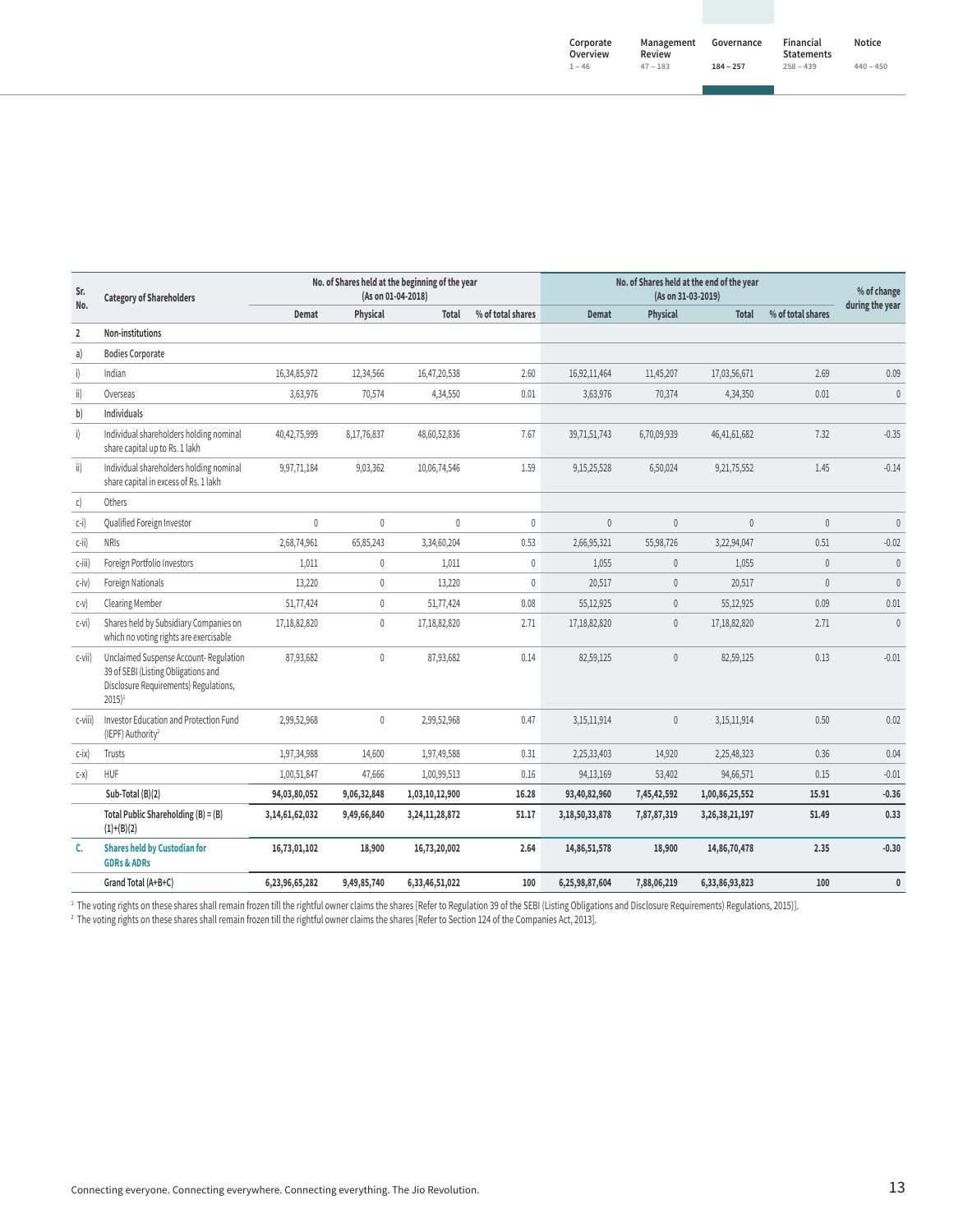| Sr. No. | Category of Shareholders | No. of Shares held at the beginning of the year (As on 01-04-2018) | | | | No. of Shares held at the end of the year (As on 31-03-2019) | | | | % of change during the year |
|---|---|---|---|---|---|---|---|---|---|---|
| | | Demat | Physical | Total | % of total shares | Demat | Physical | Total | % of total shares | |
| 2 | **Non-institutions** | | | | | | | | | |
| a) | **Bodies Corporate** | | | | | | | | | |
| i) | Indian | 16,34,85,972 | 12,34,566 | 16,47,20,538 | 2.60 | 16,92,11,464 | 11,45,207 | 17,03,56,671 | 2.69 | 0.09 |
| ii) | Overseas | 3,63,976 | 70,574 | 4,34,550 | 0.01 | 3,63,976 | 70,374 | 4,34,350 | 0.01 | 0 |
| b) | **Individuals** | | | | | | | | | |
| i) | Individual shareholders holding nominal share capital up to Rs. 1 lakh | 40,42,75,999 | 8,17,76,837 | 48,60,52,836 | 7.67 | 39,71,51,743 | 6,70,09,939 | 46,41,61,682 | 7.32 | -0.35 |
| ii) | Individual shareholders holding nominal share capital in excess of Rs. 1 lakh | 9,97,71,184 | 9,03,362 | 10,06,74,546 | 1.59 | 9,15,25,528 | 6,50,024 | 9,21,75,552 | 1.45 | -0.14 |
| c) | Others | | | | | | | | | |
| c-i) | Qualified Foreign Investor | 0 | 0 | 0 | 0 | 0 | 0 | 0 | 0 | 0 |
| c-ii) | NRIs | 2,68,74,961 | 65,85,243 | 3,34,60,204 | 0.53 | 2,66,95,321 | 55,98,726 | 3,22,94,047 | 0.51 | -0.02 |
| c-iii) | Foreign Portfolio Investors | 1,011 | 0 | 1,011 | 0 | 1,055 | 0 | 1,055 | 0 | 0 |
| c-iv) | Foreign Nationals | 13,220 | 0 | 13,220 | 0 | 20,517 | 0 | 20,517 | 0 | 0 |
| c-v) | Clearing Member | 51,77,424 | 0 | 51,77,424 | 0.08 | 55,12,925 | 0 | 55,12,925 | 0.09 | 0.01 |
| c-vi) | Shares held by Subsidiary Companies on which no voting rights are exercisable | 17,18,82,820 | 0 | 17,18,82,820 | 2.71 | 17,18,82,820 | 0 | 17,18,82,820 | 2.71 | 0 |
| c-vii) | Unclaimed Suspense Account- Regulation 39 of SEBI (Listing Obligations and Disclosure Requirements) Regulations, 2015)[1] | 87,93,682 | 0 | 87,93,682 | 0.14 | 82,59,125 | 0 | 82,59,125 | 0.13 | -0.01 |
| c-viii) | Investor Education and Protection Fund (IEPF) Authority[2] | 2,99,52,968 | 0 | 2,99,52,968 | 0.47 | 3,15,11,914 | 0 | 3,15,11,914 | 0.50 | 0.02 |
| c-ix) | Trusts | 1,97,34,988 | 14,600 | 1,97,49,588 | 0.31 | 2,25,33,403 | 14,920 | 2,25,48,323 | 0.36 | 0.04 |
| c-x) | HUF | 1,00,51,847 | 47,666 | 1,00,99,513 | 0.16 | 94,13,169 | 53,402 | 94,66,571 | 0.15 | -0.01 |
| | **Sub-Total (B)(2)** | **94,03,80,052** | **9,06,32,848** | **1,03,10,12,900** | **16.28** | **93,40,82,960** | **7,45,42,592** | **1,00,86,25,552** | **15.91** | **-0.36** |
| | **Total Public Shareholding (B) = (B)(1)+(B)(2)** | **3,14,61,62,032** | **9,49,66,840** | **3,24,11,28,872** | **51.17** | **3,18,50,33,878** | **7,87,87,319** | **3,26,38,21,197** | **51.49** | **0.33** |
| **C.** | **Shares held by Custodian for GDRs & ADRs** | **16,73,01,102** | **18,900** | **16,73,20,002** | **2.64** | **14,86,51,578** | **18,900** | **14,86,70,478** | **2.35** | **-0.30** |
| | **Grand Total (A+B+C)** | **6,23,96,65,282** | **9,49,85,740** | **6,33,46,51,022** | **100** | **6,25,98,87,604** | **7,88,06,219** | **6,33,86,93,823** | **100** | **0** |

[1] The voting rights on these shares shall remain frozen till the rightful owner claims the shares [Refer to Regulation 39 of the SEBI (Listing Obligations and Disclosure Requirements) Regulations, 2015)].

[2] The voting rights on these shares shall remain frozen till the rightful owner claims the shares [Refer to Section 124 of the Companies Act, 2013].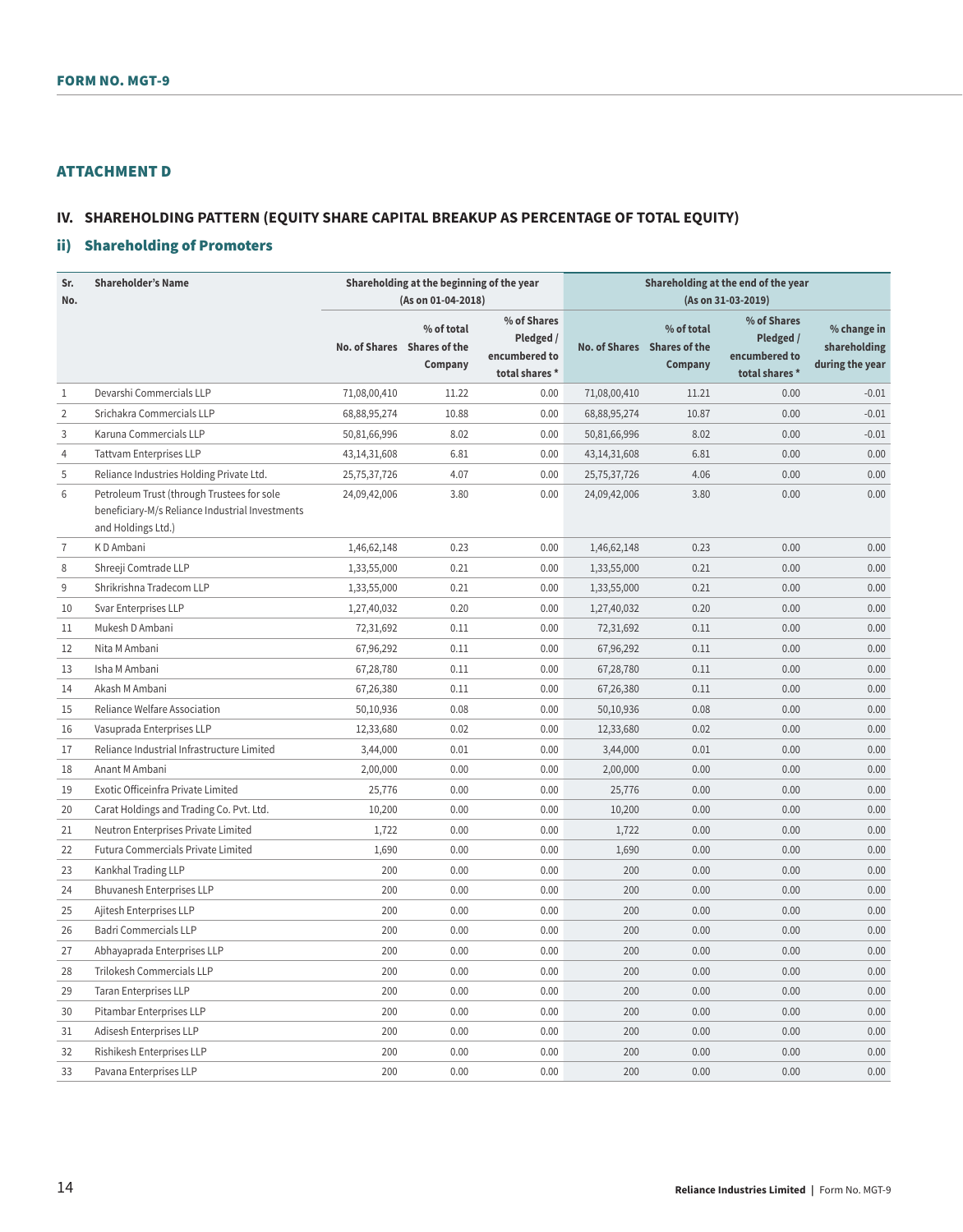FORM NO. MGT-9

## ATTACHMENT D

### IV. SHAREHOLDING PATTERN (EQUITY SHARE CAPITAL BREAKUP AS PERCENTAGE OF TOTAL EQUITY)

### ii) Shareholding of Promoters

| Sr. No. | Shareholder's Name | Shareholding at the beginning of the year (As on 01-04-2018) | | | Shareholding at the end of the year (As on 31-03-2019) | | | |
|---|---|---|---|---|---|---|---|---|
| | | No. of Shares | % of total Shares of the Company | % of Shares Pledged / encumbered to total shares * | No. of Shares | % of total Shares of the Company | % of Shares Pledged / encumbered to total shares * | % change in shareholding during the year |
| 1 | Devarshi Commercials LLP | 71,08,00,410 | 11.22 | 0.00 | 71,08,00,410 | 11.21 | 0.00 | -0.01 |
| 2 | Srichakra Commercials LLP | 68,88,95,274 | 10.88 | 0.00 | 68,88,95,274 | 10.87 | 0.00 | -0.01 |
| 3 | Karuna Commercials LLP | 50,81,66,996 | 8.02 | 0.00 | 50,81,66,996 | 8.02 | 0.00 | -0.01 |
| 4 | Tattvam Enterprises LLP | 43,14,31,608 | 6.81 | 0.00 | 43,14,31,608 | 6.81 | 0.00 | 0.00 |
| 5 | Reliance Industries Holding Private Ltd. | 25,75,37,726 | 4.07 | 0.00 | 25,75,37,726 | 4.06 | 0.00 | 0.00 |
| 6 | Petroleum Trust (through Trustees for sole beneficiary-M/s Reliance Industrial Investments and Holdings Ltd.) | 24,09,42,006 | 3.80 | 0.00 | 24,09,42,006 | 3.80 | 0.00 | 0.00 |
| 7 | K D Ambani | 1,46,62,148 | 0.23 | 0.00 | 1,46,62,148 | 0.23 | 0.00 | 0.00 |
| 8 | Shreeji Comtrade LLP | 1,33,55,000 | 0.21 | 0.00 | 1,33,55,000 | 0.21 | 0.00 | 0.00 |
| 9 | Shrikrishna Tradecom LLP | 1,33,55,000 | 0.21 | 0.00 | 1,33,55,000 | 0.21 | 0.00 | 0.00 |
| 10 | Svar Enterprises LLP | 1,27,40,032 | 0.20 | 0.00 | 1,27,40,032 | 0.20 | 0.00 | 0.00 |
| 11 | Mukesh D Ambani | 72,31,692 | 0.11 | 0.00 | 72,31,692 | 0.11 | 0.00 | 0.00 |
| 12 | Nita M Ambani | 67,96,292 | 0.11 | 0.00 | 67,96,292 | 0.11 | 0.00 | 0.00 |
| 13 | Isha M Ambani | 67,28,780 | 0.11 | 0.00 | 67,28,780 | 0.11 | 0.00 | 0.00 |
| 14 | Akash M Ambani | 67,26,380 | 0.11 | 0.00 | 67,26,380 | 0.11 | 0.00 | 0.00 |
| 15 | Reliance Welfare Association | 50,10,936 | 0.08 | 0.00 | 50,10,936 | 0.08 | 0.00 | 0.00 |
| 16 | Vasuprada Enterprises LLP | 12,33,680 | 0.02 | 0.00 | 12,33,680 | 0.02 | 0.00 | 0.00 |
| 17 | Reliance Industrial Infrastructure Limited | 3,44,000 | 0.01 | 0.00 | 3,44,000 | 0.01 | 0.00 | 0.00 |
| 18 | Anant M Ambani | 2,00,000 | 0.00 | 0.00 | 2,00,000 | 0.00 | 0.00 | 0.00 |
| 19 | Exotic Officeinfra Private Limited | 25,776 | 0.00 | 0.00 | 25,776 | 0.00 | 0.00 | 0.00 |
| 20 | Carat Holdings and Trading Co. Pvt. Ltd. | 10,200 | 0.00 | 0.00 | 10,200 | 0.00 | 0.00 | 0.00 |
| 21 | Neutron Enterprises Private Limited | 1,722 | 0.00 | 0.00 | 1,722 | 0.00 | 0.00 | 0.00 |
| 22 | Futura Commercials Private Limited | 1,690 | 0.00 | 0.00 | 1,690 | 0.00 | 0.00 | 0.00 |
| 23 | Kankhal Trading LLP | 200 | 0.00 | 0.00 | 200 | 0.00 | 0.00 | 0.00 |
| 24 | Bhuvanesh Enterprises LLP | 200 | 0.00 | 0.00 | 200 | 0.00 | 0.00 | 0.00 |
| 25 | Ajitesh Enterprises LLP | 200 | 0.00 | 0.00 | 200 | 0.00 | 0.00 | 0.00 |
| 26 | Badri Commercials LLP | 200 | 0.00 | 0.00 | 200 | 0.00 | 0.00 | 0.00 |
| 27 | Abhayaprada Enterprises LLP | 200 | 0.00 | 0.00 | 200 | 0.00 | 0.00 | 0.00 |
| 28 | Trilokesh Commercials LLP | 200 | 0.00 | 0.00 | 200 | 0.00 | 0.00 | 0.00 |
| 29 | Taran Enterprises LLP | 200 | 0.00 | 0.00 | 200 | 0.00 | 0.00 | 0.00 |
| 30 | Pitambar Enterprises LLP | 200 | 0.00 | 0.00 | 200 | 0.00 | 0.00 | 0.00 |
| 31 | Adisesh Enterprises LLP | 200 | 0.00 | 0.00 | 200 | 0.00 | 0.00 | 0.00 |
| 32 | Rishikesh Enterprises LLP | 200 | 0.00 | 0.00 | 200 | 0.00 | 0.00 | 0.00 |
| 33 | Pavana Enterprises LLP | 200 | 0.00 | 0.00 | 200 | 0.00 | 0.00 | 0.00 |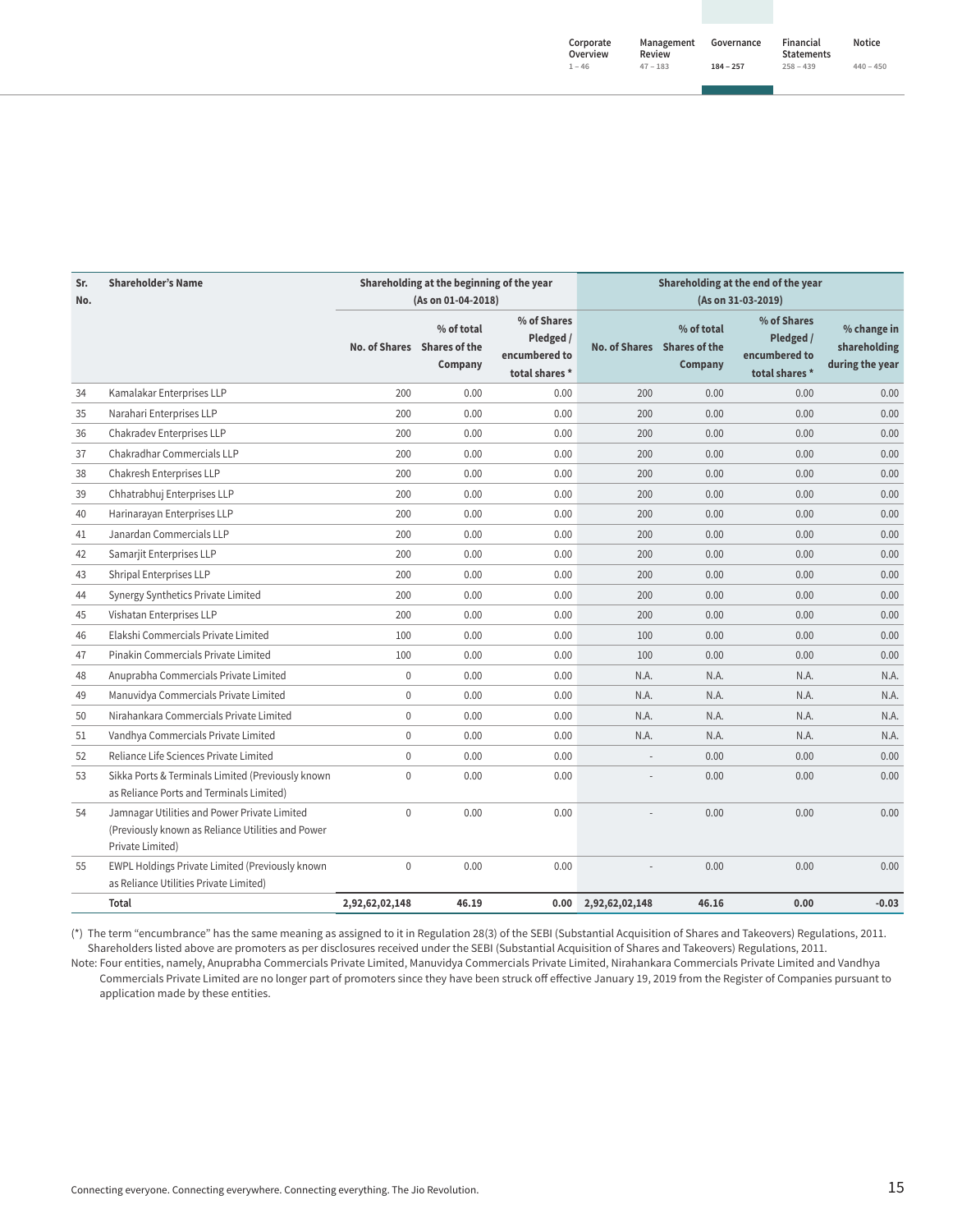| Sr. No. | Shareholder's Name | Shareholding at the beginning of the year (As on 01-04-2018) | | | Shareholding at the end of the year (As on 31-03-2019) | | | |
|---|---|---|---|---|---|---|---|---|
| | | No. of Shares | % of total Shares of the Company | % of Shares Pledged / encumbered to total shares * | No. of Shares | % of total Shares of the Company | % of Shares Pledged / encumbered to total shares * | % change in shareholding during the year |
| 34 | Kamalakar Enterprises LLP | 200 | 0.00 | 0.00 | 200 | 0.00 | 0.00 | 0.00 |
| 35 | Narahari Enterprises LLP | 200 | 0.00 | 0.00 | 200 | 0.00 | 0.00 | 0.00 |
| 36 | Chakradev Enterprises LLP | 200 | 0.00 | 0.00 | 200 | 0.00 | 0.00 | 0.00 |
| 37 | Chakradhar Commercials LLP | 200 | 0.00 | 0.00 | 200 | 0.00 | 0.00 | 0.00 |
| 38 | Chakresh Enterprises LLP | 200 | 0.00 | 0.00 | 200 | 0.00 | 0.00 | 0.00 |
| 39 | Chhatrabhuj Enterprises LLP | 200 | 0.00 | 0.00 | 200 | 0.00 | 0.00 | 0.00 |
| 40 | Harinarayan Enterprises LLP | 200 | 0.00 | 0.00 | 200 | 0.00 | 0.00 | 0.00 |
| 41 | Janardan Commercials LLP | 200 | 0.00 | 0.00 | 200 | 0.00 | 0.00 | 0.00 |
| 42 | Samarjit Enterprises LLP | 200 | 0.00 | 0.00 | 200 | 0.00 | 0.00 | 0.00 |
| 43 | Shripal Enterprises LLP | 200 | 0.00 | 0.00 | 200 | 0.00 | 0.00 | 0.00 |
| 44 | Synergy Synthetics Private Limited | 200 | 0.00 | 0.00 | 200 | 0.00 | 0.00 | 0.00 |
| 45 | Vishatan Enterprises LLP | 200 | 0.00 | 0.00 | 200 | 0.00 | 0.00 | 0.00 |
| 46 | Elakshi Commercials Private Limited | 100 | 0.00 | 0.00 | 100 | 0.00 | 0.00 | 0.00 |
| 47 | Pinakin Commercials Private Limited | 100 | 0.00 | 0.00 | 100 | 0.00 | 0.00 | 0.00 |
| 48 | Anuprabha Commercials Private Limited | 0 | 0.00 | 0.00 | N.A. | N.A. | N.A. | N.A. |
| 49 | Manuvidya Commercials Private Limited | 0 | 0.00 | 0.00 | N.A. | N.A. | N.A. | N.A. |
| 50 | Nirahankara Commercials Private Limited | 0 | 0.00 | 0.00 | N.A. | N.A. | N.A. | N.A. |
| 51 | Vandhya Commercials Private Limited | 0 | 0.00 | 0.00 | N.A. | N.A. | N.A. | N.A. |
| 52 | Reliance Life Sciences Private Limited | 0 | 0.00 | 0.00 | - | 0.00 | 0.00 | 0.00 |
| 53 | Sikka Ports & Terminals Limited (Previously known as Reliance Ports and Terminals Limited) | 0 | 0.00 | 0.00 | - | 0.00 | 0.00 | 0.00 |
| 54 | Jamnagar Utilities and Power Private Limited (Previously known as Reliance Utilities and Power Private Limited) | 0 | 0.00 | 0.00 | - | 0.00 | 0.00 | 0.00 |
| 55 | EWPL Holdings Private Limited (Previously known as Reliance Utilities Private Limited) | 0 | 0.00 | 0.00 | - | 0.00 | 0.00 | 0.00 |
| | **Total** | **2,92,62,02,148** | **46.19** | **0.00** | **2,92,62,02,148** | **46.16** | **0.00** | **-0.03** |

(*) The term "encumbrance" has the same meaning as assigned to it in Regulation 28(3) of the SEBI (Substantial Acquisition of Shares and Takeovers) Regulations, 2011. Shareholders listed above are promoters as per disclosures received under the SEBI (Substantial Acquisition of Shares and Takeovers) Regulations, 2011.

Note: Four entities, namely, Anuprabha Commercials Private Limited, Manuvidya Commercials Private Limited, Nirahankara Commercials Private Limited and Vandhya Commercials Private Limited are no longer part of promoters since they have been struck off effective January 19, 2019 from the Register of Companies pursuant to application made by these entities.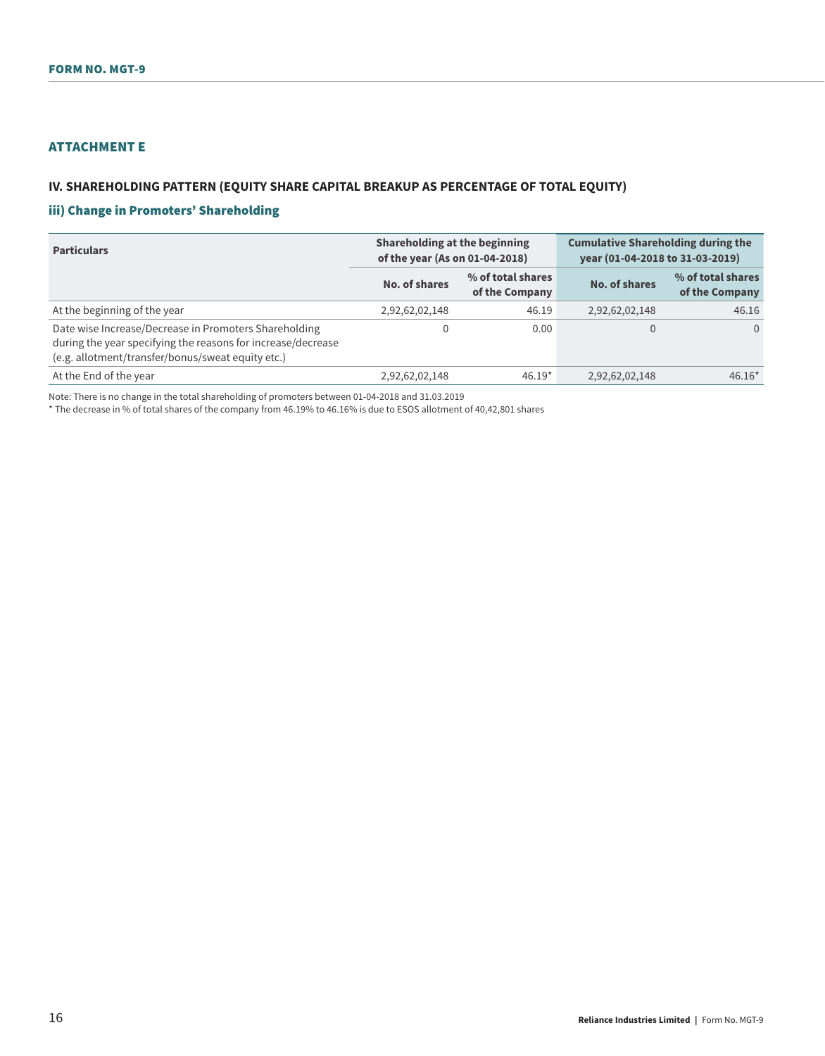**FORM NO. MGT-9**

## ATTACHMENT E

### IV. SHAREHOLDING PATTERN (EQUITY SHARE CAPITAL BREAKUP AS PERCENTAGE OF TOTAL EQUITY)

### iii) Change in Promoters' Shareholding

| Particulars | Shareholding at the beginning of the year (As on 01-04-2018) | | Cumulative Shareholding during the year (01-04-2018 to 31-03-2019) | |
|---|---|---|---|---|
| | No. of shares | % of total shares of the Company | No. of shares | % of total shares of the Company |
| At the beginning of the year | 2,92,62,02,148 | 46.19 | 2,92,62,02,148 | 46.16 |
| Date wise Increase/Decrease in Promoters Shareholding during the year specifying the reasons for increase/decrease (e.g. allotment/transfer/bonus/sweat equity etc.) | 0 | 0.00 | 0 | 0 |
| At the End of the year | 2,92,62,02,148 | 46.19* | 2,92,62,02,148 | 46.16* |

Note: There is no change in the total shareholding of promoters between 01-04-2018 and 31.03.2019

* The decrease in % of total shares of the company from 46.19% to 46.16% is due to ESOS allotment of 40,42,801 shares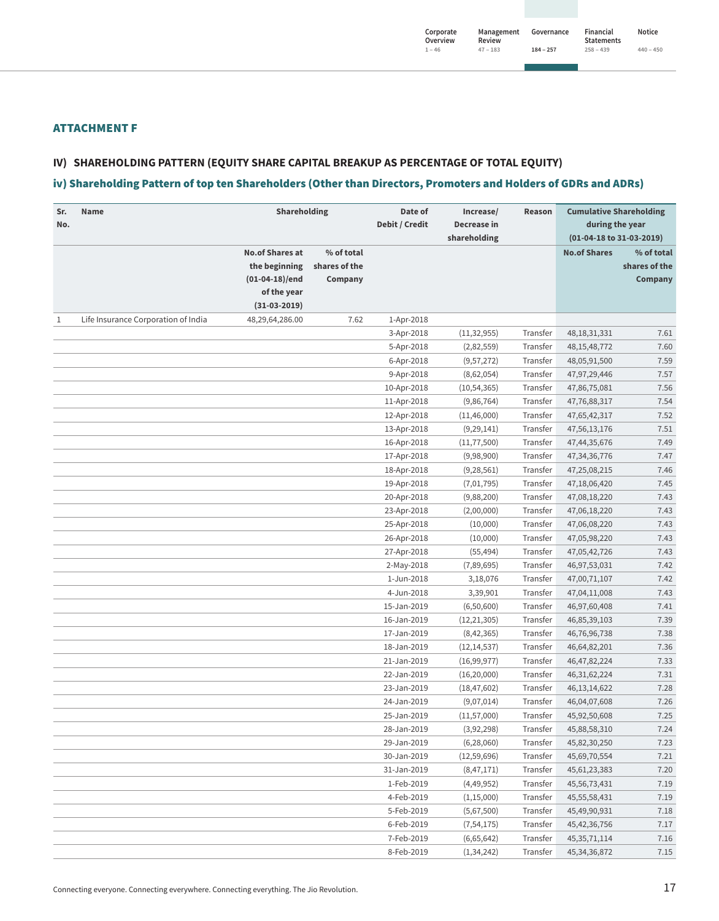## ATTACHMENT F

### IV) SHAREHOLDING PATTERN (EQUITY SHARE CAPITAL BREAKUP AS PERCENTAGE OF TOTAL EQUITY)

### iv) Shareholding Pattern of top ten Shareholders (Other than Directors, Promoters and Holders of GDRs and ADRs)

| Sr. No. | Name | Shareholding | | Date of Debit / Credit | Increase/ Decrease in shareholding | Reason | Cumulative Shareholding during the year (01-04-18 to 31-03-2019) | |
|---|---|---|---|---|---|---|---|---|
| | | No.of Shares at the beginning (01-04-18)/end of the year (31-03-2019) | % of total shares of the Company | | | | No.of Shares | % of total shares of the Company |
| 1 | Life Insurance Corporation of India | 48,29,64,286.00 | 7.62 | 1-Apr-2018 | | | | |
| | | | | 3-Apr-2018 | (11,32,955) | Transfer | 48,18,31,331 | 7.61 |
| | | | | 5-Apr-2018 | (2,82,559) | Transfer | 48,15,48,772 | 7.60 |
| | | | | 6-Apr-2018 | (9,57,272) | Transfer | 48,05,91,500 | 7.59 |
| | | | | 9-Apr-2018 | (8,62,054) | Transfer | 47,97,29,446 | 7.57 |
| | | | | 10-Apr-2018 | (10,54,365) | Transfer | 47,86,75,081 | 7.56 |
| | | | | 11-Apr-2018 | (9,86,764) | Transfer | 47,76,88,317 | 7.54 |
| | | | | 12-Apr-2018 | (11,46,000) | Transfer | 47,65,42,317 | 7.52 |
| | | | | 13-Apr-2018 | (9,29,141) | Transfer | 47,56,13,176 | 7.51 |
| | | | | 16-Apr-2018 | (11,77,500) | Transfer | 47,44,35,676 | 7.49 |
| | | | | 17-Apr-2018 | (9,98,900) | Transfer | 47,34,36,776 | 7.47 |
| | | | | 18-Apr-2018 | (9,28,561) | Transfer | 47,25,08,215 | 7.46 |
| | | | | 19-Apr-2018 | (7,01,795) | Transfer | 47,18,06,420 | 7.45 |
| | | | | 20-Apr-2018 | (9,88,200) | Transfer | 47,08,18,220 | 7.43 |
| | | | | 23-Apr-2018 | (2,00,000) | Transfer | 47,06,18,220 | 7.43 |
| | | | | 25-Apr-2018 | (10,000) | Transfer | 47,06,08,220 | 7.43 |
| | | | | 26-Apr-2018 | (10,000) | Transfer | 47,05,98,220 | 7.43 |
| | | | | 27-Apr-2018 | (55,494) | Transfer | 47,05,42,726 | 7.43 |
| | | | | 2-May-2018 | (7,89,695) | Transfer | 46,97,53,031 | 7.42 |
| | | | | 1-Jun-2018 | 3,18,076 | Transfer | 47,00,71,107 | 7.42 |
| | | | | 4-Jun-2018 | 3,39,901 | Transfer | 47,04,11,008 | 7.43 |
| | | | | 15-Jan-2019 | (6,50,600) | Transfer | 46,97,60,408 | 7.41 |
| | | | | 16-Jan-2019 | (12,21,305) | Transfer | 46,85,39,103 | 7.39 |
| | | | | 17-Jan-2019 | (8,42,365) | Transfer | 46,76,96,738 | 7.38 |
| | | | | 18-Jan-2019 | (12,14,537) | Transfer | 46,64,82,201 | 7.36 |
| | | | | 21-Jan-2019 | (16,99,977) | Transfer | 46,47,82,224 | 7.33 |
| | | | | 22-Jan-2019 | (16,20,000) | Transfer | 46,31,62,224 | 7.31 |
| | | | | 23-Jan-2019 | (18,47,602) | Transfer | 46,13,14,622 | 7.28 |
| | | | | 24-Jan-2019 | (9,07,014) | Transfer | 46,04,07,608 | 7.26 |
| | | | | 25-Jan-2019 | (11,57,000) | Transfer | 45,92,50,608 | 7.25 |
| | | | | 28-Jan-2019 | (3,92,298) | Transfer | 45,88,58,310 | 7.24 |
| | | | | 29-Jan-2019 | (6,28,060) | Transfer | 45,82,30,250 | 7.23 |
| | | | | 30-Jan-2019 | (12,59,696) | Transfer | 45,69,70,554 | 7.21 |
| | | | | 31-Jan-2019 | (8,47,171) | Transfer | 45,61,23,383 | 7.20 |
| | | | | 1-Feb-2019 | (4,49,952) | Transfer | 45,56,73,431 | 7.19 |
| | | | | 4-Feb-2019 | (1,15,000) | Transfer | 45,55,58,431 | 7.19 |
| | | | | 5-Feb-2019 | (5,67,500) | Transfer | 45,49,90,931 | 7.18 |
| | | | | 6-Feb-2019 | (7,54,175) | Transfer | 45,42,36,756 | 7.17 |
| | | | | 7-Feb-2019 | (6,65,642) | Transfer | 45,35,71,114 | 7.16 |
| | | | | 8-Feb-2019 | (1,34,242) | Transfer | 45,34,36,872 | 7.15 |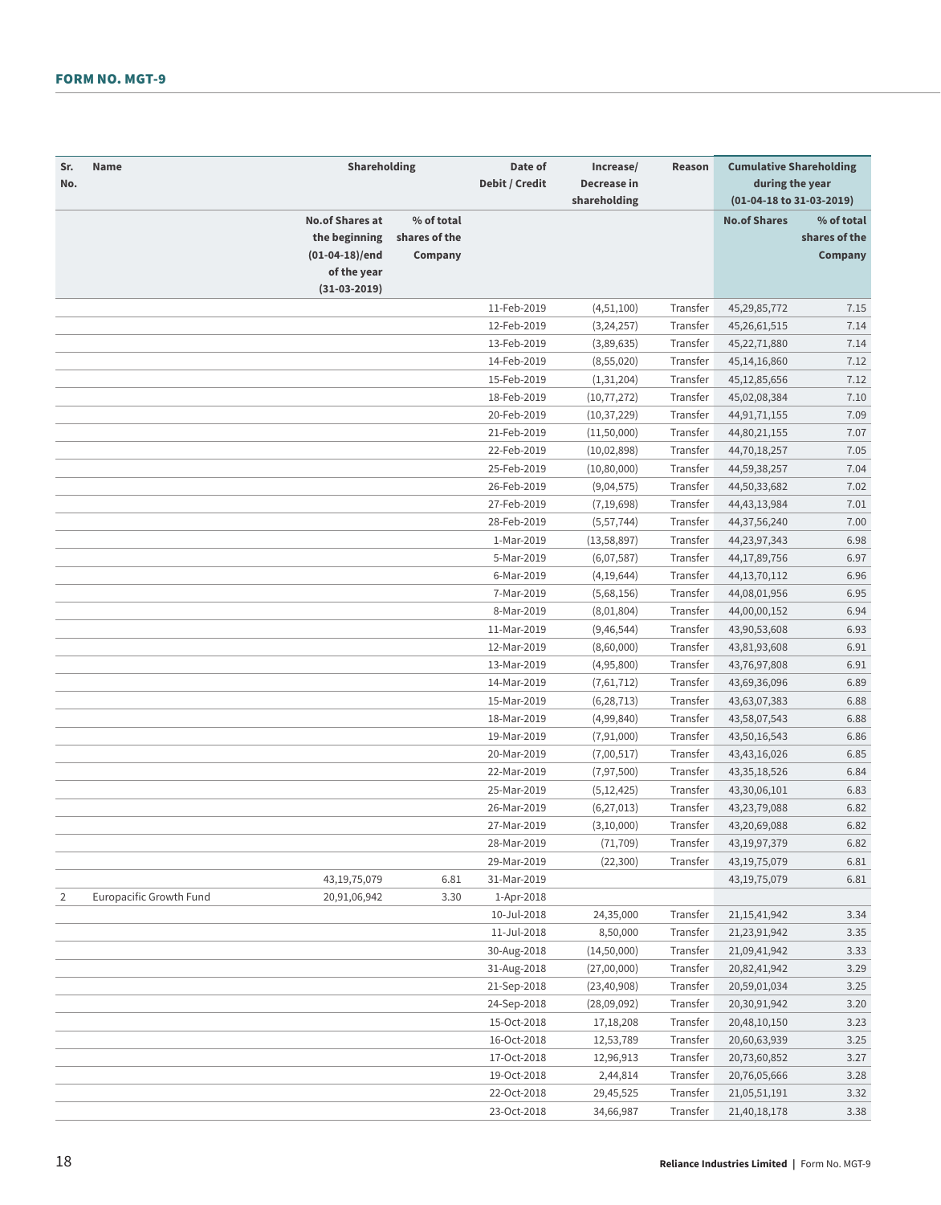## FORM NO. MGT-9

| Sr. No. | Name | Shareholding | | Date of Debit / Credit | Increase/ Decrease in shareholding | Reason | Cumulative Shareholding during the year (01-04-18 to 31-03-2019) | |
|---|---|---|---|---|---|---|---|---|
| | | No.of Shares at the beginning (01-04-18)/end of the year (31-03-2019) | % of total shares of the Company | | | | No.of Shares | % of total shares of the Company |
| | | | | 11-Feb-2019 | (4,51,100) | Transfer | 45,29,85,772 | 7.15 |
| | | | | 12-Feb-2019 | (3,24,257) | Transfer | 45,26,61,515 | 7.14 |
| | | | | 13-Feb-2019 | (3,89,635) | Transfer | 45,22,71,880 | 7.14 |
| | | | | 14-Feb-2019 | (8,55,020) | Transfer | 45,14,16,860 | 7.12 |
| | | | | 15-Feb-2019 | (1,31,204) | Transfer | 45,12,85,656 | 7.12 |
| | | | | 18-Feb-2019 | (10,77,272) | Transfer | 45,02,08,384 | 7.10 |
| | | | | 20-Feb-2019 | (10,37,229) | Transfer | 44,91,71,155 | 7.09 |
| | | | | 21-Feb-2019 | (11,50,000) | Transfer | 44,80,21,155 | 7.07 |
| | | | | 22-Feb-2019 | (10,02,898) | Transfer | 44,70,18,257 | 7.05 |
| | | | | 25-Feb-2019 | (10,80,000) | Transfer | 44,59,38,257 | 7.04 |
| | | | | 26-Feb-2019 | (9,04,575) | Transfer | 44,50,33,682 | 7.02 |
| | | | | 27-Feb-2019 | (7,19,698) | Transfer | 44,43,13,984 | 7.01 |
| | | | | 28-Feb-2019 | (5,57,744) | Transfer | 44,37,56,240 | 7.00 |
| | | | | 1-Mar-2019 | (13,58,897) | Transfer | 44,23,97,343 | 6.98 |
| | | | | 5-Mar-2019 | (6,07,587) | Transfer | 44,17,89,756 | 6.97 |
| | | | | 6-Mar-2019 | (4,19,644) | Transfer | 44,13,70,112 | 6.96 |
| | | | | 7-Mar-2019 | (5,68,156) | Transfer | 44,08,01,956 | 6.95 |
| | | | | 8-Mar-2019 | (8,01,804) | Transfer | 44,00,00,152 | 6.94 |
| | | | | 11-Mar-2019 | (9,46,544) | Transfer | 43,90,53,608 | 6.93 |
| | | | | 12-Mar-2019 | (8,60,000) | Transfer | 43,81,93,608 | 6.91 |
| | | | | 13-Mar-2019 | (4,95,800) | Transfer | 43,76,97,808 | 6.91 |
| | | | | 14-Mar-2019 | (7,61,712) | Transfer | 43,69,36,096 | 6.89 |
| | | | | 15-Mar-2019 | (6,28,713) | Transfer | 43,63,07,383 | 6.88 |
| | | | | 18-Mar-2019 | (4,99,840) | Transfer | 43,58,07,543 | 6.88 |
| | | | | 19-Mar-2019 | (7,91,000) | Transfer | 43,50,16,543 | 6.86 |
| | | | | 20-Mar-2019 | (7,00,517) | Transfer | 43,43,16,026 | 6.85 |
| | | | | 22-Mar-2019 | (7,97,500) | Transfer | 43,35,18,526 | 6.84 |
| | | | | 25-Mar-2019 | (5,12,425) | Transfer | 43,30,06,101 | 6.83 |
| | | | | 26-Mar-2019 | (6,27,013) | Transfer | 43,23,79,088 | 6.82 |
| | | | | 27-Mar-2019 | (3,10,000) | Transfer | 43,20,69,088 | 6.82 |
| | | | | 28-Mar-2019 | (71,709) | Transfer | 43,19,97,379 | 6.82 |
| | | | | 29-Mar-2019 | (22,300) | Transfer | 43,19,75,079 | 6.81 |
| | | 43,19,75,079 | 6.81 | 31-Mar-2019 | | | 43,19,75,079 | 6.81 |
| 2 | Europacific Growth Fund | 20,91,06,942 | 3.30 | 1-Apr-2018 | | | | |
| | | | | 10-Jul-2018 | 24,35,000 | Transfer | 21,15,41,942 | 3.34 |
| | | | | 11-Jul-2018 | 8,50,000 | Transfer | 21,23,91,942 | 3.35 |
| | | | | 30-Aug-2018 | (14,50,000) | Transfer | 21,09,41,942 | 3.33 |
| | | | | 31-Aug-2018 | (27,00,000) | Transfer | 20,82,41,942 | 3.29 |
| | | | | 21-Sep-2018 | (23,40,908) | Transfer | 20,59,01,034 | 3.25 |
| | | | | 24-Sep-2018 | (28,09,092) | Transfer | 20,30,91,942 | 3.20 |
| | | | | 15-Oct-2018 | 17,18,208 | Transfer | 20,48,10,150 | 3.23 |
| | | | | 16-Oct-2018 | 12,53,789 | Transfer | 20,60,63,939 | 3.25 |
| | | | | 17-Oct-2018 | 12,96,913 | Transfer | 20,73,60,852 | 3.27 |
| | | | | 19-Oct-2018 | 2,44,814 | Transfer | 20,76,05,666 | 3.28 |
| | | | | 22-Oct-2018 | 29,45,525 | Transfer | 21,05,51,191 | 3.32 |
| | | | | 23-Oct-2018 | 34,66,987 | Transfer | 21,40,18,178 | 3.38 |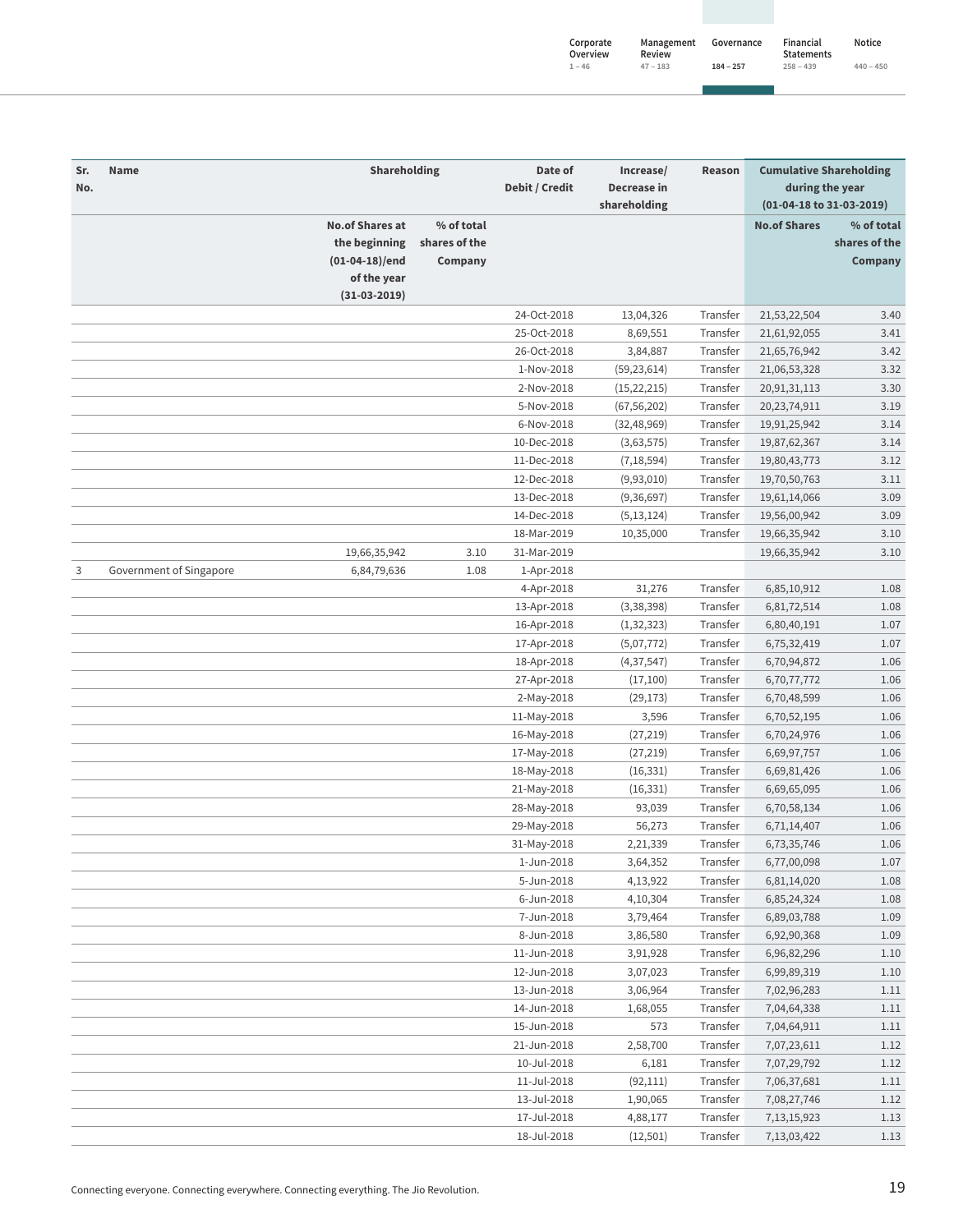| Sr. No. | Name | Shareholding | | Date of Debit / Credit | Increase/ Decrease in shareholding | Reason | Cumulative Shareholding during the year (01-04-18 to 31-03-2019) | |
|---|---|---|---|---|---|---|---|---|
| | | No.of Shares at the beginning (01-04-18)/end of the year (31-03-2019) | % of total shares of the Company | | | | No.of Shares | % of total shares of the Company |
| | | | | 24-Oct-2018 | 13,04,326 | Transfer | 21,53,22,504 | 3.40 |
| | | | | 25-Oct-2018 | 8,69,551 | Transfer | 21,61,92,055 | 3.41 |
| | | | | 26-Oct-2018 | 3,84,887 | Transfer | 21,65,76,942 | 3.42 |
| | | | | 1-Nov-2018 | (59,23,614) | Transfer | 21,06,53,328 | 3.32 |
| | | | | 2-Nov-2018 | (15,22,215) | Transfer | 20,91,31,113 | 3.30 |
| | | | | 5-Nov-2018 | (67,56,202) | Transfer | 20,23,74,911 | 3.19 |
| | | | | 6-Nov-2018 | (32,48,969) | Transfer | 19,91,25,942 | 3.14 |
| | | | | 10-Dec-2018 | (3,63,575) | Transfer | 19,87,62,367 | 3.14 |
| | | | | 11-Dec-2018 | (7,18,594) | Transfer | 19,80,43,773 | 3.12 |
| | | | | 12-Dec-2018 | (9,93,010) | Transfer | 19,70,50,763 | 3.11 |
| | | | | 13-Dec-2018 | (9,36,697) | Transfer | 19,61,14,066 | 3.09 |
| | | | | 14-Dec-2018 | (5,13,124) | Transfer | 19,56,00,942 | 3.09 |
| | | | | 18-Mar-2019 | 10,35,000 | Transfer | 19,66,35,942 | 3.10 |
| | | 19,66,35,942 | 3.10 | 31-Mar-2019 | | | 19,66,35,942 | 3.10 |
| 3 | Government of Singapore | 6,84,79,636 | 1.08 | 1-Apr-2018 | | | | |
| | | | | 4-Apr-2018 | 31,276 | Transfer | 6,85,10,912 | 1.08 |
| | | | | 13-Apr-2018 | (3,38,398) | Transfer | 6,81,72,514 | 1.08 |
| | | | | 16-Apr-2018 | (1,32,323) | Transfer | 6,80,40,191 | 1.07 |
| | | | | 17-Apr-2018 | (5,07,772) | Transfer | 6,75,32,419 | 1.07 |
| | | | | 18-Apr-2018 | (4,37,547) | Transfer | 6,70,94,872 | 1.06 |
| | | | | 27-Apr-2018 | (17,100) | Transfer | 6,70,77,772 | 1.06 |
| | | | | 2-May-2018 | (29,173) | Transfer | 6,70,48,599 | 1.06 |
| | | | | 11-May-2018 | 3,596 | Transfer | 6,70,52,195 | 1.06 |
| | | | | 16-May-2018 | (27,219) | Transfer | 6,70,24,976 | 1.06 |
| | | | | 17-May-2018 | (27,219) | Transfer | 6,69,97,757 | 1.06 |
| | | | | 18-May-2018 | (16,331) | Transfer | 6,69,81,426 | 1.06 |
| | | | | 21-May-2018 | (16,331) | Transfer | 6,69,65,095 | 1.06 |
| | | | | 28-May-2018 | 93,039 | Transfer | 6,70,58,134 | 1.06 |
| | | | | 29-May-2018 | 56,273 | Transfer | 6,71,14,407 | 1.06 |
| | | | | 31-May-2018 | 2,21,339 | Transfer | 6,73,35,746 | 1.06 |
| | | | | 1-Jun-2018 | 3,64,352 | Transfer | 6,77,00,098 | 1.07 |
| | | | | 5-Jun-2018 | 4,13,922 | Transfer | 6,81,14,020 | 1.08 |
| | | | | 6-Jun-2018 | 4,10,304 | Transfer | 6,85,24,324 | 1.08 |
| | | | | 7-Jun-2018 | 3,79,464 | Transfer | 6,89,03,788 | 1.09 |
| | | | | 8-Jun-2018 | 3,86,580 | Transfer | 6,92,90,368 | 1.09 |
| | | | | 11-Jun-2018 | 3,91,928 | Transfer | 6,96,82,296 | 1.10 |
| | | | | 12-Jun-2018 | 3,07,023 | Transfer | 6,99,89,319 | 1.10 |
| | | | | 13-Jun-2018 | 3,06,964 | Transfer | 7,02,96,283 | 1.11 |
| | | | | 14-Jun-2018 | 1,68,055 | Transfer | 7,04,64,338 | 1.11 |
| | | | | 15-Jun-2018 | 573 | Transfer | 7,04,64,911 | 1.11 |
| | | | | 21-Jun-2018 | 2,58,700 | Transfer | 7,07,23,611 | 1.12 |
| | | | | 10-Jul-2018 | 6,181 | Transfer | 7,07,29,792 | 1.12 |
| | | | | 11-Jul-2018 | (92,111) | Transfer | 7,06,37,681 | 1.11 |
| | | | | 13-Jul-2018 | 1,90,065 | Transfer | 7,08,27,746 | 1.12 |
| | | | | 17-Jul-2018 | 4,88,177 | Transfer | 7,13,15,923 | 1.13 |
| | | | | 18-Jul-2018 | (12,501) | Transfer | 7,13,03,422 | 1.13 |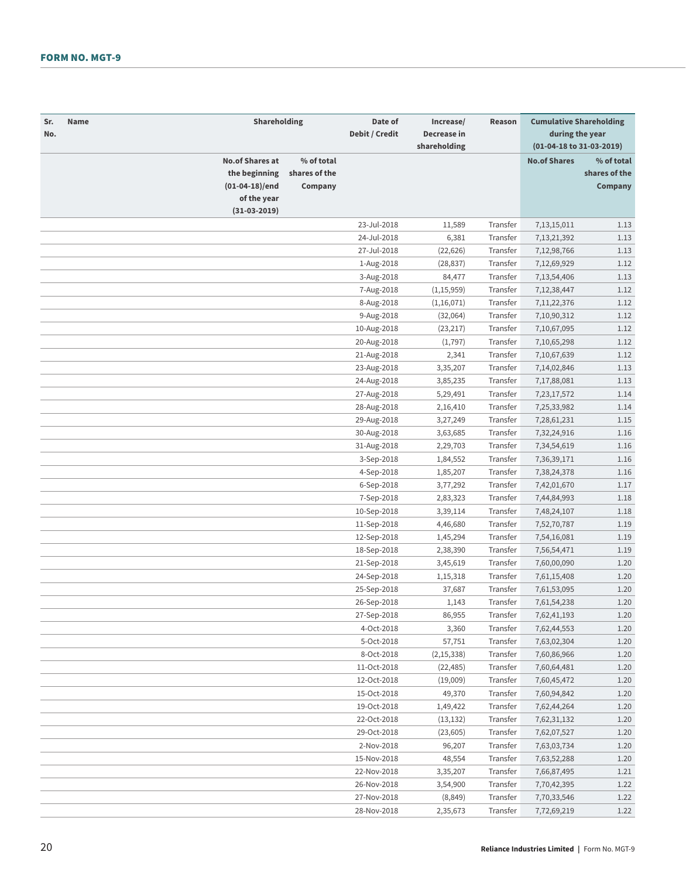## FORM NO. MGT-9

| Sr. No. | Name | Shareholding | | Date of Debit / Credit | Increase/ Decrease in shareholding | Reason | Cumulative Shareholding during the year (01-04-18 to 31-03-2019) | |
|---|---|---|---|---|---|---|---|---|
| | | No.of Shares at the beginning (01-04-18)/end of the year (31-03-2019) | % of total shares of the Company | | | | No.of Shares | % of total shares of the Company |
| | | | | 23-Jul-2018 | 11,589 | Transfer | 7,13,15,011 | 1.13 |
| | | | | 24-Jul-2018 | 6,381 | Transfer | 7,13,21,392 | 1.13 |
| | | | | 27-Jul-2018 | (22,626) | Transfer | 7,12,98,766 | 1.13 |
| | | | | 1-Aug-2018 | (28,837) | Transfer | 7,12,69,929 | 1.12 |
| | | | | 3-Aug-2018 | 84,477 | Transfer | 7,13,54,406 | 1.13 |
| | | | | 7-Aug-2018 | (1,15,959) | Transfer | 7,12,38,447 | 1.12 |
| | | | | 8-Aug-2018 | (1,16,071) | Transfer | 7,11,22,376 | 1.12 |
| | | | | 9-Aug-2018 | (32,064) | Transfer | 7,10,90,312 | 1.12 |
| | | | | 10-Aug-2018 | (23,217) | Transfer | 7,10,67,095 | 1.12 |
| | | | | 20-Aug-2018 | (1,797) | Transfer | 7,10,65,298 | 1.12 |
| | | | | 21-Aug-2018 | 2,341 | Transfer | 7,10,67,639 | 1.12 |
| | | | | 23-Aug-2018 | 3,35,207 | Transfer | 7,14,02,846 | 1.13 |
| | | | | 24-Aug-2018 | 3,85,235 | Transfer | 7,17,88,081 | 1.13 |
| | | | | 27-Aug-2018 | 5,29,491 | Transfer | 7,23,17,572 | 1.14 |
| | | | | 28-Aug-2018 | 2,16,410 | Transfer | 7,25,33,982 | 1.14 |
| | | | | 29-Aug-2018 | 3,27,249 | Transfer | 7,28,61,231 | 1.15 |
| | | | | 30-Aug-2018 | 3,63,685 | Transfer | 7,32,24,916 | 1.16 |
| | | | | 31-Aug-2018 | 2,29,703 | Transfer | 7,34,54,619 | 1.16 |
| | | | | 3-Sep-2018 | 1,84,552 | Transfer | 7,36,39,171 | 1.16 |
| | | | | 4-Sep-2018 | 1,85,207 | Transfer | 7,38,24,378 | 1.16 |
| | | | | 6-Sep-2018 | 3,77,292 | Transfer | 7,42,01,670 | 1.17 |
| | | | | 7-Sep-2018 | 2,83,323 | Transfer | 7,44,84,993 | 1.18 |
| | | | | 10-Sep-2018 | 3,39,114 | Transfer | 7,48,24,107 | 1.18 |
| | | | | 11-Sep-2018 | 4,46,680 | Transfer | 7,52,70,787 | 1.19 |
| | | | | 12-Sep-2018 | 1,45,294 | Transfer | 7,54,16,081 | 1.19 |
| | | | | 18-Sep-2018 | 2,38,390 | Transfer | 7,56,54,471 | 1.19 |
| | | | | 21-Sep-2018 | 3,45,619 | Transfer | 7,60,00,090 | 1.20 |
| | | | | 24-Sep-2018 | 1,15,318 | Transfer | 7,61,15,408 | 1.20 |
| | | | | 25-Sep-2018 | 37,687 | Transfer | 7,61,53,095 | 1.20 |
| | | | | 26-Sep-2018 | 1,143 | Transfer | 7,61,54,238 | 1.20 |
| | | | | 27-Sep-2018 | 86,955 | Transfer | 7,62,41,193 | 1.20 |
| | | | | 4-Oct-2018 | 3,360 | Transfer | 7,62,44,553 | 1.20 |
| | | | | 5-Oct-2018 | 57,751 | Transfer | 7,63,02,304 | 1.20 |
| | | | | 8-Oct-2018 | (2,15,338) | Transfer | 7,60,86,966 | 1.20 |
| | | | | 11-Oct-2018 | (22,485) | Transfer | 7,60,64,481 | 1.20 |
| | | | | 12-Oct-2018 | (19,009) | Transfer | 7,60,45,472 | 1.20 |
| | | | | 15-Oct-2018 | 49,370 | Transfer | 7,60,94,842 | 1.20 |
| | | | | 19-Oct-2018 | 1,49,422 | Transfer | 7,62,44,264 | 1.20 |
| | | | | 22-Oct-2018 | (13,132) | Transfer | 7,62,31,132 | 1.20 |
| | | | | 29-Oct-2018 | (23,605) | Transfer | 7,62,07,527 | 1.20 |
| | | | | 2-Nov-2018 | 96,207 | Transfer | 7,63,03,734 | 1.20 |
| | | | | 15-Nov-2018 | 48,554 | Transfer | 7,63,52,288 | 1.20 |
| | | | | 22-Nov-2018 | 3,35,207 | Transfer | 7,66,87,495 | 1.21 |
| | | | | 26-Nov-2018 | 3,54,900 | Transfer | 7,70,42,395 | 1.22 |
| | | | | 27-Nov-2018 | (8,849) | Transfer | 7,70,33,546 | 1.22 |
| | | | | 28-Nov-2018 | 2,35,673 | Transfer | 7,72,69,219 | 1.22 |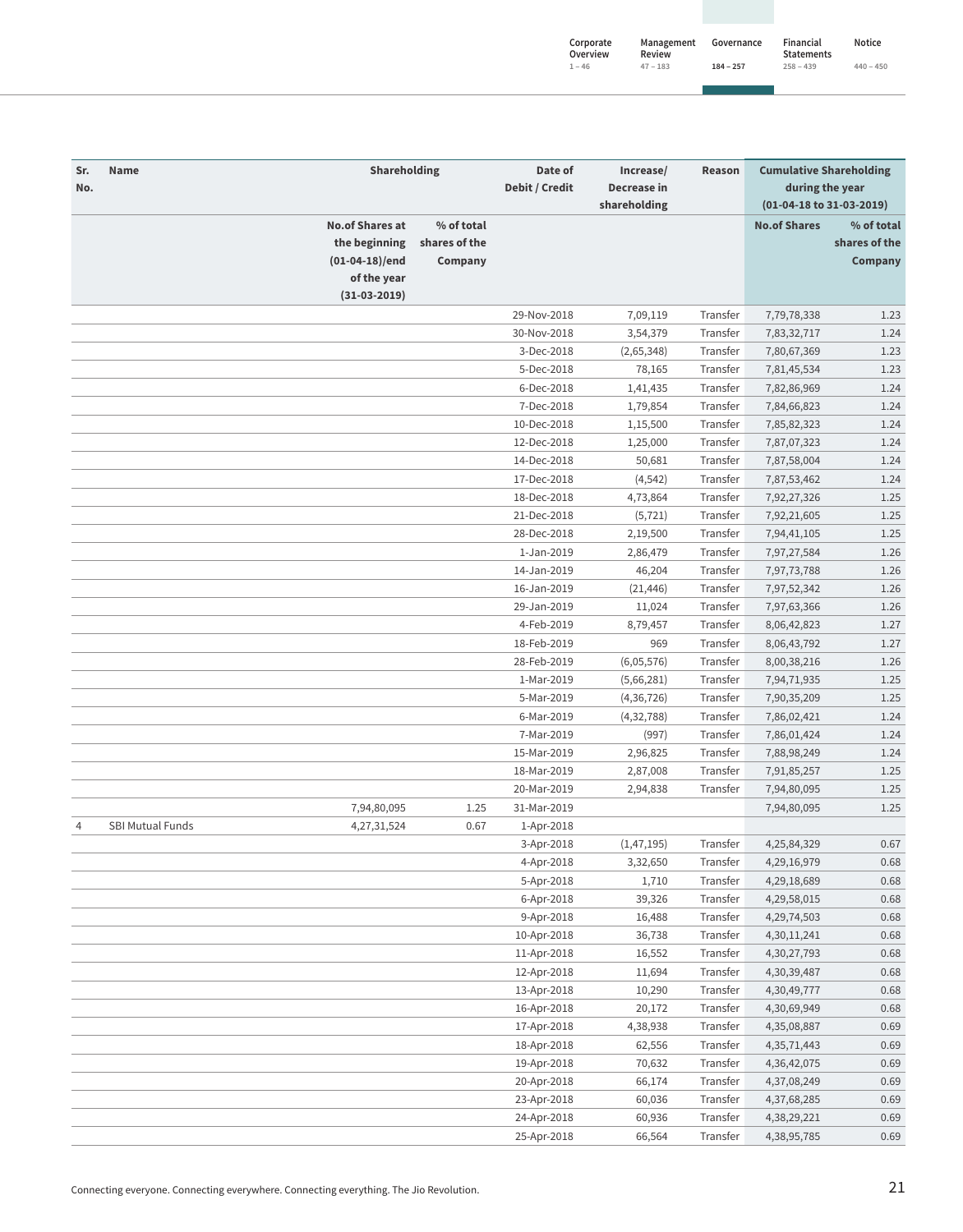| Sr. No. | Name | Shareholding | | Date of Debit / Credit | Increase/ Decrease in shareholding | Reason | Cumulative Shareholding during the year (01-04-18 to 31-03-2019) | |
|---|---|---|---|---|---|---|---|---|
| | | No.of Shares at the beginning (01-04-18)/end of the year (31-03-2019) | % of total shares of the Company | | | | No.of Shares | % of total shares of the Company |
| | | | | 29-Nov-2018 | 7,09,119 | Transfer | 7,79,78,338 | 1.23 |
| | | | | 30-Nov-2018 | 3,54,379 | Transfer | 7,83,32,717 | 1.24 |
| | | | | 3-Dec-2018 | (2,65,348) | Transfer | 7,80,67,369 | 1.23 |
| | | | | 5-Dec-2018 | 78,165 | Transfer | 7,81,45,534 | 1.23 |
| | | | | 6-Dec-2018 | 1,41,435 | Transfer | 7,82,86,969 | 1.24 |
| | | | | 7-Dec-2018 | 1,79,854 | Transfer | 7,84,66,823 | 1.24 |
| | | | | 10-Dec-2018 | 1,15,500 | Transfer | 7,85,82,323 | 1.24 |
| | | | | 12-Dec-2018 | 1,25,000 | Transfer | 7,87,07,323 | 1.24 |
| | | | | 14-Dec-2018 | 50,681 | Transfer | 7,87,58,004 | 1.24 |
| | | | | 17-Dec-2018 | (4,542) | Transfer | 7,87,53,462 | 1.24 |
| | | | | 18-Dec-2018 | 4,73,864 | Transfer | 7,92,27,326 | 1.25 |
| | | | | 21-Dec-2018 | (5,721) | Transfer | 7,92,21,605 | 1.25 |
| | | | | 28-Dec-2018 | 2,19,500 | Transfer | 7,94,41,105 | 1.25 |
| | | | | 1-Jan-2019 | 2,86,479 | Transfer | 7,97,27,584 | 1.26 |
| | | | | 14-Jan-2019 | 46,204 | Transfer | 7,97,73,788 | 1.26 |
| | | | | 16-Jan-2019 | (21,446) | Transfer | 7,97,52,342 | 1.26 |
| | | | | 29-Jan-2019 | 11,024 | Transfer | 7,97,63,366 | 1.26 |
| | | | | 4-Feb-2019 | 8,79,457 | Transfer | 8,06,42,823 | 1.27 |
| | | | | 18-Feb-2019 | 969 | Transfer | 8,06,43,792 | 1.27 |
| | | | | 28-Feb-2019 | (6,05,576) | Transfer | 8,00,38,216 | 1.26 |
| | | | | 1-Mar-2019 | (5,66,281) | Transfer | 7,94,71,935 | 1.25 |
| | | | | 5-Mar-2019 | (4,36,726) | Transfer | 7,90,35,209 | 1.25 |
| | | | | 6-Mar-2019 | (4,32,788) | Transfer | 7,86,02,421 | 1.24 |
| | | | | 7-Mar-2019 | (997) | Transfer | 7,86,01,424 | 1.24 |
| | | | | 15-Mar-2019 | 2,96,825 | Transfer | 7,88,98,249 | 1.24 |
| | | | | 18-Mar-2019 | 2,87,008 | Transfer | 7,91,85,257 | 1.25 |
| | | | | 20-Mar-2019 | 2,94,838 | Transfer | 7,94,80,095 | 1.25 |
| | | 7,94,80,095 | 1.25 | 31-Mar-2019 | | | 7,94,80,095 | 1.25 |
| 4 | SBI Mutual Funds | 4,27,31,524 | 0.67 | 1-Apr-2018 | | | | |
| | | | | 3-Apr-2018 | (1,47,195) | Transfer | 4,25,84,329 | 0.67 |
| | | | | 4-Apr-2018 | 3,32,650 | Transfer | 4,29,16,979 | 0.68 |
| | | | | 5-Apr-2018 | 1,710 | Transfer | 4,29,18,689 | 0.68 |
| | | | | 6-Apr-2018 | 39,326 | Transfer | 4,29,58,015 | 0.68 |
| | | | | 9-Apr-2018 | 16,488 | Transfer | 4,29,74,503 | 0.68 |
| | | | | 10-Apr-2018 | 36,738 | Transfer | 4,30,11,241 | 0.68 |
| | | | | 11-Apr-2018 | 16,552 | Transfer | 4,30,27,793 | 0.68 |
| | | | | 12-Apr-2018 | 11,694 | Transfer | 4,30,39,487 | 0.68 |
| | | | | 13-Apr-2018 | 10,290 | Transfer | 4,30,49,777 | 0.68 |
| | | | | 16-Apr-2018 | 20,172 | Transfer | 4,30,69,949 | 0.68 |
| | | | | 17-Apr-2018 | 4,38,938 | Transfer | 4,35,08,887 | 0.69 |
| | | | | 18-Apr-2018 | 62,556 | Transfer | 4,35,71,443 | 0.69 |
| | | | | 19-Apr-2018 | 70,632 | Transfer | 4,36,42,075 | 0.69 |
| | | | | 20-Apr-2018 | 66,174 | Transfer | 4,37,08,249 | 0.69 |
| | | | | 23-Apr-2018 | 60,036 | Transfer | 4,37,68,285 | 0.69 |
| | | | | 24-Apr-2018 | 60,936 | Transfer | 4,38,29,221 | 0.69 |
| | | | | 25-Apr-2018 | 66,564 | Transfer | 4,38,95,785 | 0.69 |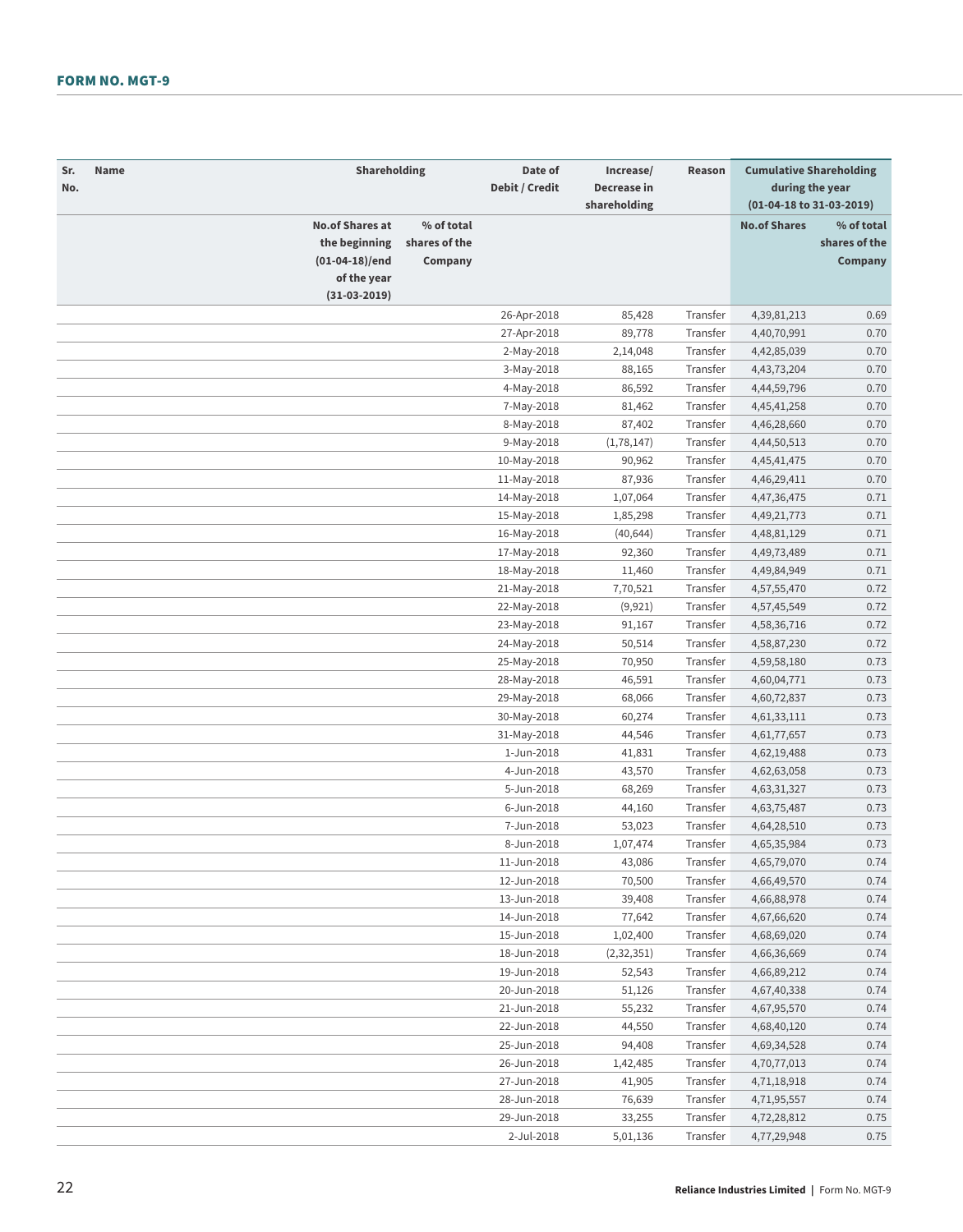| Sr. No. | Name | Shareholding | | Date of Debit / Credit | Increase/ Decrease in shareholding | Reason | Cumulative Shareholding during the year (01-04-18 to 31-03-2019) | |
|---|---|---|---|---|---|---|---|---|
| | | No.of Shares at the beginning (01-04-18)/end of the year (31-03-2019) | % of total shares of the Company | | | | No.of Shares | % of total shares of the Company |
| | | | | 26-Apr-2018 | 85,428 | Transfer | 4,39,81,213 | 0.69 |
| | | | | 27-Apr-2018 | 89,778 | Transfer | 4,40,70,991 | 0.70 |
| | | | | 2-May-2018 | 2,14,048 | Transfer | 4,42,85,039 | 0.70 |
| | | | | 3-May-2018 | 88,165 | Transfer | 4,43,73,204 | 0.70 |
| | | | | 4-May-2018 | 86,592 | Transfer | 4,44,59,796 | 0.70 |
| | | | | 7-May-2018 | 81,462 | Transfer | 4,45,41,258 | 0.70 |
| | | | | 8-May-2018 | 87,402 | Transfer | 4,46,28,660 | 0.70 |
| | | | | 9-May-2018 | (1,78,147) | Transfer | 4,44,50,513 | 0.70 |
| | | | | 10-May-2018 | 90,962 | Transfer | 4,45,41,475 | 0.70 |
| | | | | 11-May-2018 | 87,936 | Transfer | 4,46,29,411 | 0.70 |
| | | | | 14-May-2018 | 1,07,064 | Transfer | 4,47,36,475 | 0.71 |
| | | | | 15-May-2018 | 1,85,298 | Transfer | 4,49,21,773 | 0.71 |
| | | | | 16-May-2018 | (40,644) | Transfer | 4,48,81,129 | 0.71 |
| | | | | 17-May-2018 | 92,360 | Transfer | 4,49,73,489 | 0.71 |
| | | | | 18-May-2018 | 11,460 | Transfer | 4,49,84,949 | 0.71 |
| | | | | 21-May-2018 | 7,70,521 | Transfer | 4,57,55,470 | 0.72 |
| | | | | 22-May-2018 | (9,921) | Transfer | 4,57,45,549 | 0.72 |
| | | | | 23-May-2018 | 91,167 | Transfer | 4,58,36,716 | 0.72 |
| | | | | 24-May-2018 | 50,514 | Transfer | 4,58,87,230 | 0.72 |
| | | | | 25-May-2018 | 70,950 | Transfer | 4,59,58,180 | 0.73 |
| | | | | 28-May-2018 | 46,591 | Transfer | 4,60,04,771 | 0.73 |
| | | | | 29-May-2018 | 68,066 | Transfer | 4,60,72,837 | 0.73 |
| | | | | 30-May-2018 | 60,274 | Transfer | 4,61,33,111 | 0.73 |
| | | | | 31-May-2018 | 44,546 | Transfer | 4,61,77,657 | 0.73 |
| | | | | 1-Jun-2018 | 41,831 | Transfer | 4,62,19,488 | 0.73 |
| | | | | 4-Jun-2018 | 43,570 | Transfer | 4,62,63,058 | 0.73 |
| | | | | 5-Jun-2018 | 68,269 | Transfer | 4,63,31,327 | 0.73 |
| | | | | 6-Jun-2018 | 44,160 | Transfer | 4,63,75,487 | 0.73 |
| | | | | 7-Jun-2018 | 53,023 | Transfer | 4,64,28,510 | 0.73 |
| | | | | 8-Jun-2018 | 1,07,474 | Transfer | 4,65,35,984 | 0.73 |
| | | | | 11-Jun-2018 | 43,086 | Transfer | 4,65,79,070 | 0.74 |
| | | | | 12-Jun-2018 | 70,500 | Transfer | 4,66,49,570 | 0.74 |
| | | | | 13-Jun-2018 | 39,408 | Transfer | 4,66,88,978 | 0.74 |
| | | | | 14-Jun-2018 | 77,642 | Transfer | 4,67,66,620 | 0.74 |
| | | | | 15-Jun-2018 | 1,02,400 | Transfer | 4,68,69,020 | 0.74 |
| | | | | 18-Jun-2018 | (2,32,351) | Transfer | 4,66,36,669 | 0.74 |
| | | | | 19-Jun-2018 | 52,543 | Transfer | 4,66,89,212 | 0.74 |
| | | | | 20-Jun-2018 | 51,126 | Transfer | 4,67,40,338 | 0.74 |
| | | | | 21-Jun-2018 | 55,232 | Transfer | 4,67,95,570 | 0.74 |
| | | | | 22-Jun-2018 | 44,550 | Transfer | 4,68,40,120 | 0.74 |
| | | | | 25-Jun-2018 | 94,408 | Transfer | 4,69,34,528 | 0.74 |
| | | | | 26-Jun-2018 | 1,42,485 | Transfer | 4,70,77,013 | 0.74 |
| | | | | 27-Jun-2018 | 41,905 | Transfer | 4,71,18,918 | 0.74 |
| | | | | 28-Jun-2018 | 76,639 | Transfer | 4,71,95,557 | 0.74 |
| | | | | 29-Jun-2018 | 33,255 | Transfer | 4,72,28,812 | 0.75 |
| | | | | 2-Jul-2018 | 5,01,136 | Transfer | 4,77,29,948 | 0.75 |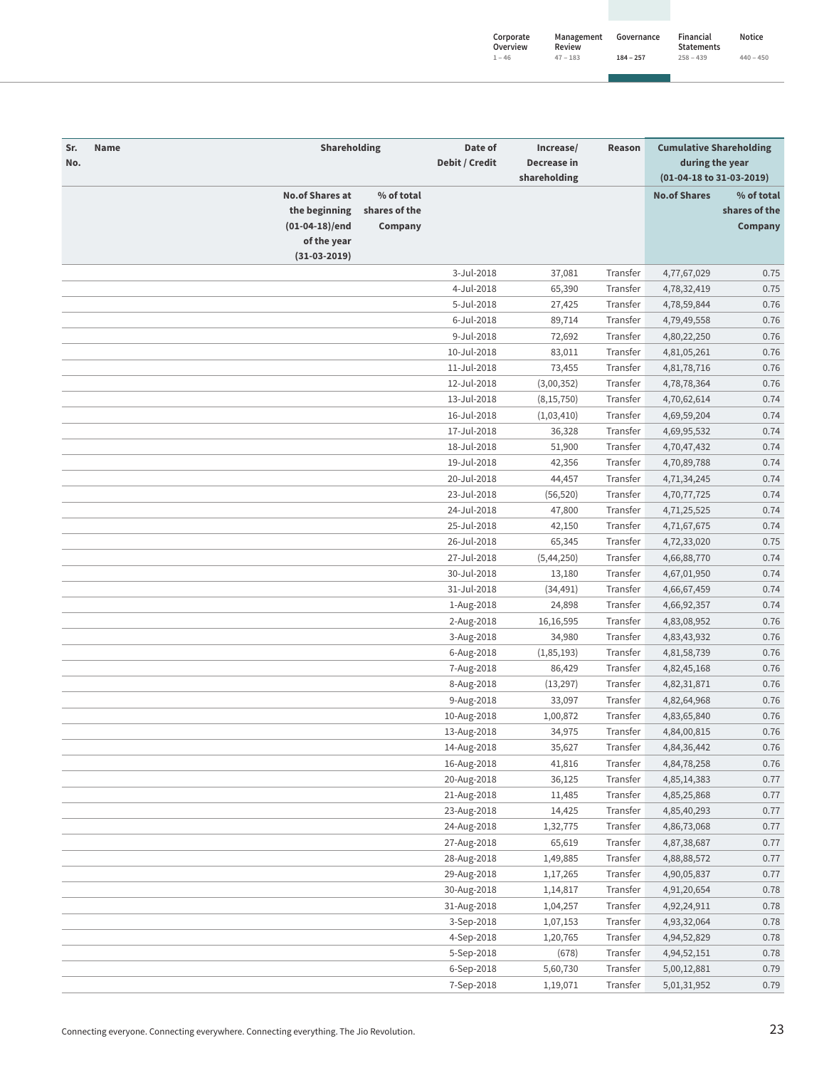| Sr. No. | Name | Shareholding | | Date of Debit / Credit | Increase/ Decrease in shareholding | Reason | Cumulative Shareholding during the year (01-04-18 to 31-03-2019) | |
|---|---|---|---|---|---|---|---|---|
| | | No.of Shares at the beginning (01-04-18)/end of the year (31-03-2019) | % of total shares of the Company | | | | No.of Shares | % of total shares of the Company |
| | | | | 3-Jul-2018 | 37,081 | Transfer | 4,77,67,029 | 0.75 |
| | | | | 4-Jul-2018 | 65,390 | Transfer | 4,78,32,419 | 0.75 |
| | | | | 5-Jul-2018 | 27,425 | Transfer | 4,78,59,844 | 0.76 |
| | | | | 6-Jul-2018 | 89,714 | Transfer | 4,79,49,558 | 0.76 |
| | | | | 9-Jul-2018 | 72,692 | Transfer | 4,80,22,250 | 0.76 |
| | | | | 10-Jul-2018 | 83,011 | Transfer | 4,81,05,261 | 0.76 |
| | | | | 11-Jul-2018 | 73,455 | Transfer | 4,81,78,716 | 0.76 |
| | | | | 12-Jul-2018 | (3,00,352) | Transfer | 4,78,78,364 | 0.76 |
| | | | | 13-Jul-2018 | (8,15,750) | Transfer | 4,70,62,614 | 0.74 |
| | | | | 16-Jul-2018 | (1,03,410) | Transfer | 4,69,59,204 | 0.74 |
| | | | | 17-Jul-2018 | 36,328 | Transfer | 4,69,95,532 | 0.74 |
| | | | | 18-Jul-2018 | 51,900 | Transfer | 4,70,47,432 | 0.74 |
| | | | | 19-Jul-2018 | 42,356 | Transfer | 4,70,89,788 | 0.74 |
| | | | | 20-Jul-2018 | 44,457 | Transfer | 4,71,34,245 | 0.74 |
| | | | | 23-Jul-2018 | (56,520) | Transfer | 4,70,77,725 | 0.74 |
| | | | | 24-Jul-2018 | 47,800 | Transfer | 4,71,25,525 | 0.74 |
| | | | | 25-Jul-2018 | 42,150 | Transfer | 4,71,67,675 | 0.74 |
| | | | | 26-Jul-2018 | 65,345 | Transfer | 4,72,33,020 | 0.75 |
| | | | | 27-Jul-2018 | (5,44,250) | Transfer | 4,66,88,770 | 0.74 |
| | | | | 30-Jul-2018 | 13,180 | Transfer | 4,67,01,950 | 0.74 |
| | | | | 31-Jul-2018 | (34,491) | Transfer | 4,66,67,459 | 0.74 |
| | | | | 1-Aug-2018 | 24,898 | Transfer | 4,66,92,357 | 0.74 |
| | | | | 2-Aug-2018 | 16,16,595 | Transfer | 4,83,08,952 | 0.76 |
| | | | | 3-Aug-2018 | 34,980 | Transfer | 4,83,43,932 | 0.76 |
| | | | | 6-Aug-2018 | (1,85,193) | Transfer | 4,81,58,739 | 0.76 |
| | | | | 7-Aug-2018 | 86,429 | Transfer | 4,82,45,168 | 0.76 |
| | | | | 8-Aug-2018 | (13,297) | Transfer | 4,82,31,871 | 0.76 |
| | | | | 9-Aug-2018 | 33,097 | Transfer | 4,82,64,968 | 0.76 |
| | | | | 10-Aug-2018 | 1,00,872 | Transfer | 4,83,65,840 | 0.76 |
| | | | | 13-Aug-2018 | 34,975 | Transfer | 4,84,00,815 | 0.76 |
| | | | | 14-Aug-2018 | 35,627 | Transfer | 4,84,36,442 | 0.76 |
| | | | | 16-Aug-2018 | 41,816 | Transfer | 4,84,78,258 | 0.76 |
| | | | | 20-Aug-2018 | 36,125 | Transfer | 4,85,14,383 | 0.77 |
| | | | | 21-Aug-2018 | 11,485 | Transfer | 4,85,25,868 | 0.77 |
| | | | | 23-Aug-2018 | 14,425 | Transfer | 4,85,40,293 | 0.77 |
| | | | | 24-Aug-2018 | 1,32,775 | Transfer | 4,86,73,068 | 0.77 |
| | | | | 27-Aug-2018 | 65,619 | Transfer | 4,87,38,687 | 0.77 |
| | | | | 28-Aug-2018 | 1,49,885 | Transfer | 4,88,88,572 | 0.77 |
| | | | | 29-Aug-2018 | 1,17,265 | Transfer | 4,90,05,837 | 0.77 |
| | | | | 30-Aug-2018 | 1,14,817 | Transfer | 4,91,20,654 | 0.78 |
| | | | | 31-Aug-2018 | 1,04,257 | Transfer | 4,92,24,911 | 0.78 |
| | | | | 3-Sep-2018 | 1,07,153 | Transfer | 4,93,32,064 | 0.78 |
| | | | | 4-Sep-2018 | 1,20,765 | Transfer | 4,94,52,829 | 0.78 |
| | | | | 5-Sep-2018 | (678) | Transfer | 4,94,52,151 | 0.78 |
| | | | | 6-Sep-2018 | 5,60,730 | Transfer | 5,00,12,881 | 0.79 |
| | | | | 7-Sep-2018 | 1,19,071 | Transfer | 5,01,31,952 | 0.79 |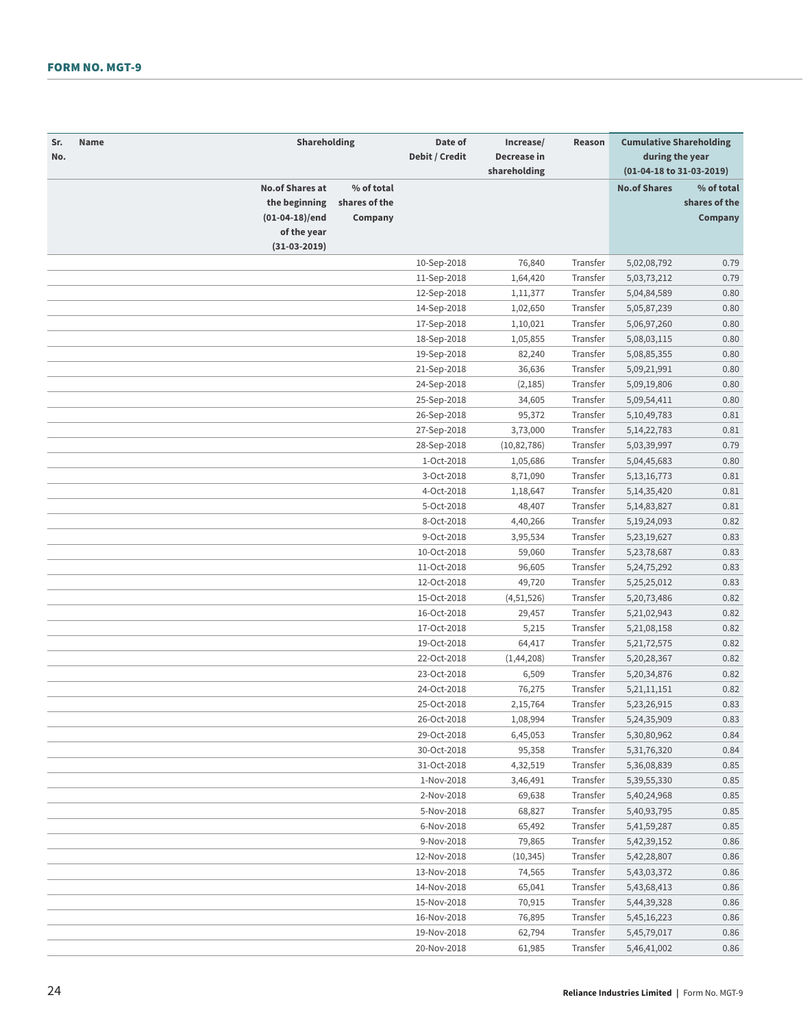## FORM NO. MGT-9

| Sr. No. | Name | Shareholding | | Date of Debit / Credit | Increase/ Decrease in shareholding | Reason | Cumulative Shareholding during the year (01-04-18 to 31-03-2019) | |
|---|---|---|---|---|---|---|---|---|
| | | No.of Shares at the beginning (01-04-18)/end of the year (31-03-2019) | % of total shares of the Company | | | | No.of Shares | % of total shares of the Company |
| | | | | 10-Sep-2018 | 76,840 | Transfer | 5,02,08,792 | 0.79 |
| | | | | 11-Sep-2018 | 1,64,420 | Transfer | 5,03,73,212 | 0.79 |
| | | | | 12-Sep-2018 | 1,11,377 | Transfer | 5,04,84,589 | 0.80 |
| | | | | 14-Sep-2018 | 1,02,650 | Transfer | 5,05,87,239 | 0.80 |
| | | | | 17-Sep-2018 | 1,10,021 | Transfer | 5,06,97,260 | 0.80 |
| | | | | 18-Sep-2018 | 1,05,855 | Transfer | 5,08,03,115 | 0.80 |
| | | | | 19-Sep-2018 | 82,240 | Transfer | 5,08,85,355 | 0.80 |
| | | | | 21-Sep-2018 | 36,636 | Transfer | 5,09,21,991 | 0.80 |
| | | | | 24-Sep-2018 | (2,185) | Transfer | 5,09,19,806 | 0.80 |
| | | | | 25-Sep-2018 | 34,605 | Transfer | 5,09,54,411 | 0.80 |
| | | | | 26-Sep-2018 | 95,372 | Transfer | 5,10,49,783 | 0.81 |
| | | | | 27-Sep-2018 | 3,73,000 | Transfer | 5,14,22,783 | 0.81 |
| | | | | 28-Sep-2018 | (10,82,786) | Transfer | 5,03,39,997 | 0.79 |
| | | | | 1-Oct-2018 | 1,05,686 | Transfer | 5,04,45,683 | 0.80 |
| | | | | 3-Oct-2018 | 8,71,090 | Transfer | 5,13,16,773 | 0.81 |
| | | | | 4-Oct-2018 | 1,18,647 | Transfer | 5,14,35,420 | 0.81 |
| | | | | 5-Oct-2018 | 48,407 | Transfer | 5,14,83,827 | 0.81 |
| | | | | 8-Oct-2018 | 4,40,266 | Transfer | 5,19,24,093 | 0.82 |
| | | | | 9-Oct-2018 | 3,95,534 | Transfer | 5,23,19,627 | 0.83 |
| | | | | 10-Oct-2018 | 59,060 | Transfer | 5,23,78,687 | 0.83 |
| | | | | 11-Oct-2018 | 96,605 | Transfer | 5,24,75,292 | 0.83 |
| | | | | 12-Oct-2018 | 49,720 | Transfer | 5,25,25,012 | 0.83 |
| | | | | 15-Oct-2018 | (4,51,526) | Transfer | 5,20,73,486 | 0.82 |
| | | | | 16-Oct-2018 | 29,457 | Transfer | 5,21,02,943 | 0.82 |
| | | | | 17-Oct-2018 | 5,215 | Transfer | 5,21,08,158 | 0.82 |
| | | | | 19-Oct-2018 | 64,417 | Transfer | 5,21,72,575 | 0.82 |
| | | | | 22-Oct-2018 | (1,44,208) | Transfer | 5,20,28,367 | 0.82 |
| | | | | 23-Oct-2018 | 6,509 | Transfer | 5,20,34,876 | 0.82 |
| | | | | 24-Oct-2018 | 76,275 | Transfer | 5,21,11,151 | 0.82 |
| | | | | 25-Oct-2018 | 2,15,764 | Transfer | 5,23,26,915 | 0.83 |
| | | | | 26-Oct-2018 | 1,08,994 | Transfer | 5,24,35,909 | 0.83 |
| | | | | 29-Oct-2018 | 6,45,053 | Transfer | 5,30,80,962 | 0.84 |
| | | | | 30-Oct-2018 | 95,358 | Transfer | 5,31,76,320 | 0.84 |
| | | | | 31-Oct-2018 | 4,32,519 | Transfer | 5,36,08,839 | 0.85 |
| | | | | 1-Nov-2018 | 3,46,491 | Transfer | 5,39,55,330 | 0.85 |
| | | | | 2-Nov-2018 | 69,638 | Transfer | 5,40,24,968 | 0.85 |
| | | | | 5-Nov-2018 | 68,827 | Transfer | 5,40,93,795 | 0.85 |
| | | | | 6-Nov-2018 | 65,492 | Transfer | 5,41,59,287 | 0.85 |
| | | | | 9-Nov-2018 | 79,865 | Transfer | 5,42,39,152 | 0.86 |
| | | | | 12-Nov-2018 | (10,345) | Transfer | 5,42,28,807 | 0.86 |
| | | | | 13-Nov-2018 | 74,565 | Transfer | 5,43,03,372 | 0.86 |
| | | | | 14-Nov-2018 | 65,041 | Transfer | 5,43,68,413 | 0.86 |
| | | | | 15-Nov-2018 | 70,915 | Transfer | 5,44,39,328 | 0.86 |
| | | | | 16-Nov-2018 | 76,895 | Transfer | 5,45,16,223 | 0.86 |
| | | | | 19-Nov-2018 | 62,794 | Transfer | 5,45,79,017 | 0.86 |
| | | | | 20-Nov-2018 | 61,985 | Transfer | 5,46,41,002 | 0.86 |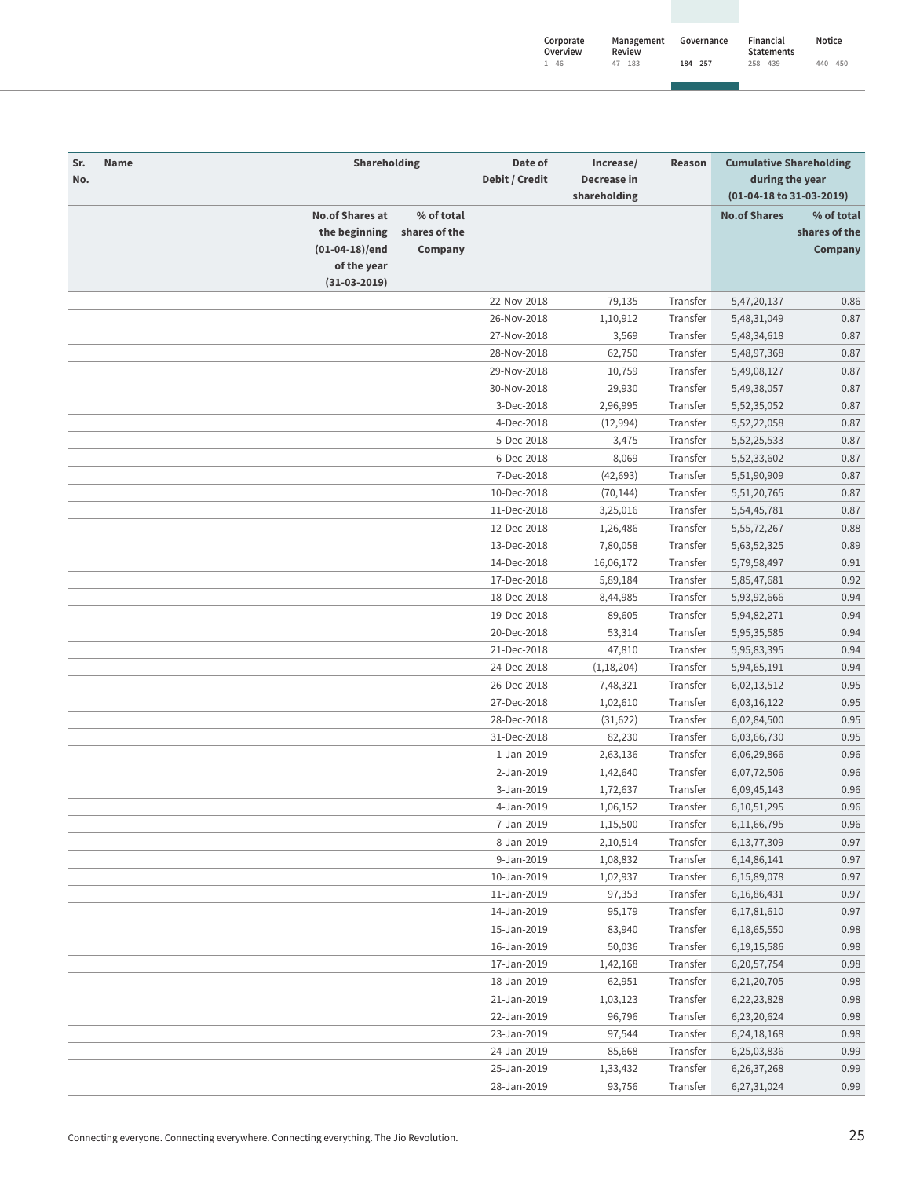| Sr. No. | Name | Shareholding | | Date of Debit / Credit | Increase/ Decrease in shareholding | Reason | Cumulative Shareholding during the year (01-04-18 to 31-03-2019) | |
|---|---|---|---|---|---|---|---|---|
| | | No.of Shares at the beginning (01-04-18)/end of the year (31-03-2019) | % of total shares of the Company | | | | No.of Shares | % of total shares of the Company |
| | | | | 22-Nov-2018 | 79,135 | Transfer | 5,47,20,137 | 0.86 |
| | | | | 26-Nov-2018 | 1,10,912 | Transfer | 5,48,31,049 | 0.87 |
| | | | | 27-Nov-2018 | 3,569 | Transfer | 5,48,34,618 | 0.87 |
| | | | | 28-Nov-2018 | 62,750 | Transfer | 5,48,97,368 | 0.87 |
| | | | | 29-Nov-2018 | 10,759 | Transfer | 5,49,08,127 | 0.87 |
| | | | | 30-Nov-2018 | 29,930 | Transfer | 5,49,38,057 | 0.87 |
| | | | | 3-Dec-2018 | 2,96,995 | Transfer | 5,52,35,052 | 0.87 |
| | | | | 4-Dec-2018 | (12,994) | Transfer | 5,52,22,058 | 0.87 |
| | | | | 5-Dec-2018 | 3,475 | Transfer | 5,52,25,533 | 0.87 |
| | | | | 6-Dec-2018 | 8,069 | Transfer | 5,52,33,602 | 0.87 |
| | | | | 7-Dec-2018 | (42,693) | Transfer | 5,51,90,909 | 0.87 |
| | | | | 10-Dec-2018 | (70,144) | Transfer | 5,51,20,765 | 0.87 |
| | | | | 11-Dec-2018 | 3,25,016 | Transfer | 5,54,45,781 | 0.87 |
| | | | | 12-Dec-2018 | 1,26,486 | Transfer | 5,55,72,267 | 0.88 |
| | | | | 13-Dec-2018 | 7,80,058 | Transfer | 5,63,52,325 | 0.89 |
| | | | | 14-Dec-2018 | 16,06,172 | Transfer | 5,79,58,497 | 0.91 |
| | | | | 17-Dec-2018 | 5,89,184 | Transfer | 5,85,47,681 | 0.92 |
| | | | | 18-Dec-2018 | 8,44,985 | Transfer | 5,93,92,666 | 0.94 |
| | | | | 19-Dec-2018 | 89,605 | Transfer | 5,94,82,271 | 0.94 |
| | | | | 20-Dec-2018 | 53,314 | Transfer | 5,95,35,585 | 0.94 |
| | | | | 21-Dec-2018 | 47,810 | Transfer | 5,95,83,395 | 0.94 |
| | | | | 24-Dec-2018 | (1,18,204) | Transfer | 5,94,65,191 | 0.94 |
| | | | | 26-Dec-2018 | 7,48,321 | Transfer | 6,02,13,512 | 0.95 |
| | | | | 27-Dec-2018 | 1,02,610 | Transfer | 6,03,16,122 | 0.95 |
| | | | | 28-Dec-2018 | (31,622) | Transfer | 6,02,84,500 | 0.95 |
| | | | | 31-Dec-2018 | 82,230 | Transfer | 6,03,66,730 | 0.95 |
| | | | | 1-Jan-2019 | 2,63,136 | Transfer | 6,06,29,866 | 0.96 |
| | | | | 2-Jan-2019 | 1,42,640 | Transfer | 6,07,72,506 | 0.96 |
| | | | | 3-Jan-2019 | 1,72,637 | Transfer | 6,09,45,143 | 0.96 |
| | | | | 4-Jan-2019 | 1,06,152 | Transfer | 6,10,51,295 | 0.96 |
| | | | | 7-Jan-2019 | 1,15,500 | Transfer | 6,11,66,795 | 0.96 |
| | | | | 8-Jan-2019 | 2,10,514 | Transfer | 6,13,77,309 | 0.97 |
| | | | | 9-Jan-2019 | 1,08,832 | Transfer | 6,14,86,141 | 0.97 |
| | | | | 10-Jan-2019 | 1,02,937 | Transfer | 6,15,89,078 | 0.97 |
| | | | | 11-Jan-2019 | 97,353 | Transfer | 6,16,86,431 | 0.97 |
| | | | | 14-Jan-2019 | 95,179 | Transfer | 6,17,81,610 | 0.97 |
| | | | | 15-Jan-2019 | 83,940 | Transfer | 6,18,65,550 | 0.98 |
| | | | | 16-Jan-2019 | 50,036 | Transfer | 6,19,15,586 | 0.98 |
| | | | | 17-Jan-2019 | 1,42,168 | Transfer | 6,20,57,754 | 0.98 |
| | | | | 18-Jan-2019 | 62,951 | Transfer | 6,21,20,705 | 0.98 |
| | | | | 21-Jan-2019 | 1,03,123 | Transfer | 6,22,23,828 | 0.98 |
| | | | | 22-Jan-2019 | 96,796 | Transfer | 6,23,20,624 | 0.98 |
| | | | | 23-Jan-2019 | 97,544 | Transfer | 6,24,18,168 | 0.98 |
| | | | | 24-Jan-2019 | 85,668 | Transfer | 6,25,03,836 | 0.99 |
| | | | | 25-Jan-2019 | 1,33,432 | Transfer | 6,26,37,268 | 0.99 |
| | | | | 28-Jan-2019 | 93,756 | Transfer | 6,27,31,024 | 0.99 |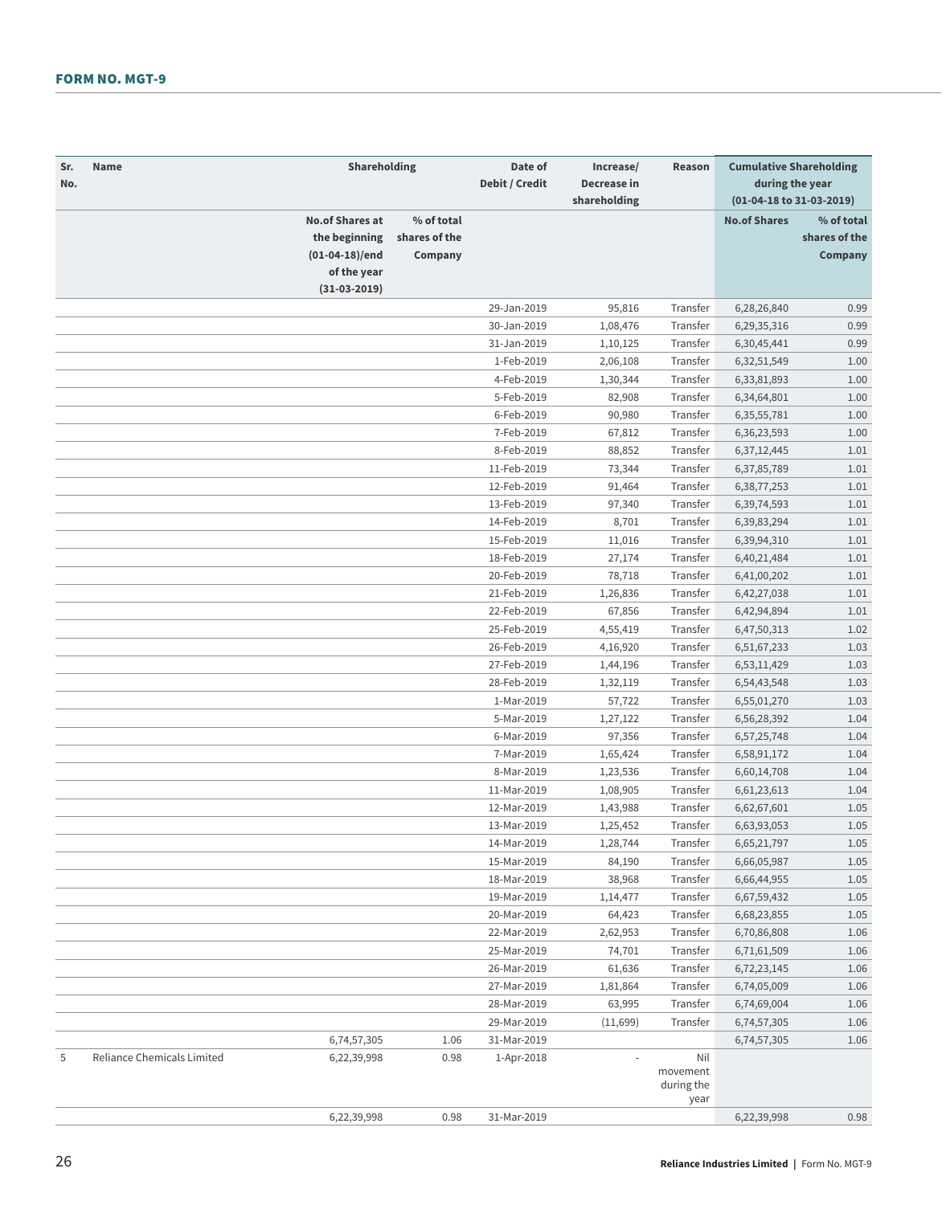## FORM NO. MGT-9

| Sr. No. | Name | Shareholding | | Date of Debit / Credit | Increase/ Decrease in shareholding | Reason | Cumulative Shareholding during the year (01-04-18 to 31-03-2019) | |
|---|---|---|---|---|---|---|---|---|
| | | No.of Shares at the beginning (01-04-18)/end of the year (31-03-2019) | % of total shares of the Company | | | | No.of Shares | % of total shares of the Company |
| | | | | 29-Jan-2019 | 95,816 | Transfer | 6,28,26,840 | 0.99 |
| | | | | 30-Jan-2019 | 1,08,476 | Transfer | 6,29,35,316 | 0.99 |
| | | | | 31-Jan-2019 | 1,10,125 | Transfer | 6,30,45,441 | 0.99 |
| | | | | 1-Feb-2019 | 2,06,108 | Transfer | 6,32,51,549 | 1.00 |
| | | | | 4-Feb-2019 | 1,30,344 | Transfer | 6,33,81,893 | 1.00 |
| | | | | 5-Feb-2019 | 82,908 | Transfer | 6,34,64,801 | 1.00 |
| | | | | 6-Feb-2019 | 90,980 | Transfer | 6,35,55,781 | 1.00 |
| | | | | 7-Feb-2019 | 67,812 | Transfer | 6,36,23,593 | 1.00 |
| | | | | 8-Feb-2019 | 88,852 | Transfer | 6,37,12,445 | 1.01 |
| | | | | 11-Feb-2019 | 73,344 | Transfer | 6,37,85,789 | 1.01 |
| | | | | 12-Feb-2019 | 91,464 | Transfer | 6,38,77,253 | 1.01 |
| | | | | 13-Feb-2019 | 97,340 | Transfer | 6,39,74,593 | 1.01 |
| | | | | 14-Feb-2019 | 8,701 | Transfer | 6,39,83,294 | 1.01 |
| | | | | 15-Feb-2019 | 11,016 | Transfer | 6,39,94,310 | 1.01 |
| | | | | 18-Feb-2019 | 27,174 | Transfer | 6,40,21,484 | 1.01 |
| | | | | 20-Feb-2019 | 78,718 | Transfer | 6,41,00,202 | 1.01 |
| | | | | 21-Feb-2019 | 1,26,836 | Transfer | 6,42,27,038 | 1.01 |
| | | | | 22-Feb-2019 | 67,856 | Transfer | 6,42,94,894 | 1.01 |
| | | | | 25-Feb-2019 | 4,55,419 | Transfer | 6,47,50,313 | 1.02 |
| | | | | 26-Feb-2019 | 4,16,920 | Transfer | 6,51,67,233 | 1.03 |
| | | | | 27-Feb-2019 | 1,44,196 | Transfer | 6,53,11,429 | 1.03 |
| | | | | 28-Feb-2019 | 1,32,119 | Transfer | 6,54,43,548 | 1.03 |
| | | | | 1-Mar-2019 | 57,722 | Transfer | 6,55,01,270 | 1.03 |
| | | | | 5-Mar-2019 | 1,27,122 | Transfer | 6,56,28,392 | 1.04 |
| | | | | 6-Mar-2019 | 97,356 | Transfer | 6,57,25,748 | 1.04 |
| | | | | 7-Mar-2019 | 1,65,424 | Transfer | 6,58,91,172 | 1.04 |
| | | | | 8-Mar-2019 | 1,23,536 | Transfer | 6,60,14,708 | 1.04 |
| | | | | 11-Mar-2019 | 1,08,905 | Transfer | 6,61,23,613 | 1.04 |
| | | | | 12-Mar-2019 | 1,43,988 | Transfer | 6,62,67,601 | 1.05 |
| | | | | 13-Mar-2019 | 1,25,452 | Transfer | 6,63,93,053 | 1.05 |
| | | | | 14-Mar-2019 | 1,28,744 | Transfer | 6,65,21,797 | 1.05 |
| | | | | 15-Mar-2019 | 84,190 | Transfer | 6,66,05,987 | 1.05 |
| | | | | 18-Mar-2019 | 38,968 | Transfer | 6,66,44,955 | 1.05 |
| | | | | 19-Mar-2019 | 1,14,477 | Transfer | 6,67,59,432 | 1.05 |
| | | | | 20-Mar-2019 | 64,423 | Transfer | 6,68,23,855 | 1.05 |
| | | | | 22-Mar-2019 | 2,62,953 | Transfer | 6,70,86,808 | 1.06 |
| | | | | 25-Mar-2019 | 74,701 | Transfer | 6,71,61,509 | 1.06 |
| | | | | 26-Mar-2019 | 61,636 | Transfer | 6,72,23,145 | 1.06 |
| | | | | 27-Mar-2019 | 1,81,864 | Transfer | 6,74,05,009 | 1.06 |
| | | | | 28-Mar-2019 | 63,995 | Transfer | 6,74,69,004 | 1.06 |
| | | | | 29-Mar-2019 | (11,699) | Transfer | 6,74,57,305 | 1.06 |
| | | 6,74,57,305 | 1.06 | 31-Mar-2019 | | | 6,74,57,305 | 1.06 |
| 5 | Reliance Chemicals Limited | 6,22,39,998 | 0.98 | 1-Apr-2018 | - | Nil movement during the year | | |
| | | 6,22,39,998 | 0.98 | 31-Mar-2019 | | | 6,22,39,998 | 0.98 |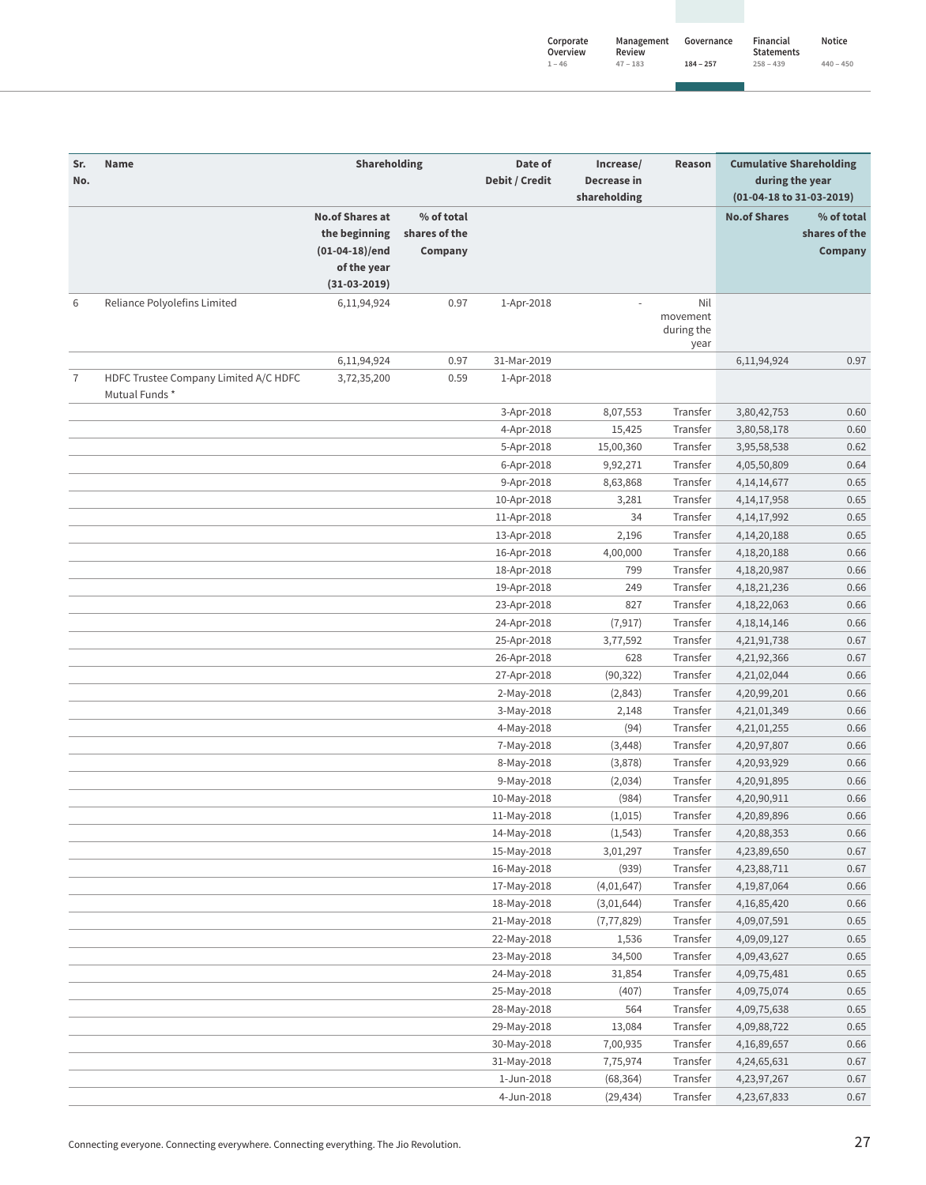| Sr. No. | Name | Shareholding | | Date of Debit / Credit | Increase/ Decrease in shareholding | Reason | Cumulative Shareholding during the year (01-04-18 to 31-03-2019) | |
|---|---|---|---|---|---|---|---|---|
| | | No.of Shares at the beginning (01-04-18)/end of the year (31-03-2019) | % of total shares of the Company | | | | No.of Shares | % of total shares of the Company |
| 6 | Reliance Polyolefins Limited | 6,11,94,924 | 0.97 | 1-Apr-2018 | - | Nil movement during the year | | |
| | | 6,11,94,924 | 0.97 | 31-Mar-2019 | | | 6,11,94,924 | 0.97 |
| 7 | HDFC Trustee Company Limited A/C HDFC Mutual Funds * | 3,72,35,200 | 0.59 | 1-Apr-2018 | | | | |
| | | | | 3-Apr-2018 | 8,07,553 | Transfer | 3,80,42,753 | 0.60 |
| | | | | 4-Apr-2018 | 15,425 | Transfer | 3,80,58,178 | 0.60 |
| | | | | 5-Apr-2018 | 15,00,360 | Transfer | 3,95,58,538 | 0.62 |
| | | | | 6-Apr-2018 | 9,92,271 | Transfer | 4,05,50,809 | 0.64 |
| | | | | 9-Apr-2018 | 8,63,868 | Transfer | 4,14,14,677 | 0.65 |
| | | | | 10-Apr-2018 | 3,281 | Transfer | 4,14,17,958 | 0.65 |
| | | | | 11-Apr-2018 | 34 | Transfer | 4,14,17,992 | 0.65 |
| | | | | 13-Apr-2018 | 2,196 | Transfer | 4,14,20,188 | 0.65 |
| | | | | 16-Apr-2018 | 4,00,000 | Transfer | 4,18,20,188 | 0.66 |
| | | | | 18-Apr-2018 | 799 | Transfer | 4,18,20,987 | 0.66 |
| | | | | 19-Apr-2018 | 249 | Transfer | 4,18,21,236 | 0.66 |
| | | | | 23-Apr-2018 | 827 | Transfer | 4,18,22,063 | 0.66 |
| | | | | 24-Apr-2018 | (7,917) | Transfer | 4,18,14,146 | 0.66 |
| | | | | 25-Apr-2018 | 3,77,592 | Transfer | 4,21,91,738 | 0.67 |
| | | | | 26-Apr-2018 | 628 | Transfer | 4,21,92,366 | 0.67 |
| | | | | 27-Apr-2018 | (90,322) | Transfer | 4,21,02,044 | 0.66 |
| | | | | 2-May-2018 | (2,843) | Transfer | 4,20,99,201 | 0.66 |
| | | | | 3-May-2018 | 2,148 | Transfer | 4,21,01,349 | 0.66 |
| | | | | 4-May-2018 | (94) | Transfer | 4,21,01,255 | 0.66 |
| | | | | 7-May-2018 | (3,448) | Transfer | 4,20,97,807 | 0.66 |
| | | | | 8-May-2018 | (3,878) | Transfer | 4,20,93,929 | 0.66 |
| | | | | 9-May-2018 | (2,034) | Transfer | 4,20,91,895 | 0.66 |
| | | | | 10-May-2018 | (984) | Transfer | 4,20,90,911 | 0.66 |
| | | | | 11-May-2018 | (1,015) | Transfer | 4,20,89,896 | 0.66 |
| | | | | 14-May-2018 | (1,543) | Transfer | 4,20,88,353 | 0.66 |
| | | | | 15-May-2018 | 3,01,297 | Transfer | 4,23,89,650 | 0.67 |
| | | | | 16-May-2018 | (939) | Transfer | 4,23,88,711 | 0.67 |
| | | | | 17-May-2018 | (4,01,647) | Transfer | 4,19,87,064 | 0.66 |
| | | | | 18-May-2018 | (3,01,644) | Transfer | 4,16,85,420 | 0.66 |
| | | | | 21-May-2018 | (7,77,829) | Transfer | 4,09,07,591 | 0.65 |
| | | | | 22-May-2018 | 1,536 | Transfer | 4,09,09,127 | 0.65 |
| | | | | 23-May-2018 | 34,500 | Transfer | 4,09,43,627 | 0.65 |
| | | | | 24-May-2018 | 31,854 | Transfer | 4,09,75,481 | 0.65 |
| | | | | 25-May-2018 | (407) | Transfer | 4,09,75,074 | 0.65 |
| | | | | 28-May-2018 | 564 | Transfer | 4,09,75,638 | 0.65 |
| | | | | 29-May-2018 | 13,084 | Transfer | 4,09,88,722 | 0.65 |
| | | | | 30-May-2018 | 7,00,935 | Transfer | 4,16,89,657 | 0.66 |
| | | | | 31-May-2018 | 7,75,974 | Transfer | 4,24,65,631 | 0.67 |
| | | | | 1-Jun-2018 | (68,364) | Transfer | 4,23,97,267 | 0.67 |
| | | | | 4-Jun-2018 | (29,434) | Transfer | 4,23,67,833 | 0.67 |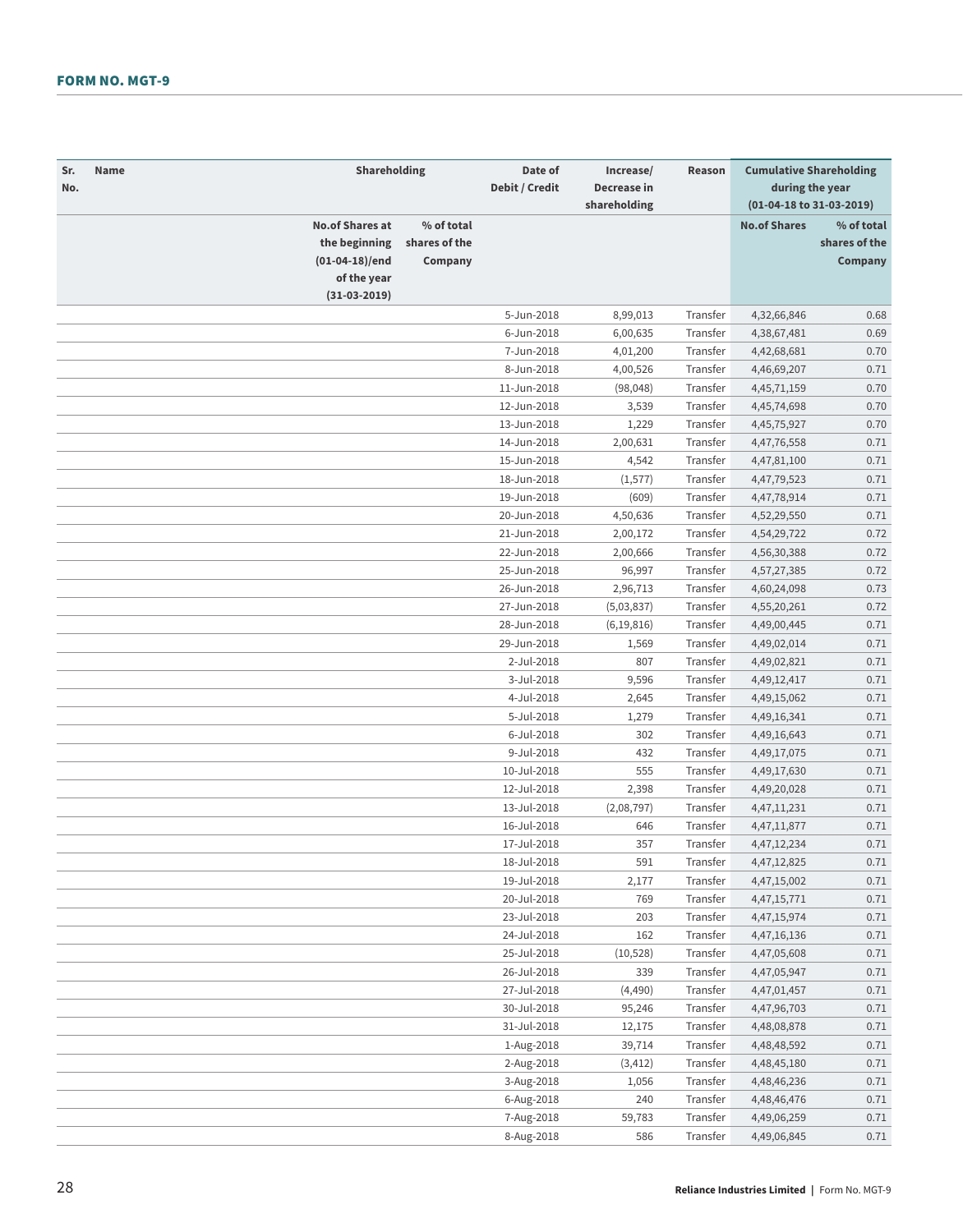| Sr. No. | Name | Shareholding | | Date of Debit / Credit | Increase/ Decrease in shareholding | Reason | Cumulative Shareholding during the year (01-04-18 to 31-03-2019) | |
|---|---|---|---|---|---|---|---|---|
| | | No.of Shares at the beginning (01-04-18)/end of the year (31-03-2019) | % of total shares of the Company | | | | No.of Shares | % of total shares of the Company |
| | | | | 5-Jun-2018 | 8,99,013 | Transfer | 4,32,66,846 | 0.68 |
| | | | | 6-Jun-2018 | 6,00,635 | Transfer | 4,38,67,481 | 0.69 |
| | | | | 7-Jun-2018 | 4,01,200 | Transfer | 4,42,68,681 | 0.70 |
| | | | | 8-Jun-2018 | 4,00,526 | Transfer | 4,46,69,207 | 0.71 |
| | | | | 11-Jun-2018 | (98,048) | Transfer | 4,45,71,159 | 0.70 |
| | | | | 12-Jun-2018 | 3,539 | Transfer | 4,45,74,698 | 0.70 |
| | | | | 13-Jun-2018 | 1,229 | Transfer | 4,45,75,927 | 0.70 |
| | | | | 14-Jun-2018 | 2,00,631 | Transfer | 4,47,76,558 | 0.71 |
| | | | | 15-Jun-2018 | 4,542 | Transfer | 4,47,81,100 | 0.71 |
| | | | | 18-Jun-2018 | (1,577) | Transfer | 4,47,79,523 | 0.71 |
| | | | | 19-Jun-2018 | (609) | Transfer | 4,47,78,914 | 0.71 |
| | | | | 20-Jun-2018 | 4,50,636 | Transfer | 4,52,29,550 | 0.71 |
| | | | | 21-Jun-2018 | 2,00,172 | Transfer | 4,54,29,722 | 0.72 |
| | | | | 22-Jun-2018 | 2,00,666 | Transfer | 4,56,30,388 | 0.72 |
| | | | | 25-Jun-2018 | 96,997 | Transfer | 4,57,27,385 | 0.72 |
| | | | | 26-Jun-2018 | 2,96,713 | Transfer | 4,60,24,098 | 0.73 |
| | | | | 27-Jun-2018 | (5,03,837) | Transfer | 4,55,20,261 | 0.72 |
| | | | | 28-Jun-2018 | (6,19,816) | Transfer | 4,49,00,445 | 0.71 |
| | | | | 29-Jun-2018 | 1,569 | Transfer | 4,49,02,014 | 0.71 |
| | | | | 2-Jul-2018 | 807 | Transfer | 4,49,02,821 | 0.71 |
| | | | | 3-Jul-2018 | 9,596 | Transfer | 4,49,12,417 | 0.71 |
| | | | | 4-Jul-2018 | 2,645 | Transfer | 4,49,15,062 | 0.71 |
| | | | | 5-Jul-2018 | 1,279 | Transfer | 4,49,16,341 | 0.71 |
| | | | | 6-Jul-2018 | 302 | Transfer | 4,49,16,643 | 0.71 |
| | | | | 9-Jul-2018 | 432 | Transfer | 4,49,17,075 | 0.71 |
| | | | | 10-Jul-2018 | 555 | Transfer | 4,49,17,630 | 0.71 |
| | | | | 12-Jul-2018 | 2,398 | Transfer | 4,49,20,028 | 0.71 |
| | | | | 13-Jul-2018 | (2,08,797) | Transfer | 4,47,11,231 | 0.71 |
| | | | | 16-Jul-2018 | 646 | Transfer | 4,47,11,877 | 0.71 |
| | | | | 17-Jul-2018 | 357 | Transfer | 4,47,12,234 | 0.71 |
| | | | | 18-Jul-2018 | 591 | Transfer | 4,47,12,825 | 0.71 |
| | | | | 19-Jul-2018 | 2,177 | Transfer | 4,47,15,002 | 0.71 |
| | | | | 20-Jul-2018 | 769 | Transfer | 4,47,15,771 | 0.71 |
| | | | | 23-Jul-2018 | 203 | Transfer | 4,47,15,974 | 0.71 |
| | | | | 24-Jul-2018 | 162 | Transfer | 4,47,16,136 | 0.71 |
| | | | | 25-Jul-2018 | (10,528) | Transfer | 4,47,05,608 | 0.71 |
| | | | | 26-Jul-2018 | 339 | Transfer | 4,47,05,947 | 0.71 |
| | | | | 27-Jul-2018 | (4,490) | Transfer | 4,47,01,457 | 0.71 |
| | | | | 30-Jul-2018 | 95,246 | Transfer | 4,47,96,703 | 0.71 |
| | | | | 31-Jul-2018 | 12,175 | Transfer | 4,48,08,878 | 0.71 |
| | | | | 1-Aug-2018 | 39,714 | Transfer | 4,48,48,592 | 0.71 |
| | | | | 2-Aug-2018 | (3,412) | Transfer | 4,48,45,180 | 0.71 |
| | | | | 3-Aug-2018 | 1,056 | Transfer | 4,48,46,236 | 0.71 |
| | | | | 6-Aug-2018 | 240 | Transfer | 4,48,46,476 | 0.71 |
| | | | | 7-Aug-2018 | 59,783 | Transfer | 4,49,06,259 | 0.71 |
| | | | | 8-Aug-2018 | 586 | Transfer | 4,49,06,845 | 0.71 |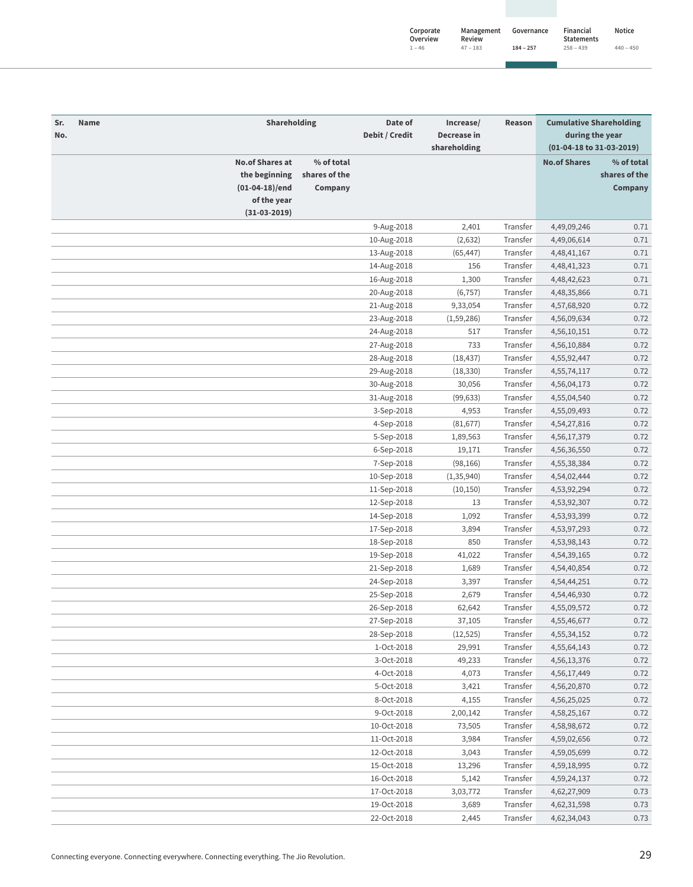| Sr. No. | Name | Shareholding | | Date of Debit / Credit | Increase/ Decrease in shareholding | Reason | Cumulative Shareholding during the year (01-04-18 to 31-03-2019) | |
|---|---|---|---|---|---|---|---|---|
| | | No.of Shares at the beginning (01-04-18)/end of the year (31-03-2019) | % of total shares of the Company | | | | No.of Shares | % of total shares of the Company |
| | | | | 9-Aug-2018 | 2,401 | Transfer | 4,49,09,246 | 0.71 |
| | | | | 10-Aug-2018 | (2,632) | Transfer | 4,49,06,614 | 0.71 |
| | | | | 13-Aug-2018 | (65,447) | Transfer | 4,48,41,167 | 0.71 |
| | | | | 14-Aug-2018 | 156 | Transfer | 4,48,41,323 | 0.71 |
| | | | | 16-Aug-2018 | 1,300 | Transfer | 4,48,42,623 | 0.71 |
| | | | | 20-Aug-2018 | (6,757) | Transfer | 4,48,35,866 | 0.71 |
| | | | | 21-Aug-2018 | 9,33,054 | Transfer | 4,57,68,920 | 0.72 |
| | | | | 23-Aug-2018 | (1,59,286) | Transfer | 4,56,09,634 | 0.72 |
| | | | | 24-Aug-2018 | 517 | Transfer | 4,56,10,151 | 0.72 |
| | | | | 27-Aug-2018 | 733 | Transfer | 4,56,10,884 | 0.72 |
| | | | | 28-Aug-2018 | (18,437) | Transfer | 4,55,92,447 | 0.72 |
| | | | | 29-Aug-2018 | (18,330) | Transfer | 4,55,74,117 | 0.72 |
| | | | | 30-Aug-2018 | 30,056 | Transfer | 4,56,04,173 | 0.72 |
| | | | | 31-Aug-2018 | (99,633) | Transfer | 4,55,04,540 | 0.72 |
| | | | | 3-Sep-2018 | 4,953 | Transfer | 4,55,09,493 | 0.72 |
| | | | | 4-Sep-2018 | (81,677) | Transfer | 4,54,27,816 | 0.72 |
| | | | | 5-Sep-2018 | 1,89,563 | Transfer | 4,56,17,379 | 0.72 |
| | | | | 6-Sep-2018 | 19,171 | Transfer | 4,56,36,550 | 0.72 |
| | | | | 7-Sep-2018 | (98,166) | Transfer | 4,55,38,384 | 0.72 |
| | | | | 10-Sep-2018 | (1,35,940) | Transfer | 4,54,02,444 | 0.72 |
| | | | | 11-Sep-2018 | (10,150) | Transfer | 4,53,92,294 | 0.72 |
| | | | | 12-Sep-2018 | 13 | Transfer | 4,53,92,307 | 0.72 |
| | | | | 14-Sep-2018 | 1,092 | Transfer | 4,53,93,399 | 0.72 |
| | | | | 17-Sep-2018 | 3,894 | Transfer | 4,53,97,293 | 0.72 |
| | | | | 18-Sep-2018 | 850 | Transfer | 4,53,98,143 | 0.72 |
| | | | | 19-Sep-2018 | 41,022 | Transfer | 4,54,39,165 | 0.72 |
| | | | | 21-Sep-2018 | 1,689 | Transfer | 4,54,40,854 | 0.72 |
| | | | | 24-Sep-2018 | 3,397 | Transfer | 4,54,44,251 | 0.72 |
| | | | | 25-Sep-2018 | 2,679 | Transfer | 4,54,46,930 | 0.72 |
| | | | | 26-Sep-2018 | 62,642 | Transfer | 4,55,09,572 | 0.72 |
| | | | | 27-Sep-2018 | 37,105 | Transfer | 4,55,46,677 | 0.72 |
| | | | | 28-Sep-2018 | (12,525) | Transfer | 4,55,34,152 | 0.72 |
| | | | | 1-Oct-2018 | 29,991 | Transfer | 4,55,64,143 | 0.72 |
| | | | | 3-Oct-2018 | 49,233 | Transfer | 4,56,13,376 | 0.72 |
| | | | | 4-Oct-2018 | 4,073 | Transfer | 4,56,17,449 | 0.72 |
| | | | | 5-Oct-2018 | 3,421 | Transfer | 4,56,20,870 | 0.72 |
| | | | | 8-Oct-2018 | 4,155 | Transfer | 4,56,25,025 | 0.72 |
| | | | | 9-Oct-2018 | 2,00,142 | Transfer | 4,58,25,167 | 0.72 |
| | | | | 10-Oct-2018 | 73,505 | Transfer | 4,58,98,672 | 0.72 |
| | | | | 11-Oct-2018 | 3,984 | Transfer | 4,59,02,656 | 0.72 |
| | | | | 12-Oct-2018 | 3,043 | Transfer | 4,59,05,699 | 0.72 |
| | | | | 15-Oct-2018 | 13,296 | Transfer | 4,59,18,995 | 0.72 |
| | | | | 16-Oct-2018 | 5,142 | Transfer | 4,59,24,137 | 0.72 |
| | | | | 17-Oct-2018 | 3,03,772 | Transfer | 4,62,27,909 | 0.73 |
| | | | | 19-Oct-2018 | 3,689 | Transfer | 4,62,31,598 | 0.73 |
| | | | | 22-Oct-2018 | 2,445 | Transfer | 4,62,34,043 | 0.73 |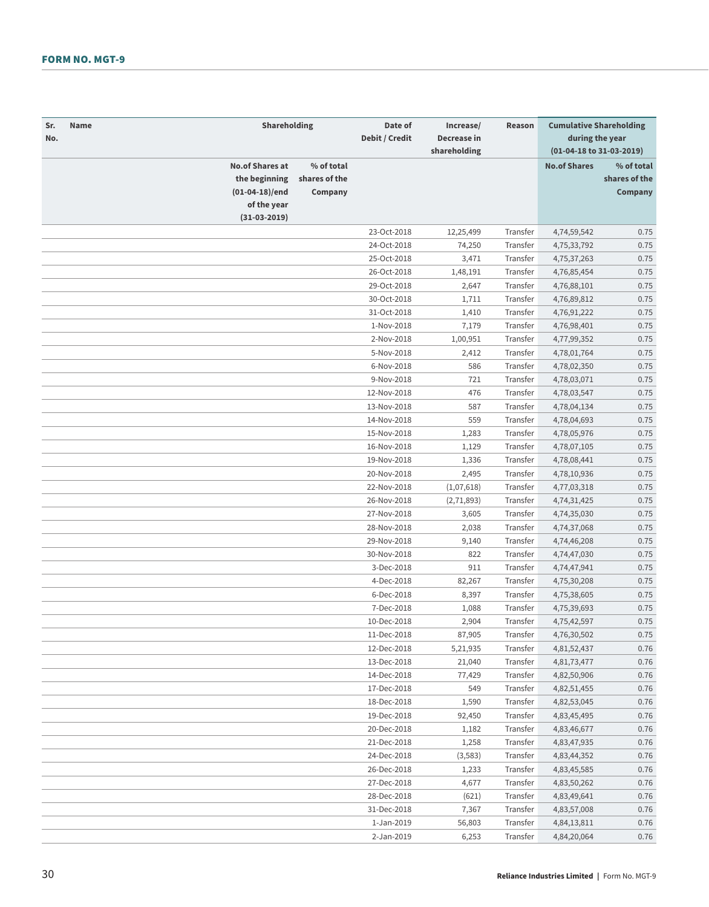## FORM NO. MGT-9

| Sr. No. | Name | Shareholding | | Date of Debit / Credit | Increase/ Decrease in shareholding | Reason | Cumulative Shareholding during the year (01-04-18 to 31-03-2019) | |
|---|---|---|---|---|---|---|---|---|
| | | No.of Shares at the beginning (01-04-18)/end of the year (31-03-2019) | % of total shares of the Company | | | | No.of Shares | % of total shares of the Company |
| | | | | 23-Oct-2018 | 12,25,499 | Transfer | 4,74,59,542 | 0.75 |
| | | | | 24-Oct-2018 | 74,250 | Transfer | 4,75,33,792 | 0.75 |
| | | | | 25-Oct-2018 | 3,471 | Transfer | 4,75,37,263 | 0.75 |
| | | | | 26-Oct-2018 | 1,48,191 | Transfer | 4,76,85,454 | 0.75 |
| | | | | 29-Oct-2018 | 2,647 | Transfer | 4,76,88,101 | 0.75 |
| | | | | 30-Oct-2018 | 1,711 | Transfer | 4,76,89,812 | 0.75 |
| | | | | 31-Oct-2018 | 1,410 | Transfer | 4,76,91,222 | 0.75 |
| | | | | 1-Nov-2018 | 7,179 | Transfer | 4,76,98,401 | 0.75 |
| | | | | 2-Nov-2018 | 1,00,951 | Transfer | 4,77,99,352 | 0.75 |
| | | | | 5-Nov-2018 | 2,412 | Transfer | 4,78,01,764 | 0.75 |
| | | | | 6-Nov-2018 | 586 | Transfer | 4,78,02,350 | 0.75 |
| | | | | 9-Nov-2018 | 721 | Transfer | 4,78,03,071 | 0.75 |
| | | | | 12-Nov-2018 | 476 | Transfer | 4,78,03,547 | 0.75 |
| | | | | 13-Nov-2018 | 587 | Transfer | 4,78,04,134 | 0.75 |
| | | | | 14-Nov-2018 | 559 | Transfer | 4,78,04,693 | 0.75 |
| | | | | 15-Nov-2018 | 1,283 | Transfer | 4,78,05,976 | 0.75 |
| | | | | 16-Nov-2018 | 1,129 | Transfer | 4,78,07,105 | 0.75 |
| | | | | 19-Nov-2018 | 1,336 | Transfer | 4,78,08,441 | 0.75 |
| | | | | 20-Nov-2018 | 2,495 | Transfer | 4,78,10,936 | 0.75 |
| | | | | 22-Nov-2018 | (1,07,618) | Transfer | 4,77,03,318 | 0.75 |
| | | | | 26-Nov-2018 | (2,71,893) | Transfer | 4,74,31,425 | 0.75 |
| | | | | 27-Nov-2018 | 3,605 | Transfer | 4,74,35,030 | 0.75 |
| | | | | 28-Nov-2018 | 2,038 | Transfer | 4,74,37,068 | 0.75 |
| | | | | 29-Nov-2018 | 9,140 | Transfer | 4,74,46,208 | 0.75 |
| | | | | 30-Nov-2018 | 822 | Transfer | 4,74,47,030 | 0.75 |
| | | | | 3-Dec-2018 | 911 | Transfer | 4,74,47,941 | 0.75 |
| | | | | 4-Dec-2018 | 82,267 | Transfer | 4,75,30,208 | 0.75 |
| | | | | 6-Dec-2018 | 8,397 | Transfer | 4,75,38,605 | 0.75 |
| | | | | 7-Dec-2018 | 1,088 | Transfer | 4,75,39,693 | 0.75 |
| | | | | 10-Dec-2018 | 2,904 | Transfer | 4,75,42,597 | 0.75 |
| | | | | 11-Dec-2018 | 87,905 | Transfer | 4,76,30,502 | 0.75 |
| | | | | 12-Dec-2018 | 5,21,935 | Transfer | 4,81,52,437 | 0.76 |
| | | | | 13-Dec-2018 | 21,040 | Transfer | 4,81,73,477 | 0.76 |
| | | | | 14-Dec-2018 | 77,429 | Transfer | 4,82,50,906 | 0.76 |
| | | | | 17-Dec-2018 | 549 | Transfer | 4,82,51,455 | 0.76 |
| | | | | 18-Dec-2018 | 1,590 | Transfer | 4,82,53,045 | 0.76 |
| | | | | 19-Dec-2018 | 92,450 | Transfer | 4,83,45,495 | 0.76 |
| | | | | 20-Dec-2018 | 1,182 | Transfer | 4,83,46,677 | 0.76 |
| | | | | 21-Dec-2018 | 1,258 | Transfer | 4,83,47,935 | 0.76 |
| | | | | 24-Dec-2018 | (3,583) | Transfer | 4,83,44,352 | 0.76 |
| | | | | 26-Dec-2018 | 1,233 | Transfer | 4,83,45,585 | 0.76 |
| | | | | 27-Dec-2018 | 4,677 | Transfer | 4,83,50,262 | 0.76 |
| | | | | 28-Dec-2018 | (621) | Transfer | 4,83,49,641 | 0.76 |
| | | | | 31-Dec-2018 | 7,367 | Transfer | 4,83,57,008 | 0.76 |
| | | | | 1-Jan-2019 | 56,803 | Transfer | 4,84,13,811 | 0.76 |
| | | | | 2-Jan-2019 | 6,253 | Transfer | 4,84,20,064 | 0.76 |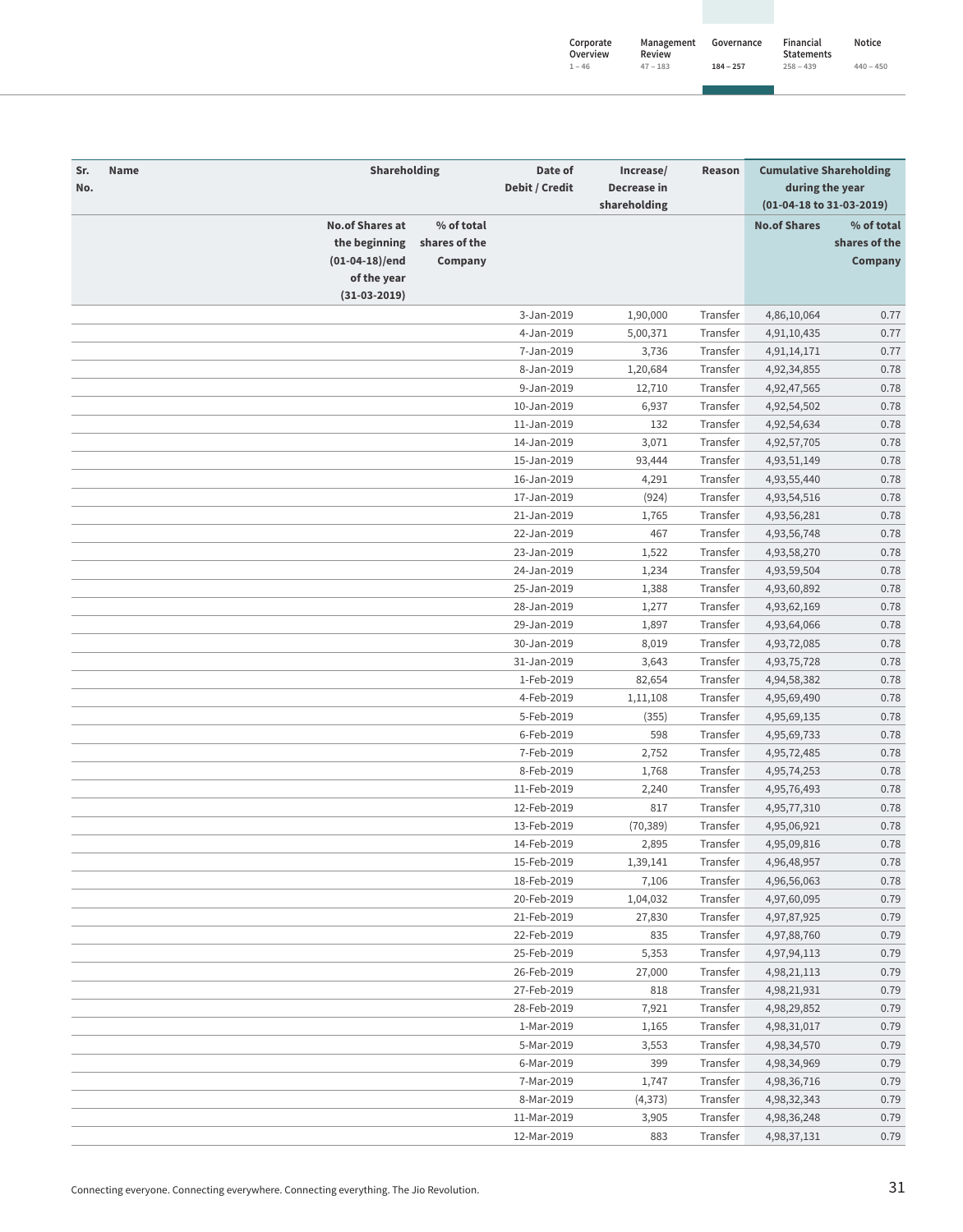| Sr. No. | Name | Shareholding | | Date of Debit / Credit | Increase/ Decrease in shareholding | Reason | Cumulative Shareholding during the year (01-04-18 to 31-03-2019) | |
|---|---|---|---|---|---|---|---|---|
| | | No.of Shares at the beginning (01-04-18)/end of the year (31-03-2019) | % of total shares of the Company | | | | No.of Shares | % of total shares of the Company |
| | | | | 3-Jan-2019 | 1,90,000 | Transfer | 4,86,10,064 | 0.77 |
| | | | | 4-Jan-2019 | 5,00,371 | Transfer | 4,91,10,435 | 0.77 |
| | | | | 7-Jan-2019 | 3,736 | Transfer | 4,91,14,171 | 0.77 |
| | | | | 8-Jan-2019 | 1,20,684 | Transfer | 4,92,34,855 | 0.78 |
| | | | | 9-Jan-2019 | 12,710 | Transfer | 4,92,47,565 | 0.78 |
| | | | | 10-Jan-2019 | 6,937 | Transfer | 4,92,54,502 | 0.78 |
| | | | | 11-Jan-2019 | 132 | Transfer | 4,92,54,634 | 0.78 |
| | | | | 14-Jan-2019 | 3,071 | Transfer | 4,92,57,705 | 0.78 |
| | | | | 15-Jan-2019 | 93,444 | Transfer | 4,93,51,149 | 0.78 |
| | | | | 16-Jan-2019 | 4,291 | Transfer | 4,93,55,440 | 0.78 |
| | | | | 17-Jan-2019 | (924) | Transfer | 4,93,54,516 | 0.78 |
| | | | | 21-Jan-2019 | 1,765 | Transfer | 4,93,56,281 | 0.78 |
| | | | | 22-Jan-2019 | 467 | Transfer | 4,93,56,748 | 0.78 |
| | | | | 23-Jan-2019 | 1,522 | Transfer | 4,93,58,270 | 0.78 |
| | | | | 24-Jan-2019 | 1,234 | Transfer | 4,93,59,504 | 0.78 |
| | | | | 25-Jan-2019 | 1,388 | Transfer | 4,93,60,892 | 0.78 |
| | | | | 28-Jan-2019 | 1,277 | Transfer | 4,93,62,169 | 0.78 |
| | | | | 29-Jan-2019 | 1,897 | Transfer | 4,93,64,066 | 0.78 |
| | | | | 30-Jan-2019 | 8,019 | Transfer | 4,93,72,085 | 0.78 |
| | | | | 31-Jan-2019 | 3,643 | Transfer | 4,93,75,728 | 0.78 |
| | | | | 1-Feb-2019 | 82,654 | Transfer | 4,94,58,382 | 0.78 |
| | | | | 4-Feb-2019 | 1,11,108 | Transfer | 4,95,69,490 | 0.78 |
| | | | | 5-Feb-2019 | (355) | Transfer | 4,95,69,135 | 0.78 |
| | | | | 6-Feb-2019 | 598 | Transfer | 4,95,69,733 | 0.78 |
| | | | | 7-Feb-2019 | 2,752 | Transfer | 4,95,72,485 | 0.78 |
| | | | | 8-Feb-2019 | 1,768 | Transfer | 4,95,74,253 | 0.78 |
| | | | | 11-Feb-2019 | 2,240 | Transfer | 4,95,76,493 | 0.78 |
| | | | | 12-Feb-2019 | 817 | Transfer | 4,95,77,310 | 0.78 |
| | | | | 13-Feb-2019 | (70,389) | Transfer | 4,95,06,921 | 0.78 |
| | | | | 14-Feb-2019 | 2,895 | Transfer | 4,95,09,816 | 0.78 |
| | | | | 15-Feb-2019 | 1,39,141 | Transfer | 4,96,48,957 | 0.78 |
| | | | | 18-Feb-2019 | 7,106 | Transfer | 4,96,56,063 | 0.78 |
| | | | | 20-Feb-2019 | 1,04,032 | Transfer | 4,97,60,095 | 0.79 |
| | | | | 21-Feb-2019 | 27,830 | Transfer | 4,97,87,925 | 0.79 |
| | | | | 22-Feb-2019 | 835 | Transfer | 4,97,88,760 | 0.79 |
| | | | | 25-Feb-2019 | 5,353 | Transfer | 4,97,94,113 | 0.79 |
| | | | | 26-Feb-2019 | 27,000 | Transfer | 4,98,21,113 | 0.79 |
| | | | | 27-Feb-2019 | 818 | Transfer | 4,98,21,931 | 0.79 |
| | | | | 28-Feb-2019 | 7,921 | Transfer | 4,98,29,852 | 0.79 |
| | | | | 1-Mar-2019 | 1,165 | Transfer | 4,98,31,017 | 0.79 |
| | | | | 5-Mar-2019 | 3,553 | Transfer | 4,98,34,570 | 0.79 |
| | | | | 6-Mar-2019 | 399 | Transfer | 4,98,34,969 | 0.79 |
| | | | | 7-Mar-2019 | 1,747 | Transfer | 4,98,36,716 | 0.79 |
| | | | | 8-Mar-2019 | (4,373) | Transfer | 4,98,32,343 | 0.79 |
| | | | | 11-Mar-2019 | 3,905 | Transfer | 4,98,36,248 | 0.79 |
| | | | | 12-Mar-2019 | 883 | Transfer | 4,98,37,131 | 0.79 |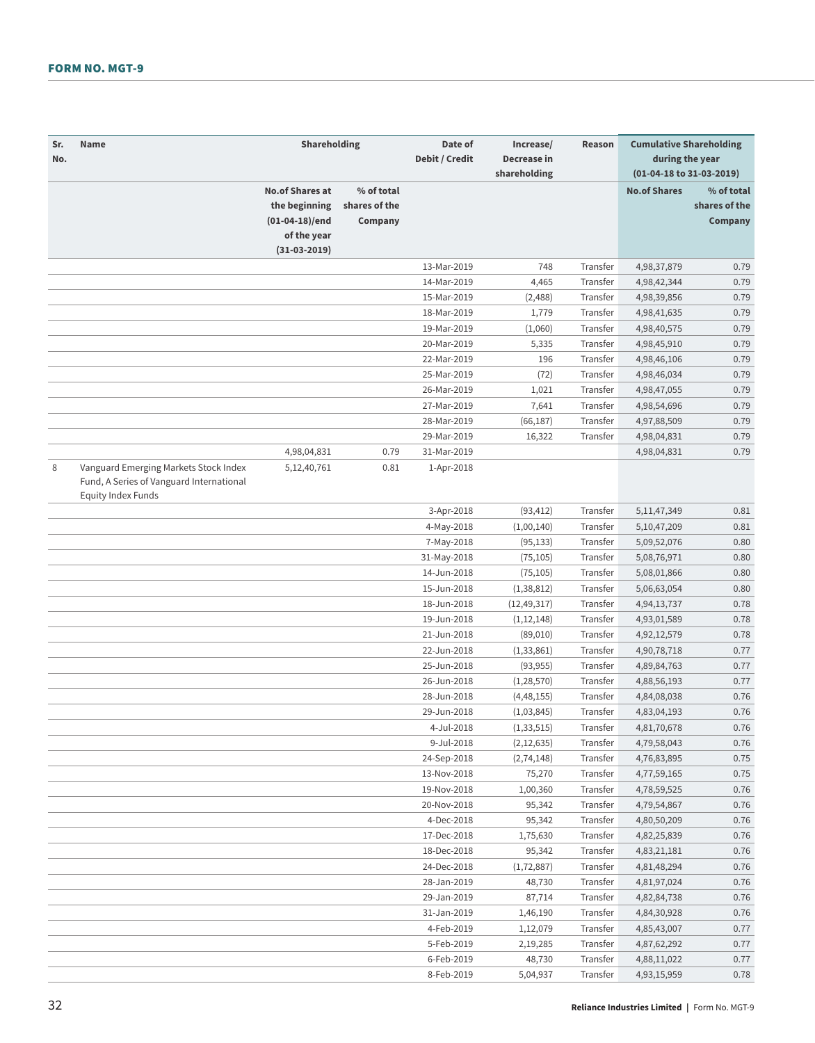## FORM NO. MGT-9

| Sr. No. | Name | Shareholding | | Date of Debit / Credit | Increase/ Decrease in shareholding | Reason | Cumulative Shareholding during the year (01-04-18 to 31-03-2019) | |
|---|---|---|---|---|---|---|---|---|
| | | No.of Shares at the beginning (01-04-18)/end of the year (31-03-2019) | % of total shares of the Company | | | | No.of Shares | % of total shares of the Company |
| | | | | 13-Mar-2019 | 748 | Transfer | 4,98,37,879 | 0.79 |
| | | | | 14-Mar-2019 | 4,465 | Transfer | 4,98,42,344 | 0.79 |
| | | | | 15-Mar-2019 | (2,488) | Transfer | 4,98,39,856 | 0.79 |
| | | | | 18-Mar-2019 | 1,779 | Transfer | 4,98,41,635 | 0.79 |
| | | | | 19-Mar-2019 | (1,060) | Transfer | 4,98,40,575 | 0.79 |
| | | | | 20-Mar-2019 | 5,335 | Transfer | 4,98,45,910 | 0.79 |
| | | | | 22-Mar-2019 | 196 | Transfer | 4,98,46,106 | 0.79 |
| | | | | 25-Mar-2019 | (72) | Transfer | 4,98,46,034 | 0.79 |
| | | | | 26-Mar-2019 | 1,021 | Transfer | 4,98,47,055 | 0.79 |
| | | | | 27-Mar-2019 | 7,641 | Transfer | 4,98,54,696 | 0.79 |
| | | | | 28-Mar-2019 | (66,187) | Transfer | 4,97,88,509 | 0.79 |
| | | | | 29-Mar-2019 | 16,322 | Transfer | 4,98,04,831 | 0.79 |
| | | 4,98,04,831 | 0.79 | 31-Mar-2019 | | | 4,98,04,831 | 0.79 |
| 8 | Vanguard Emerging Markets Stock Index Fund, A Series of Vanguard International Equity Index Funds | 5,12,40,761 | 0.81 | 1-Apr-2018 | | | | |
| | | | | 3-Apr-2018 | (93,412) | Transfer | 5,11,47,349 | 0.81 |
| | | | | 4-May-2018 | (1,00,140) | Transfer | 5,10,47,209 | 0.81 |
| | | | | 7-May-2018 | (95,133) | Transfer | 5,09,52,076 | 0.80 |
| | | | | 31-May-2018 | (75,105) | Transfer | 5,08,76,971 | 0.80 |
| | | | | 14-Jun-2018 | (75,105) | Transfer | 5,08,01,866 | 0.80 |
| | | | | 15-Jun-2018 | (1,38,812) | Transfer | 5,06,63,054 | 0.80 |
| | | | | 18-Jun-2018 | (12,49,317) | Transfer | 4,94,13,737 | 0.78 |
| | | | | 19-Jun-2018 | (1,12,148) | Transfer | 4,93,01,589 | 0.78 |
| | | | | 21-Jun-2018 | (89,010) | Transfer | 4,92,12,579 | 0.78 |
| | | | | 22-Jun-2018 | (1,33,861) | Transfer | 4,90,78,718 | 0.77 |
| | | | | 25-Jun-2018 | (93,955) | Transfer | 4,89,84,763 | 0.77 |
| | | | | 26-Jun-2018 | (1,28,570) | Transfer | 4,88,56,193 | 0.77 |
| | | | | 28-Jun-2018 | (4,48,155) | Transfer | 4,84,08,038 | 0.76 |
| | | | | 29-Jun-2018 | (1,03,845) | Transfer | 4,83,04,193 | 0.76 |
| | | | | 4-Jul-2018 | (1,33,515) | Transfer | 4,81,70,678 | 0.76 |
| | | | | 9-Jul-2018 | (2,12,635) | Transfer | 4,79,58,043 | 0.76 |
| | | | | 24-Sep-2018 | (2,74,148) | Transfer | 4,76,83,895 | 0.75 |
| | | | | 13-Nov-2018 | 75,270 | Transfer | 4,77,59,165 | 0.75 |
| | | | | 19-Nov-2018 | 1,00,360 | Transfer | 4,78,59,525 | 0.76 |
| | | | | 20-Nov-2018 | 95,342 | Transfer | 4,79,54,867 | 0.76 |
| | | | | 4-Dec-2018 | 95,342 | Transfer | 4,80,50,209 | 0.76 |
| | | | | 17-Dec-2018 | 1,75,630 | Transfer | 4,82,25,839 | 0.76 |
| | | | | 18-Dec-2018 | 95,342 | Transfer | 4,83,21,181 | 0.76 |
| | | | | 24-Dec-2018 | (1,72,887) | Transfer | 4,81,48,294 | 0.76 |
| | | | | 28-Jan-2019 | 48,730 | Transfer | 4,81,97,024 | 0.76 |
| | | | | 29-Jan-2019 | 87,714 | Transfer | 4,82,84,738 | 0.76 |
| | | | | 31-Jan-2019 | 1,46,190 | Transfer | 4,84,30,928 | 0.76 |
| | | | | 4-Feb-2019 | 1,12,079 | Transfer | 4,85,43,007 | 0.77 |
| | | | | 5-Feb-2019 | 2,19,285 | Transfer | 4,87,62,292 | 0.77 |
| | | | | 6-Feb-2019 | 48,730 | Transfer | 4,88,11,022 | 0.77 |
| | | | | 8-Feb-2019 | 5,04,937 | Transfer | 4,93,15,959 | 0.78 |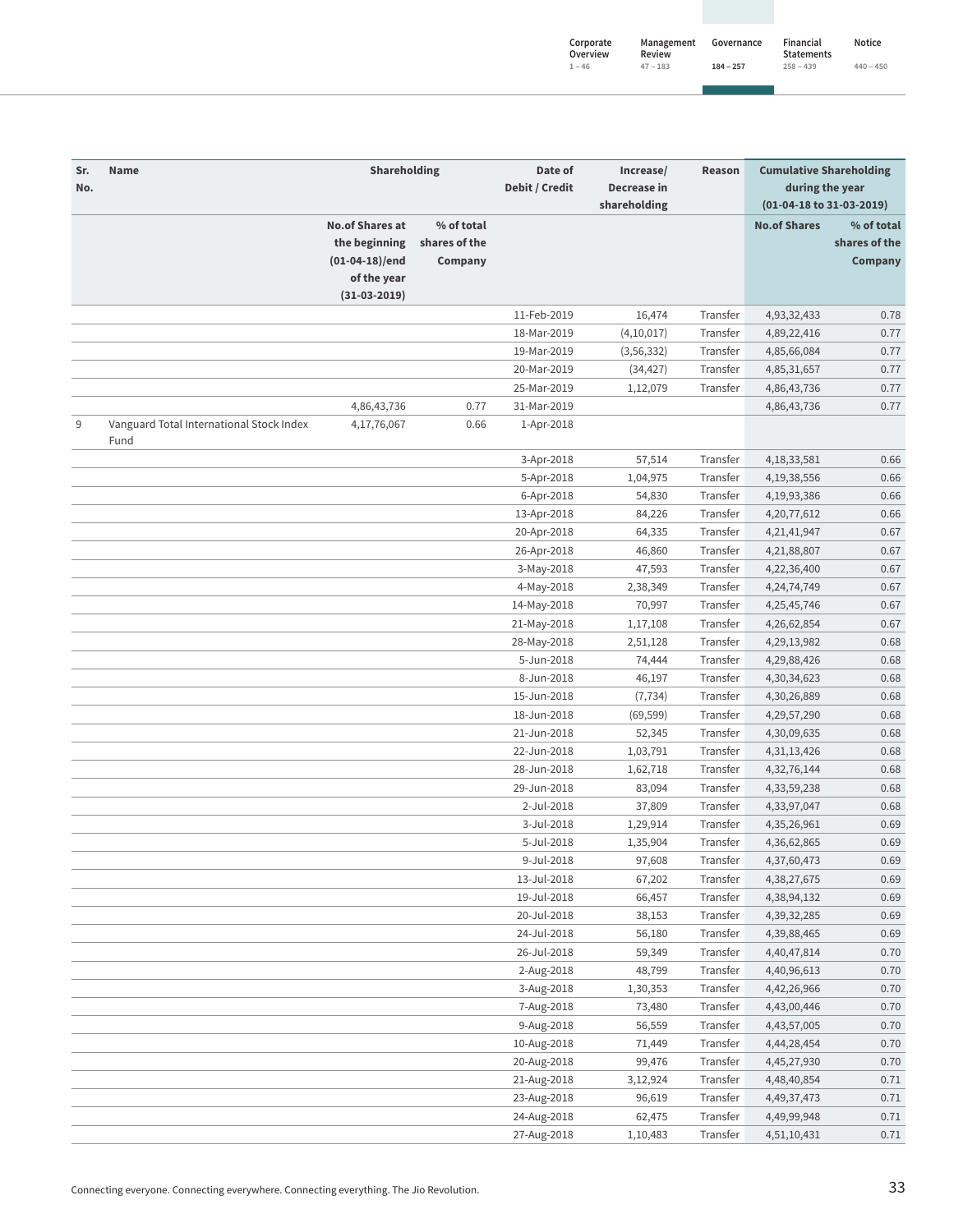| Sr. No. | Name | Shareholding | | Date of Debit / Credit | Increase/ Decrease in shareholding | Reason | Cumulative Shareholding during the year (01-04-18 to 31-03-2019) | |
|---|---|---|---|---|---|---|---|---|
| | | No.of Shares at the beginning (01-04-18)/end of the year (31-03-2019) | % of total shares of the Company | | | | No.of Shares | % of total shares of the Company |
| | | | | 11-Feb-2019 | 16,474 | Transfer | 4,93,32,433 | 0.78 |
| | | | | 18-Mar-2019 | (4,10,017) | Transfer | 4,89,22,416 | 0.77 |
| | | | | 19-Mar-2019 | (3,56,332) | Transfer | 4,85,66,084 | 0.77 |
| | | | | 20-Mar-2019 | (34,427) | Transfer | 4,85,31,657 | 0.77 |
| | | | | 25-Mar-2019 | 1,12,079 | Transfer | 4,86,43,736 | 0.77 |
| | | 4,86,43,736 | 0.77 | 31-Mar-2019 | | | 4,86,43,736 | 0.77 |
| 9 | Vanguard Total International Stock Index Fund | 4,17,76,067 | 0.66 | 1-Apr-2018 | | | | |
| | | | | 3-Apr-2018 | 57,514 | Transfer | 4,18,33,581 | 0.66 |
| | | | | 5-Apr-2018 | 1,04,975 | Transfer | 4,19,38,556 | 0.66 |
| | | | | 6-Apr-2018 | 54,830 | Transfer | 4,19,93,386 | 0.66 |
| | | | | 13-Apr-2018 | 84,226 | Transfer | 4,20,77,612 | 0.66 |
| | | | | 20-Apr-2018 | 64,335 | Transfer | 4,21,41,947 | 0.67 |
| | | | | 26-Apr-2018 | 46,860 | Transfer | 4,21,88,807 | 0.67 |
| | | | | 3-May-2018 | 47,593 | Transfer | 4,22,36,400 | 0.67 |
| | | | | 4-May-2018 | 2,38,349 | Transfer | 4,24,74,749 | 0.67 |
| | | | | 14-May-2018 | 70,997 | Transfer | 4,25,45,746 | 0.67 |
| | | | | 21-May-2018 | 1,17,108 | Transfer | 4,26,62,854 | 0.67 |
| | | | | 28-May-2018 | 2,51,128 | Transfer | 4,29,13,982 | 0.68 |
| | | | | 5-Jun-2018 | 74,444 | Transfer | 4,29,88,426 | 0.68 |
| | | | | 8-Jun-2018 | 46,197 | Transfer | 4,30,34,623 | 0.68 |
| | | | | 15-Jun-2018 | (7,734) | Transfer | 4,30,26,889 | 0.68 |
| | | | | 18-Jun-2018 | (69,599) | Transfer | 4,29,57,290 | 0.68 |
| | | | | 21-Jun-2018 | 52,345 | Transfer | 4,30,09,635 | 0.68 |
| | | | | 22-Jun-2018 | 1,03,791 | Transfer | 4,31,13,426 | 0.68 |
| | | | | 28-Jun-2018 | 1,62,718 | Transfer | 4,32,76,144 | 0.68 |
| | | | | 29-Jun-2018 | 83,094 | Transfer | 4,33,59,238 | 0.68 |
| | | | | 2-Jul-2018 | 37,809 | Transfer | 4,33,97,047 | 0.68 |
| | | | | 3-Jul-2018 | 1,29,914 | Transfer | 4,35,26,961 | 0.69 |
| | | | | 5-Jul-2018 | 1,35,904 | Transfer | 4,36,62,865 | 0.69 |
| | | | | 9-Jul-2018 | 97,608 | Transfer | 4,37,60,473 | 0.69 |
| | | | | 13-Jul-2018 | 67,202 | Transfer | 4,38,27,675 | 0.69 |
| | | | | 19-Jul-2018 | 66,457 | Transfer | 4,38,94,132 | 0.69 |
| | | | | 20-Jul-2018 | 38,153 | Transfer | 4,39,32,285 | 0.69 |
| | | | | 24-Jul-2018 | 56,180 | Transfer | 4,39,88,465 | 0.69 |
| | | | | 26-Jul-2018 | 59,349 | Transfer | 4,40,47,814 | 0.70 |
| | | | | 2-Aug-2018 | 48,799 | Transfer | 4,40,96,613 | 0.70 |
| | | | | 3-Aug-2018 | 1,30,353 | Transfer | 4,42,26,966 | 0.70 |
| | | | | 7-Aug-2018 | 73,480 | Transfer | 4,43,00,446 | 0.70 |
| | | | | 9-Aug-2018 | 56,559 | Transfer | 4,43,57,005 | 0.70 |
| | | | | 10-Aug-2018 | 71,449 | Transfer | 4,44,28,454 | 0.70 |
| | | | | 20-Aug-2018 | 99,476 | Transfer | 4,45,27,930 | 0.70 |
| | | | | 21-Aug-2018 | 3,12,924 | Transfer | 4,48,40,854 | 0.71 |
| | | | | 23-Aug-2018 | 96,619 | Transfer | 4,49,37,473 | 0.71 |
| | | | | 24-Aug-2018 | 62,475 | Transfer | 4,49,99,948 | 0.71 |
| | | | | 27-Aug-2018 | 1,10,483 | Transfer | 4,51,10,431 | 0.71 |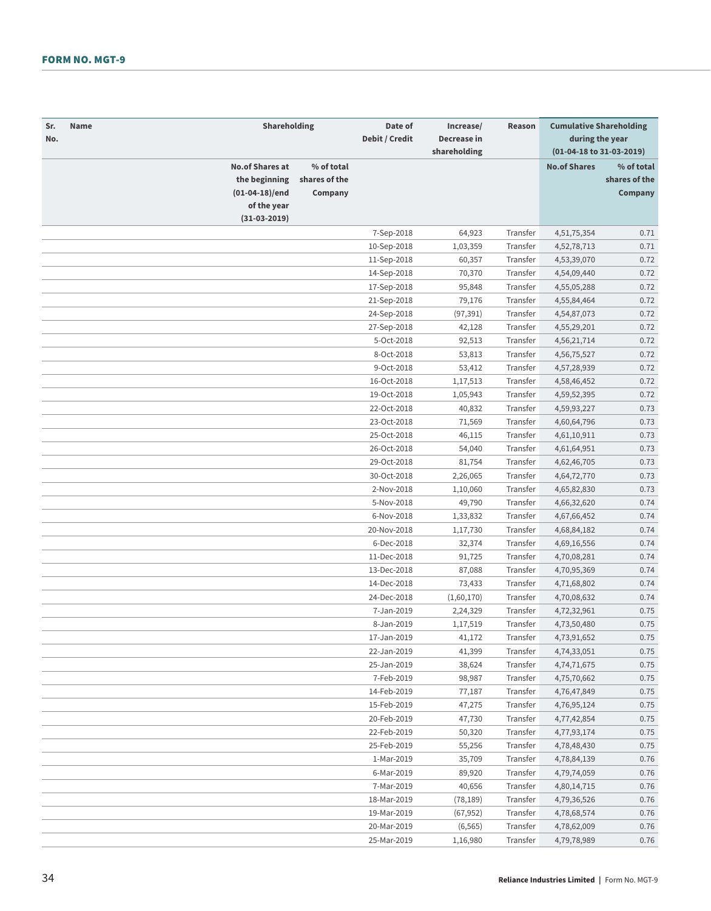# FORM NO. MGT-9

| Sr. No. | Name | Shareholding | | Date of Debit / Credit | Increase/ Decrease in shareholding | Reason | Cumulative Shareholding during the year (01-04-18 to 31-03-2019) | |
|---|---|---|---|---|---|---|---|---|
| | | No.of Shares at the beginning (01-04-18)/end of the year (31-03-2019) | % of total shares of the Company | | | | No.of Shares | % of total shares of the Company |
| | | | | 7-Sep-2018 | 64,923 | Transfer | 4,51,75,354 | 0.71 |
| | | | | 10-Sep-2018 | 1,03,359 | Transfer | 4,52,78,713 | 0.71 |
| | | | | 11-Sep-2018 | 60,357 | Transfer | 4,53,39,070 | 0.72 |
| | | | | 14-Sep-2018 | 70,370 | Transfer | 4,54,09,440 | 0.72 |
| | | | | 17-Sep-2018 | 95,848 | Transfer | 4,55,05,288 | 0.72 |
| | | | | 21-Sep-2018 | 79,176 | Transfer | 4,55,84,464 | 0.72 |
| | | | | 24-Sep-2018 | (97,391) | Transfer | 4,54,87,073 | 0.72 |
| | | | | 27-Sep-2018 | 42,128 | Transfer | 4,55,29,201 | 0.72 |
| | | | | 5-Oct-2018 | 92,513 | Transfer | 4,56,21,714 | 0.72 |
| | | | | 8-Oct-2018 | 53,813 | Transfer | 4,56,75,527 | 0.72 |
| | | | | 9-Oct-2018 | 53,412 | Transfer | 4,57,28,939 | 0.72 |
| | | | | 16-Oct-2018 | 1,17,513 | Transfer | 4,58,46,452 | 0.72 |
| | | | | 19-Oct-2018 | 1,05,943 | Transfer | 4,59,52,395 | 0.72 |
| | | | | 22-Oct-2018 | 40,832 | Transfer | 4,59,93,227 | 0.73 |
| | | | | 23-Oct-2018 | 71,569 | Transfer | 4,60,64,796 | 0.73 |
| | | | | 25-Oct-2018 | 46,115 | Transfer | 4,61,10,911 | 0.73 |
| | | | | 26-Oct-2018 | 54,040 | Transfer | 4,61,64,951 | 0.73 |
| | | | | 29-Oct-2018 | 81,754 | Transfer | 4,62,46,705 | 0.73 |
| | | | | 30-Oct-2018 | 2,26,065 | Transfer | 4,64,72,770 | 0.73 |
| | | | | 2-Nov-2018 | 1,10,060 | Transfer | 4,65,82,830 | 0.73 |
| | | | | 5-Nov-2018 | 49,790 | Transfer | 4,66,32,620 | 0.74 |
| | | | | 6-Nov-2018 | 1,33,832 | Transfer | 4,67,66,452 | 0.74 |
| | | | | 20-Nov-2018 | 1,17,730 | Transfer | 4,68,84,182 | 0.74 |
| | | | | 6-Dec-2018 | 32,374 | Transfer | 4,69,16,556 | 0.74 |
| | | | | 11-Dec-2018 | 91,725 | Transfer | 4,70,08,281 | 0.74 |
| | | | | 13-Dec-2018 | 87,088 | Transfer | 4,70,95,369 | 0.74 |
| | | | | 14-Dec-2018 | 73,433 | Transfer | 4,71,68,802 | 0.74 |
| | | | | 24-Dec-2018 | (1,60,170) | Transfer | 4,70,08,632 | 0.74 |
| | | | | 7-Jan-2019 | 2,24,329 | Transfer | 4,72,32,961 | 0.75 |
| | | | | 8-Jan-2019 | 1,17,519 | Transfer | 4,73,50,480 | 0.75 |
| | | | | 17-Jan-2019 | 41,172 | Transfer | 4,73,91,652 | 0.75 |
| | | | | 22-Jan-2019 | 41,399 | Transfer | 4,74,33,051 | 0.75 |
| | | | | 25-Jan-2019 | 38,624 | Transfer | 4,74,71,675 | 0.75 |
| | | | | 7-Feb-2019 | 98,987 | Transfer | 4,75,70,662 | 0.75 |
| | | | | 14-Feb-2019 | 77,187 | Transfer | 4,76,47,849 | 0.75 |
| | | | | 15-Feb-2019 | 47,275 | Transfer | 4,76,95,124 | 0.75 |
| | | | | 20-Feb-2019 | 47,730 | Transfer | 4,77,42,854 | 0.75 |
| | | | | 22-Feb-2019 | 50,320 | Transfer | 4,77,93,174 | 0.75 |
| | | | | 25-Feb-2019 | 55,256 | Transfer | 4,78,48,430 | 0.75 |
| | | | | 1-Mar-2019 | 35,709 | Transfer | 4,78,84,139 | 0.76 |
| | | | | 6-Mar-2019 | 89,920 | Transfer | 4,79,74,059 | 0.76 |
| | | | | 7-Mar-2019 | 40,656 | Transfer | 4,80,14,715 | 0.76 |
| | | | | 18-Mar-2019 | (78,189) | Transfer | 4,79,36,526 | 0.76 |
| | | | | 19-Mar-2019 | (67,952) | Transfer | 4,78,68,574 | 0.76 |
| | | | | 20-Mar-2019 | (6,565) | Transfer | 4,78,62,009 | 0.76 |
| | | | | 25-Mar-2019 | 1,16,980 | Transfer | 4,79,78,989 | 0.76 |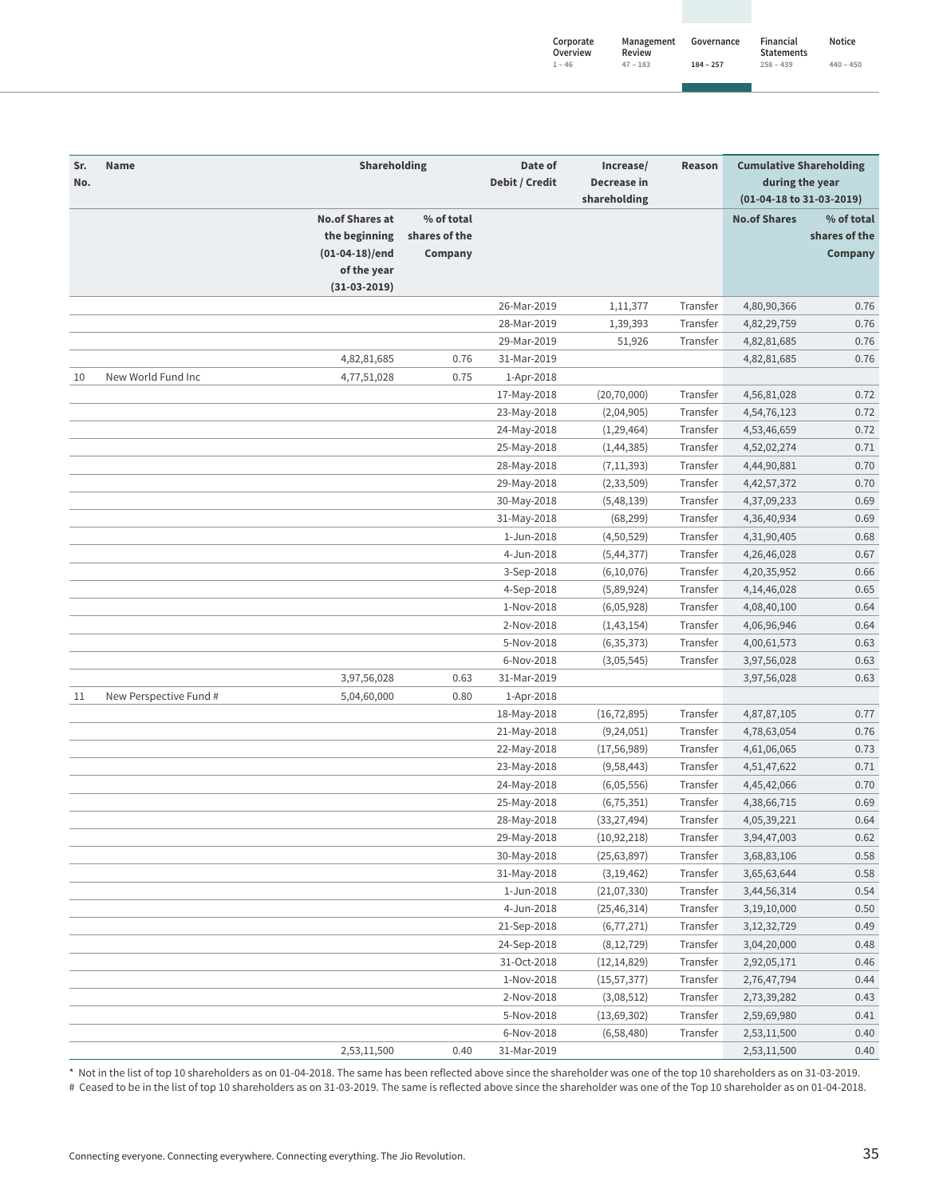| Sr. No. | Name | Shareholding | | Date of Debit / Credit | Increase/ Decrease in shareholding | Reason | Cumulative Shareholding during the year (01-04-18 to 31-03-2019) | |
|---|---|---|---|---|---|---|---|---|
| | | No.of Shares at the beginning (01-04-18)/end of the year (31-03-2019) | % of total shares of the Company | | | | No.of Shares | % of total shares of the Company |
| | | | | 26-Mar-2019 | 1,11,377 | Transfer | 4,80,90,366 | 0.76 |
| | | | | 28-Mar-2019 | 1,39,393 | Transfer | 4,82,29,759 | 0.76 |
| | | | | 29-Mar-2019 | 51,926 | Transfer | 4,82,81,685 | 0.76 |
| | | 4,82,81,685 | 0.76 | 31-Mar-2019 | | | 4,82,81,685 | 0.76 |
| 10 | New World Fund Inc | 4,77,51,028 | 0.75 | 1-Apr-2018 | | | | |
| | | | | 17-May-2018 | (20,70,000) | Transfer | 4,56,81,028 | 0.72 |
| | | | | 23-May-2018 | (2,04,905) | Transfer | 4,54,76,123 | 0.72 |
| | | | | 24-May-2018 | (1,29,464) | Transfer | 4,53,46,659 | 0.72 |
| | | | | 25-May-2018 | (1,44,385) | Transfer | 4,52,02,274 | 0.71 |
| | | | | 28-May-2018 | (7,11,393) | Transfer | 4,44,90,881 | 0.70 |
| | | | | 29-May-2018 | (2,33,509) | Transfer | 4,42,57,372 | 0.70 |
| | | | | 30-May-2018 | (5,48,139) | Transfer | 4,37,09,233 | 0.69 |
| | | | | 31-May-2018 | (68,299) | Transfer | 4,36,40,934 | 0.69 |
| | | | | 1-Jun-2018 | (4,50,529) | Transfer | 4,31,90,405 | 0.68 |
| | | | | 4-Jun-2018 | (5,44,377) | Transfer | 4,26,46,028 | 0.67 |
| | | | | 3-Sep-2018 | (6,10,076) | Transfer | 4,20,35,952 | 0.66 |
| | | | | 4-Sep-2018 | (5,89,924) | Transfer | 4,14,46,028 | 0.65 |
| | | | | 1-Nov-2018 | (6,05,928) | Transfer | 4,08,40,100 | 0.64 |
| | | | | 2-Nov-2018 | (1,43,154) | Transfer | 4,06,96,946 | 0.64 |
| | | | | 5-Nov-2018 | (6,35,373) | Transfer | 4,00,61,573 | 0.63 |
| | | | | 6-Nov-2018 | (3,05,545) | Transfer | 3,97,56,028 | 0.63 |
| | | 3,97,56,028 | 0.63 | 31-Mar-2019 | | | 3,97,56,028 | 0.63 |
| 11 | New Perspective Fund # | 5,04,60,000 | 0.80 | 1-Apr-2018 | | | | |
| | | | | 18-May-2018 | (16,72,895) | Transfer | 4,87,87,105 | 0.77 |
| | | | | 21-May-2018 | (9,24,051) | Transfer | 4,78,63,054 | 0.76 |
| | | | | 22-May-2018 | (17,56,989) | Transfer | 4,61,06,065 | 0.73 |
| | | | | 23-May-2018 | (9,58,443) | Transfer | 4,51,47,622 | 0.71 |
| | | | | 24-May-2018 | (6,05,556) | Transfer | 4,45,42,066 | 0.70 |
| | | | | 25-May-2018 | (6,75,351) | Transfer | 4,38,66,715 | 0.69 |
| | | | | 28-May-2018 | (33,27,494) | Transfer | 4,05,39,221 | 0.64 |
| | | | | 29-May-2018 | (10,92,218) | Transfer | 3,94,47,003 | 0.62 |
| | | | | 30-May-2018 | (25,63,897) | Transfer | 3,68,83,106 | 0.58 |
| | | | | 31-May-2018 | (3,19,462) | Transfer | 3,65,63,644 | 0.58 |
| | | | | 1-Jun-2018 | (21,07,330) | Transfer | 3,44,56,314 | 0.54 |
| | | | | 4-Jun-2018 | (25,46,314) | Transfer | 3,19,10,000 | 0.50 |
| | | | | 21-Sep-2018 | (6,77,271) | Transfer | 3,12,32,729 | 0.49 |
| | | | | 24-Sep-2018 | (8,12,729) | Transfer | 3,04,20,000 | 0.48 |
| | | | | 31-Oct-2018 | (12,14,829) | Transfer | 2,92,05,171 | 0.46 |
| | | | | 1-Nov-2018 | (15,57,377) | Transfer | 2,76,47,794 | 0.44 |
| | | | | 2-Nov-2018 | (3,08,512) | Transfer | 2,73,39,282 | 0.43 |
| | | | | 5-Nov-2018 | (13,69,302) | Transfer | 2,59,69,980 | 0.41 |
| | | | | 6-Nov-2018 | (6,58,480) | Transfer | 2,53,11,500 | 0.40 |
| | | 2,53,11,500 | 0.40 | 31-Mar-2019 | | | 2,53,11,500 | 0.40 |

* Not in the list of top 10 shareholders as on 01-04-2018. The same has been reflected above since the shareholder was one of the top 10 shareholders as on 31-03-2019.

# Ceased to be in the list of top 10 shareholders as on 31-03-2019. The same is reflected above since the shareholder was one of the Top 10 shareholder as on 01-04-2018.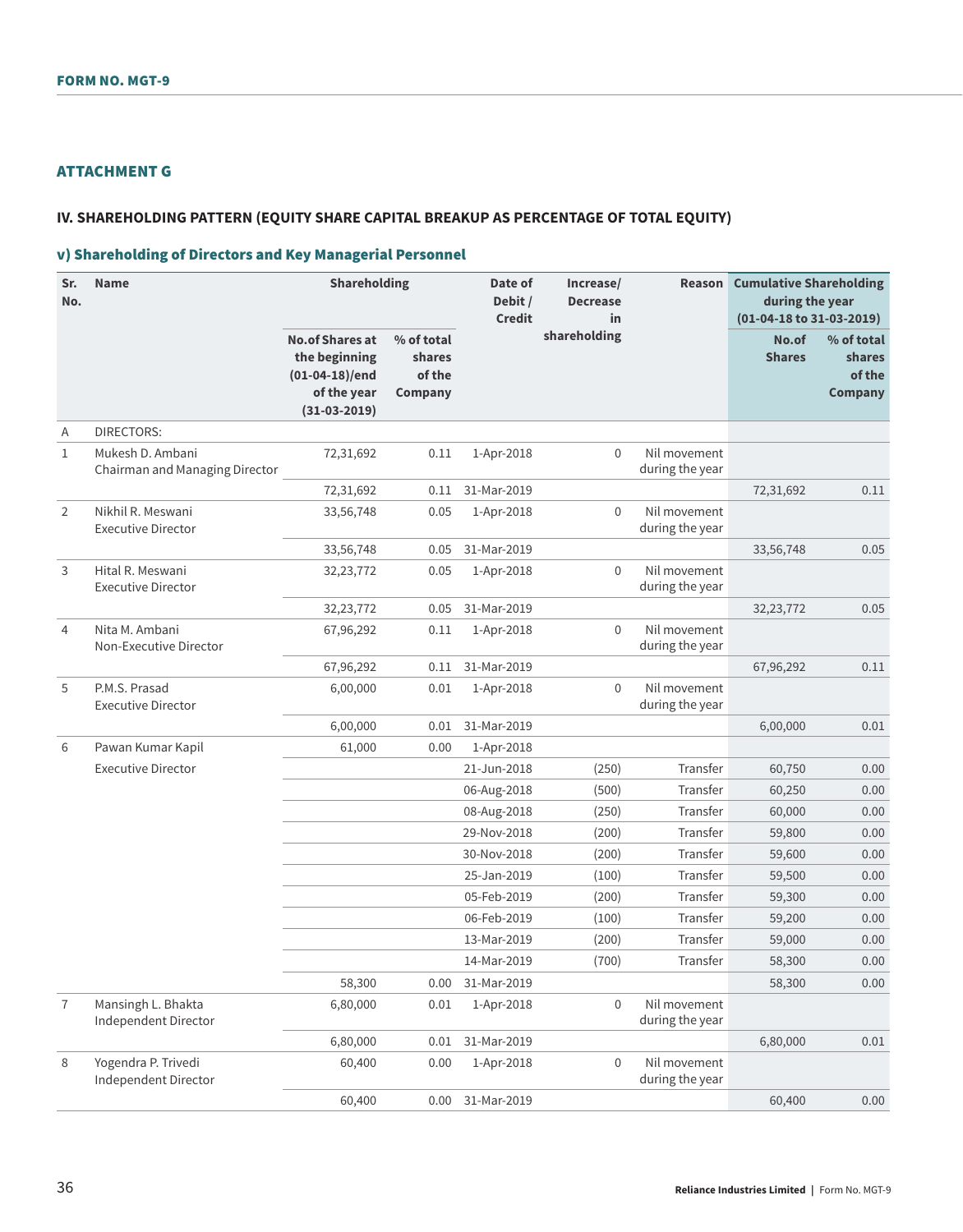**FORM NO. MGT-9**

## ATTACHMENT G

### IV. SHAREHOLDING PATTERN (EQUITY SHARE CAPITAL BREAKUP AS PERCENTAGE OF TOTAL EQUITY)

### v) Shareholding of Directors and Key Managerial Personnel

| Sr. No. | Name | Shareholding | | Date of Debit / Credit | Increase/ Decrease in shareholding | Reason | Cumulative Shareholding during the year (01-04-18 to 31-03-2019) | |
|---|---|---|---|---|---|---|---|---|
| | | No.of Shares at the beginning (01-04-18)/end of the year (31-03-2019) | % of total shares of the Company | | | | No.of Shares | % of total shares of the Company |
| A | DIRECTORS: | | | | | | | |
| 1 | Mukesh D. Ambani Chairman and Managing Director | 72,31,692 | 0.11 | 1-Apr-2018 | 0 | Nil movement during the year | | |
| | | 72,31,692 | 0.11 | 31-Mar-2019 | | | 72,31,692 | 0.11 |
| 2 | Nikhil R. Meswani Executive Director | 33,56,748 | 0.05 | 1-Apr-2018 | 0 | Nil movement during the year | | |
| | | 33,56,748 | 0.05 | 31-Mar-2019 | | | 33,56,748 | 0.05 |
| 3 | Hital R. Meswani Executive Director | 32,23,772 | 0.05 | 1-Apr-2018 | 0 | Nil movement during the year | | |
| | | 32,23,772 | 0.05 | 31-Mar-2019 | | | 32,23,772 | 0.05 |
| 4 | Nita M. Ambani Non-Executive Director | 67,96,292 | 0.11 | 1-Apr-2018 | 0 | Nil movement during the year | | |
| | | 67,96,292 | 0.11 | 31-Mar-2019 | | | 67,96,292 | 0.11 |
| 5 | P.M.S. Prasad Executive Director | 6,00,000 | 0.01 | 1-Apr-2018 | 0 | Nil movement during the year | | |
| | | 6,00,000 | 0.01 | 31-Mar-2019 | | | 6,00,000 | 0.01 |
| 6 | Pawan Kumar Kapil | 61,000 | 0.00 | 1-Apr-2018 | | | | |
| | Executive Director | | | 21-Jun-2018 | (250) | Transfer | 60,750 | 0.00 |
| | | | | 06-Aug-2018 | (500) | Transfer | 60,250 | 0.00 |
| | | | | 08-Aug-2018 | (250) | Transfer | 60,000 | 0.00 |
| | | | | 29-Nov-2018 | (200) | Transfer | 59,800 | 0.00 |
| | | | | 30-Nov-2018 | (200) | Transfer | 59,600 | 0.00 |
| | | | | 25-Jan-2019 | (100) | Transfer | 59,500 | 0.00 |
| | | | | 05-Feb-2019 | (200) | Transfer | 59,300 | 0.00 |
| | | | | 06-Feb-2019 | (100) | Transfer | 59,200 | 0.00 |
| | | | | 13-Mar-2019 | (200) | Transfer | 59,000 | 0.00 |
| | | | | 14-Mar-2019 | (700) | Transfer | 58,300 | 0.00 |
| | | 58,300 | 0.00 | 31-Mar-2019 | | | 58,300 | 0.00 |
| 7 | Mansingh L. Bhakta Independent Director | 6,80,000 | 0.01 | 1-Apr-2018 | 0 | Nil movement during the year | | |
| | | 6,80,000 | 0.01 | 31-Mar-2019 | | | 6,80,000 | 0.01 |
| 8 | Yogendra P. Trivedi Independent Director | 60,400 | 0.00 | 1-Apr-2018 | 0 | Nil movement during the year | | |
| | | 60,400 | 0.00 | 31-Mar-2019 | | | 60,400 | 0.00 |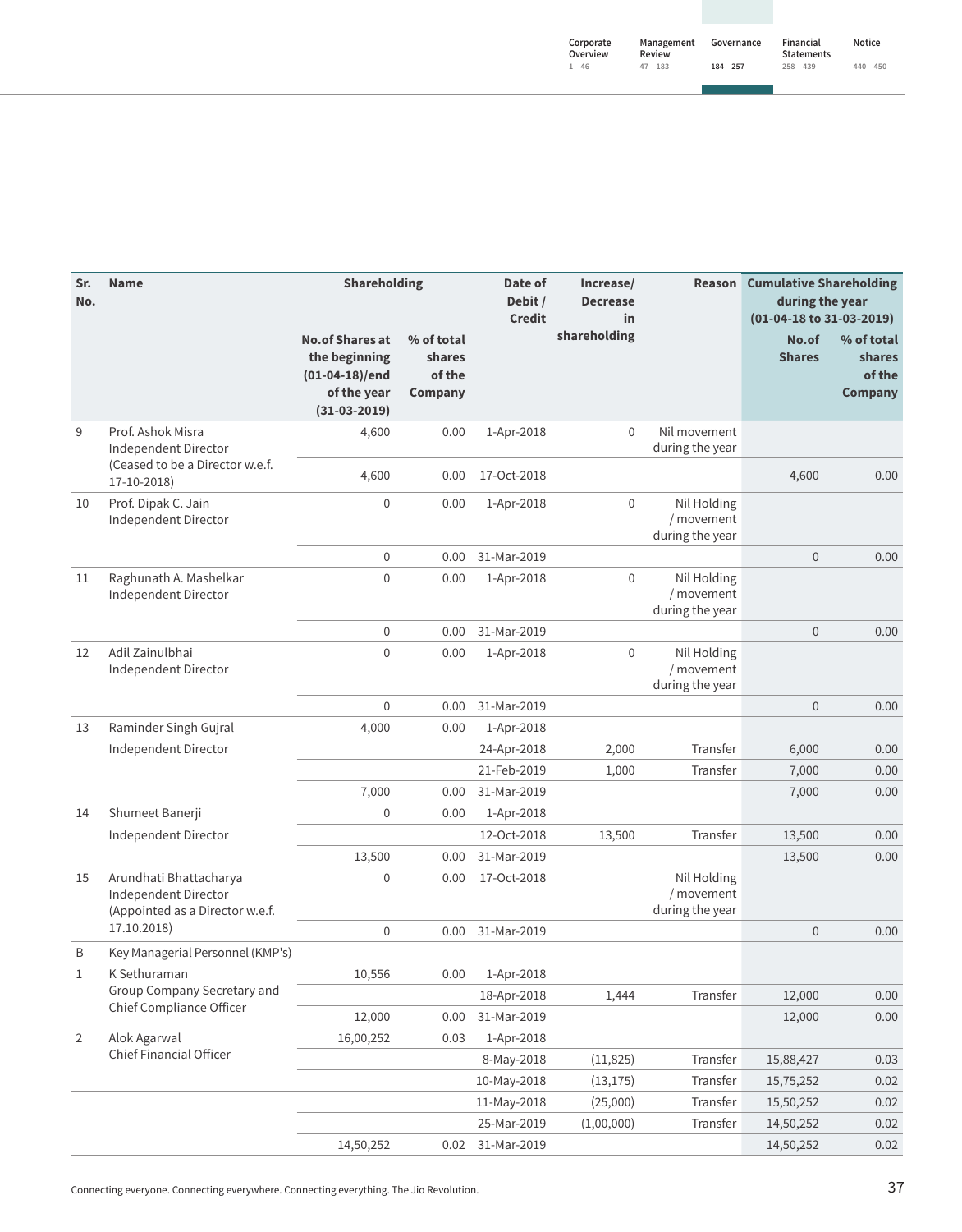| Sr. No. | Name | Shareholding | | Date of Debit / Credit | Increase/ Decrease in shareholding | Reason | Cumulative Shareholding during the year (01-04-18 to 31-03-2019) | |
|---|---|---|---|---|---|---|---|---|
| | | No.of Shares at the beginning (01-04-18)/end of the year (31-03-2019) | % of total shares of the Company | | | | No.of Shares | % of total shares of the Company |
| 9 | Prof. Ashok Misra Independent Director (Ceased to be a Director w.e.f. 17-10-2018) | 4,600 | 0.00 | 1-Apr-2018 | 0 | Nil movement during the year | | |
| | | 4,600 | 0.00 | 17-Oct-2018 | | | 4,600 | 0.00 |
| 10 | Prof. Dipak C. Jain Independent Director | 0 | 0.00 | 1-Apr-2018 | 0 | Nil Holding / movement during the year | | |
| | | 0 | 0.00 | 31-Mar-2019 | | | 0 | 0.00 |
| 11 | Raghunath A. Mashelkar Independent Director | 0 | 0.00 | 1-Apr-2018 | 0 | Nil Holding / movement during the year | | |
| | | 0 | 0.00 | 31-Mar-2019 | | | 0 | 0.00 |
| 12 | Adil Zainulbhai Independent Director | 0 | 0.00 | 1-Apr-2018 | 0 | Nil Holding / movement during the year | | |
| | | 0 | 0.00 | 31-Mar-2019 | | | 0 | 0.00 |
| 13 | Raminder Singh Gujral | 4,000 | 0.00 | 1-Apr-2018 | | | | |
| | Independent Director | | | 24-Apr-2018 | 2,000 | Transfer | 6,000 | 0.00 |
| | | | | 21-Feb-2019 | 1,000 | Transfer | 7,000 | 0.00 |
| | | 7,000 | 0.00 | 31-Mar-2019 | | | 7,000 | 0.00 |
| 14 | Shumeet Banerji | 0 | 0.00 | 1-Apr-2018 | | | | |
| | Independent Director | | | 12-Oct-2018 | 13,500 | Transfer | 13,500 | 0.00 |
| | | 13,500 | 0.00 | 31-Mar-2019 | | | 13,500 | 0.00 |
| 15 | Arundhati Bhattacharya Independent Director (Appointed as a Director w.e.f. 17.10.2018) | 0 | 0.00 | 17-Oct-2018 | | Nil Holding / movement during the year | | |
| | | 0 | 0.00 | 31-Mar-2019 | | | 0 | 0.00 |
| B | Key Managerial Personnel (KMP's) | | | | | | | |
| 1 | K Sethuraman Group Company Secretary and Chief Compliance Officer | 10,556 | 0.00 | 1-Apr-2018 | | | | |
| | | | | 18-Apr-2018 | 1,444 | Transfer | 12,000 | 0.00 |
| | | 12,000 | 0.00 | 31-Mar-2019 | | | 12,000 | 0.00 |
| 2 | Alok Agarwal Chief Financial Officer | 16,00,252 | 0.03 | 1-Apr-2018 | | | | |
| | | | | 8-May-2018 | (11,825) | Transfer | 15,88,427 | 0.03 |
| | | | | 10-May-2018 | (13,175) | Transfer | 15,75,252 | 0.02 |
| | | | | 11-May-2018 | (25,000) | Transfer | 15,50,252 | 0.02 |
| | | | | 25-Mar-2019 | (1,00,000) | Transfer | 14,50,252 | 0.02 |
| | | 14,50,252 | 0.02 | 31-Mar-2019 | | | 14,50,252 | 0.02 |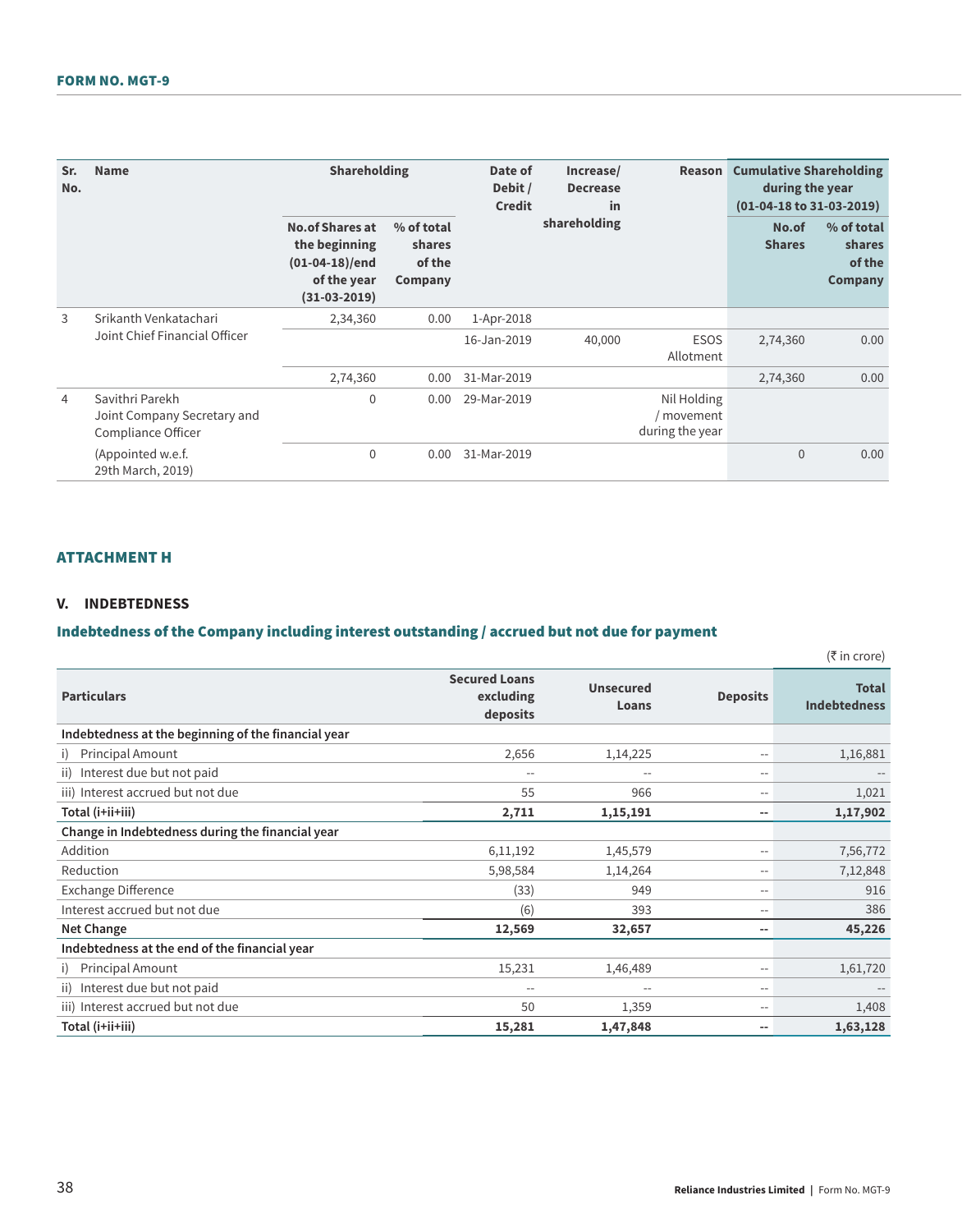**FORM NO. MGT-9**

| Sr. No. | Name | Shareholding | | Date of Debit / Credit | Increase/ Decrease in shareholding | Reason | Cumulative Shareholding during the year (01-04-18 to 31-03-2019) | |
|---|---|---|---|---|---|---|---|---|
| | | No.of Shares at the beginning (01-04-18)/end of the year (31-03-2019) | % of total shares of the Company | | | | No.of Shares | % of total shares of the Company |
| 3 | Srikanth Venkatachari Joint Chief Financial Officer | 2,34,360 | 0.00 | 1-Apr-2018 | | | | |
| | | | | 16-Jan-2019 | 40,000 | ESOS Allotment | 2,74,360 | 0.00 |
| | | 2,74,360 | 0.00 | 31-Mar-2019 | | | 2,74,360 | 0.00 |
| 4 | Savithri Parekh Joint Company Secretary and Compliance Officer | 0 | 0.00 | 29-Mar-2019 | | Nil Holding / movement during the year | | |
| | (Appointed w.e.f. 29th March, 2019) | 0 | 0.00 | 31-Mar-2019 | | | 0 | 0.00 |

## ATTACHMENT H

### V. INDEBTEDNESS

### Indebtedness of the Company including interest outstanding / accrued but not due for payment

(₹ in crore)

| Particulars | Secured Loans excluding deposits | Unsecured Loans | Deposits | Total Indebtedness |
|---|---|---|---|---|
| **Indebtedness at the beginning of the financial year** | | | | |
| i) Principal Amount | 2,656 | 1,14,225 | -- | 1,16,881 |
| ii) Interest due but not paid | -- | -- | -- | -- |
| iii) Interest accrued but not due | 55 | 966 | -- | 1,021 |
| **Total (i+ii+iii)** | **2,711** | **1,15,191** | **--** | **1,17,902** |
| **Change in Indebtedness during the financial year** | | | | |
| Addition | 6,11,192 | 1,45,579 | -- | 7,56,772 |
| Reduction | 5,98,584 | 1,14,264 | -- | 7,12,848 |
| Exchange Difference | (33) | 949 | -- | 916 |
| Interest accrued but not due | (6) | 393 | -- | 386 |
| **Net Change** | **12,569** | **32,657** | **--** | **45,226** |
| **Indebtedness at the end of the financial year** | | | | |
| i) Principal Amount | 15,231 | 1,46,489 | -- | 1,61,720 |
| ii) Interest due but not paid | -- | -- | -- | -- |
| iii) Interest accrued but not due | 50 | 1,359 | -- | 1,408 |
| **Total (i+ii+iii)** | **15,281** | **1,47,848** | **--** | **1,63,128** |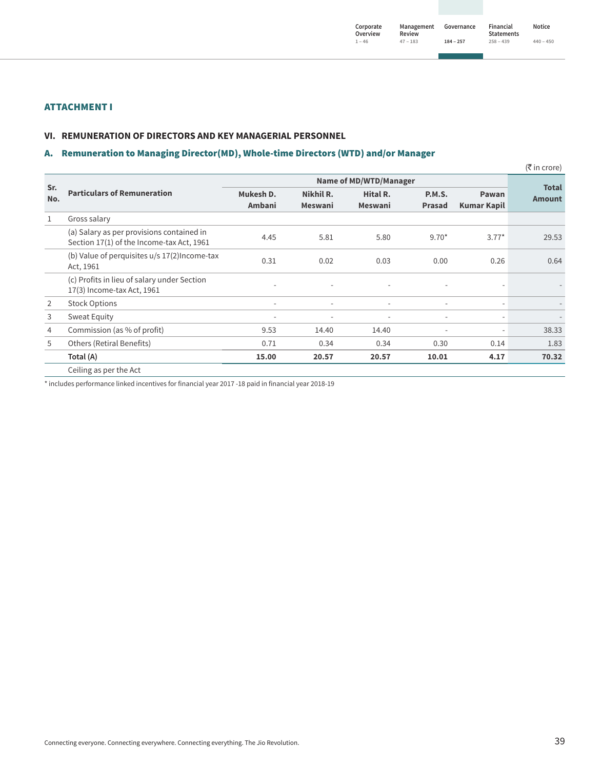## ATTACHMENT I

### VI. REMUNERATION OF DIRECTORS AND KEY MANAGERIAL PERSONNEL

### A. Remuneration to Managing Director(MD), Whole-time Directors (WTD) and/or Manager

(₹ in crore)

| Sr. No. | Particulars of Remuneration | Name of MD/WTD/Manager | | | | | Total Amount |
|---|---|---|---|---|---|---|---|
| | | Mukesh D. Ambani | Nikhil R. Meswani | Hital R. Meswani | P.M.S. Prasad | Pawan Kumar Kapil | |
| 1 | Gross salary | | | | | | |
| | (a) Salary as per provisions contained in Section 17(1) of the Income-tax Act, 1961 | 4.45 | 5.81 | 5.80 | 9.70* | 3.77* | 29.53 |
| | (b) Value of perquisites u/s 17(2)Income-tax Act, 1961 | 0.31 | 0.02 | 0.03 | 0.00 | 0.26 | 0.64 |
| | (c) Profits in lieu of salary under Section 17(3) Income-tax Act, 1961 | - | - | - | - | - | - |
| 2 | Stock Options | - | - | - | - | - | - |
| 3 | Sweat Equity | - | - | - | - | - | - |
| 4 | Commission (as % of profit) | 9.53 | 14.40 | 14.40 | - | - | 38.33 |
| 5 | Others (Retiral Benefits) | 0.71 | 0.34 | 0.34 | 0.30 | 0.14 | 1.83 |
| | **Total (A)** | **15.00** | **20.57** | **20.57** | **10.01** | **4.17** | **70.32** |
| | Ceiling as per the Act | | | | | | |

\* includes performance linked incentives for financial year 2017 -18 paid in financial year 2018-19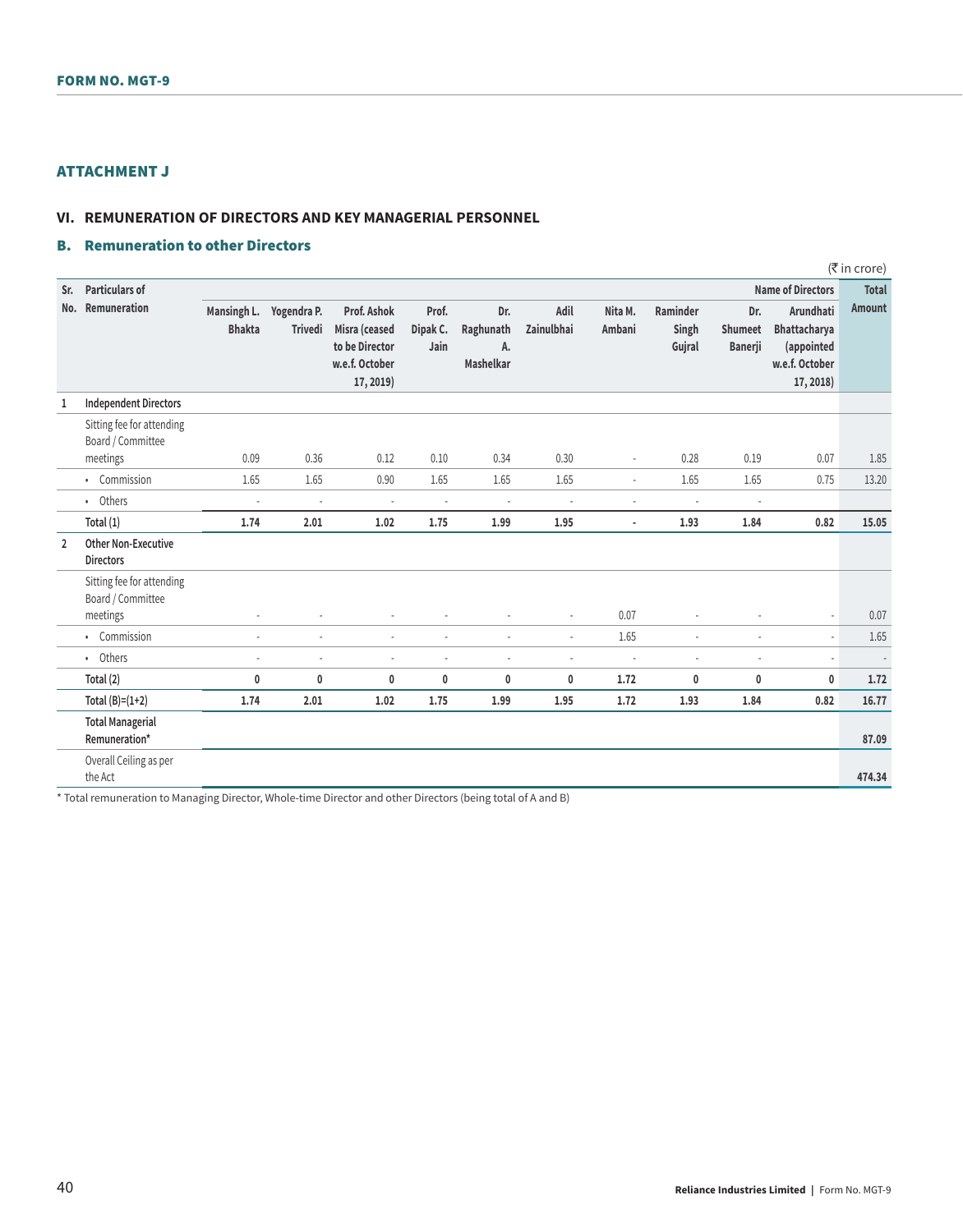FORM NO. MGT-9

## ATTACHMENT J

### VI. REMUNERATION OF DIRECTORS AND KEY MANAGERIAL PERSONNEL

### B. Remuneration to other Directors

(₹ in crore)

| Sr. No. | Particulars of Remuneration | Name of Directors | | | | | | | | | | Total Amount |
|---|---|---|---|---|---|---|---|---|---|---|---|---|
| | | Mansingh L. Bhakta | Yogendra P. Trivedi | Prof. Ashok Misra (ceased to be Director w.e.f. October 17, 2019) | Prof. Dipak C. Jain | Dr. Raghunath A. Mashelkar | Adil Zainulbhai | Nita M. Ambani | Raminder Singh Gujral | Dr. Shumeet Banerji | Arundhati Bhattacharya (appointed w.e.f. October 17, 2018) | |
| 1 | **Independent Directors** | | | | | | | | | | | |
| | Sitting fee for attending Board / Committee meetings | 0.09 | 0.36 | 0.12 | 0.10 | 0.34 | 0.30 | - | 0.28 | 0.19 | 0.07 | 1.85 |
| | • Commission | 1.65 | 1.65 | 0.90 | 1.65 | 1.65 | 1.65 | - | 1.65 | 1.65 | 0.75 | 13.20 |
| | • Others | - | - | - | - | - | - | - | - | - | | |
| | **Total (1)** | **1.74** | **2.01** | **1.02** | **1.75** | **1.99** | **1.95** | **-** | **1.93** | **1.84** | **0.82** | **15.05** |
| 2 | **Other Non-Executive Directors** | | | | | | | | | | | |
| | Sitting fee for attending Board / Committee meetings | - | - | - | - | - | - | 0.07 | - | - | - | 0.07 |
| | • Commission | - | - | - | - | - | - | 1.65 | - | - | - | 1.65 |
| | • Others | - | - | - | - | - | - | - | - | - | - | - |
| | **Total (2)** | **0** | **0** | **0** | **0** | **0** | **0** | **1.72** | **0** | **0** | **0** | **1.72** |
| | **Total (B)=(1+2)** | **1.74** | **2.01** | **1.02** | **1.75** | **1.99** | **1.95** | **1.72** | **1.93** | **1.84** | **0.82** | **16.77** |
| | **Total Managerial Remuneration*** | | | | | | | | | | | **87.09** |
| | Overall Ceiling as per the Act | | | | | | | | | | | **474.34** |

* Total remuneration to Managing Director, Whole-time Director and other Directors (being total of A and B)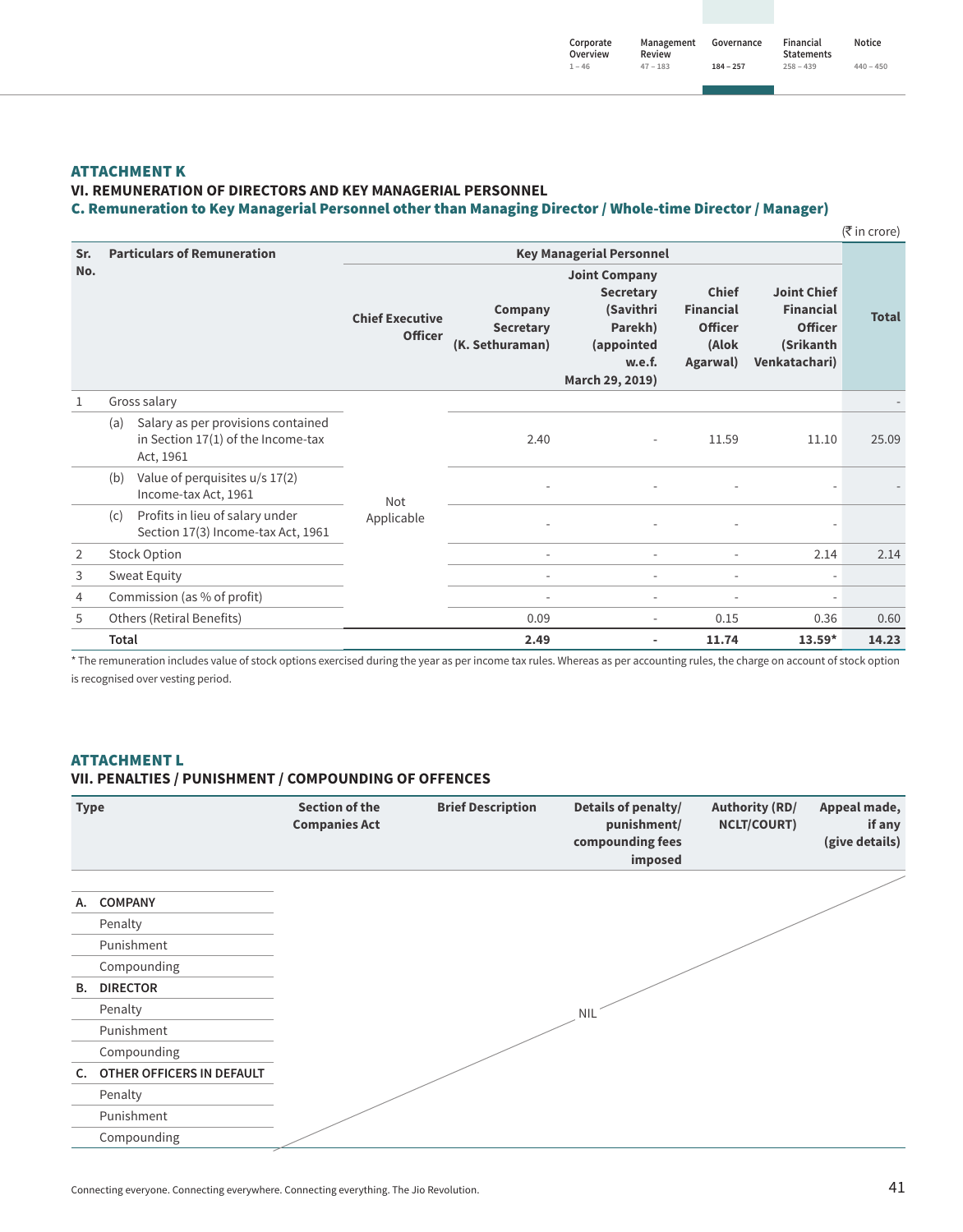## ATTACHMENT K

### VI. REMUNERATION OF DIRECTORS AND KEY MANAGERIAL PERSONNEL

### C. Remuneration to Key Managerial Personnel other than Managing Director / Whole-time Director / Manager)

(₹ in crore)

| Sr. No. | Particulars of Remuneration | Key Managerial Personnel | | | | | Total |
|---|---|---|---|---|---|---|---|
| | | Chief Executive Officer | Company Secretary (K. Sethuraman) | Joint Company Secretary (Savithri Parekh) (appointed w.e.f. March 29, 2019) | Chief Financial Officer (Alok Agarwal) | Joint Chief Financial Officer (Srikanth Venkatachari) | |
| 1 | Gross salary | Not Applicable | | | | | - |
| | (a) Salary as per provisions contained in Section 17(1) of the Income-tax Act, 1961 | | 2.40 | - | 11.59 | 11.10 | 25.09 |
| | (b) Value of perquisites u/s 17(2) Income-tax Act, 1961 | | - | - | - | - | - |
| | (c) Profits in lieu of salary under Section 17(3) Income-tax Act, 1961 | | - | - | - | - | |
| 2 | Stock Option | | - | - | - | 2.14 | 2.14 |
| 3 | Sweat Equity | | - | - | - | - | |
| 4 | Commission (as % of profit) | | - | - | - | - | |
| 5 | Others (Retiral Benefits) | | 0.09 | - | 0.15 | 0.36 | 0.60 |
| | **Total** | | **2.49** | **-** | **11.74** | **13.59*** | **14.23** |

\* The remuneration includes value of stock options exercised during the year as per income tax rules. Whereas as per accounting rules, the charge on account of stock option is recognised over vesting period.

## ATTACHMENT L

### VII. PENALTIES / PUNISHMENT / COMPOUNDING OF OFFENCES

| Type | Section of the Companies Act | Brief Description | Details of penalty/ punishment/ compounding fees imposed | Authority (RD/ NCLT/COURT) | Appeal made, if any (give details) |
|---|---|---|---|---|---|
| **A. COMPANY** | | | | | |
| Penalty | | | | | |
| Punishment | | | | | |
| Compounding | | | | | |
| **B. DIRECTOR** | | | | | |
| Penalty | | | NIL | | |
| Punishment | | | | | |
| Compounding | | | | | |
| **C. OTHER OFFICERS IN DEFAULT** | | | | | |
| Penalty | | | | | |
| Punishment | | | | | |
| Compounding | | | | | |